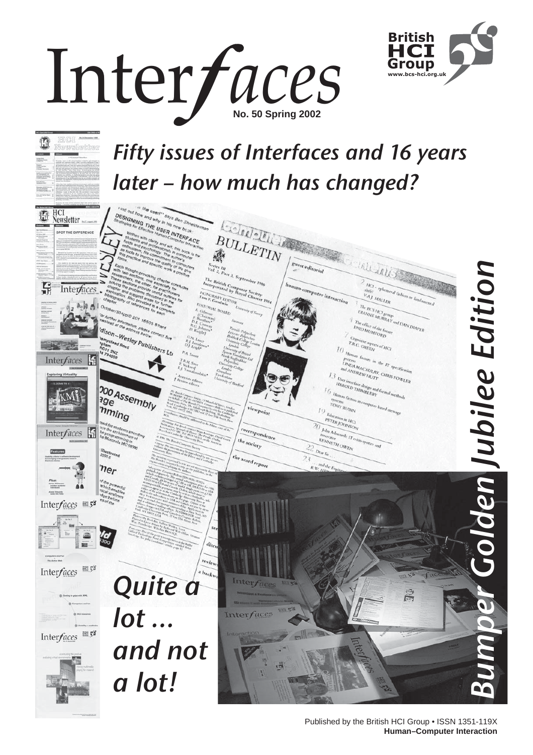# Interfaces

**No. 50 Spring 2002**

British HCI Group
www.bcs-hci.org.uk

## Fifty issues of Interfaces and 16 years later – how much has changed?

## Quite a lot ... and not a lot!

**Bumper Golden Jubilee Edition**

Published by the British HCI Group • ISSN 1351-119X

**Human–Computer Interaction**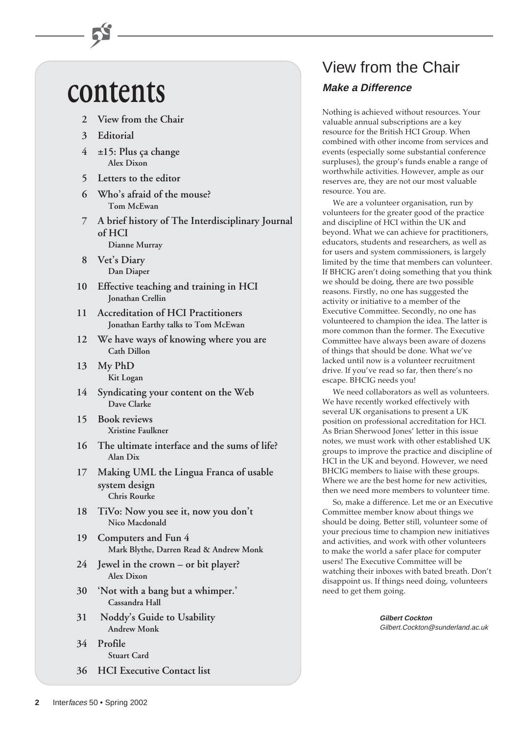# contents

- 2 View from the Chair
- 3 Editorial
- 4 ±15: Plus ça change
  Alex Dixon
- 5 Letters to the editor
- 6 Who's afraid of the mouse?
  Tom McEwan
- 7 A brief history of The Interdisciplinary Journal of HCI
  Dianne Murray
- 8 Vet's Diary
  Dan Diaper
- 10 Effective teaching and training in HCI
  Jonathan Crellin
- 11 Accreditation of HCI Practitioners
  Jonathan Earthy talks to Tom McEwan
- 12 We have ways of knowing where you are
  Cath Dillon
- 13 My PhD
  Kit Logan
- 14 Syndicating your content on the Web
  Dave Clarke
- 15 Book reviews
  Xristine Faulkner
- 16 The ultimate interface and the sums of life?
  Alan Dix
- 17 Making UML the Lingua Franca of usable system design
  Chris Rourke
- 18 TiVo: Now you see it, now you don't
  Nico Macdonald
- 19 Computers and Fun 4
  Mark Blythe, Darren Read & Andrew Monk
- 24 Jewel in the crown – or bit player?
  Alex Dixon
- 30 'Not with a bang but a whimper.'
  Cassandra Hall
- 31 Noddy's Guide to Usability
  Andrew Monk
- 34 Profile
  Stuart Card
- 36 HCI Executive Contact list

# View from the Chair

### *Make a Difference*

Nothing is achieved without resources. Your valuable annual subscriptions are a key resource for the British HCI Group. When combined with other income from services and events (especially some substantial conference surpluses), the group's funds enable a range of worthwhile activities. However, ample as our reserves are, they are not our most valuable resource. You are.

We are a volunteer organisation, run by volunteers for the greater good of the practice and discipline of HCI within the UK and beyond. What we can achieve for practitioners, educators, students and researchers, as well as for users and system commissioners, is largely limited by the time that members can volunteer. If BHCIG aren't doing something that you think we should be doing, there are two possible reasons. Firstly, no one has suggested the activity or initiative to a member of the Executive Committee. Secondly, no one has volunteered to champion the idea. The latter is more common than the former. The Executive Committee have always been aware of dozens of things that should be done. What we've lacked until now is a volunteer recruitment drive. If you've read so far, then there's no escape. BHCIG needs you!

We need collaborators as well as volunteers. We have recently worked effectively with several UK organisations to present a UK position on professional accreditation for HCI. As Brian Sherwood Jones' letter in this issue notes, we must work with other established UK groups to improve the practice and discipline of HCI in the UK and beyond. However, we need BHCIG members to liaise with these groups. Where we are the best home for new activities, then we need more members to volunteer time.

So, make a difference. Let me or an Executive Committee member know about things we should be doing. Better still, volunteer some of your precious time to champion new initiatives and activities, and work with other volunteers to make the world a safer place for computer users! The Executive Committee will be watching their inboxes with bated breath. Don't disappoint us. If things need doing, volunteers need to get them going.

**Gilbert Cockton**
*Gilbert.Cockton@sunderland.ac.uk*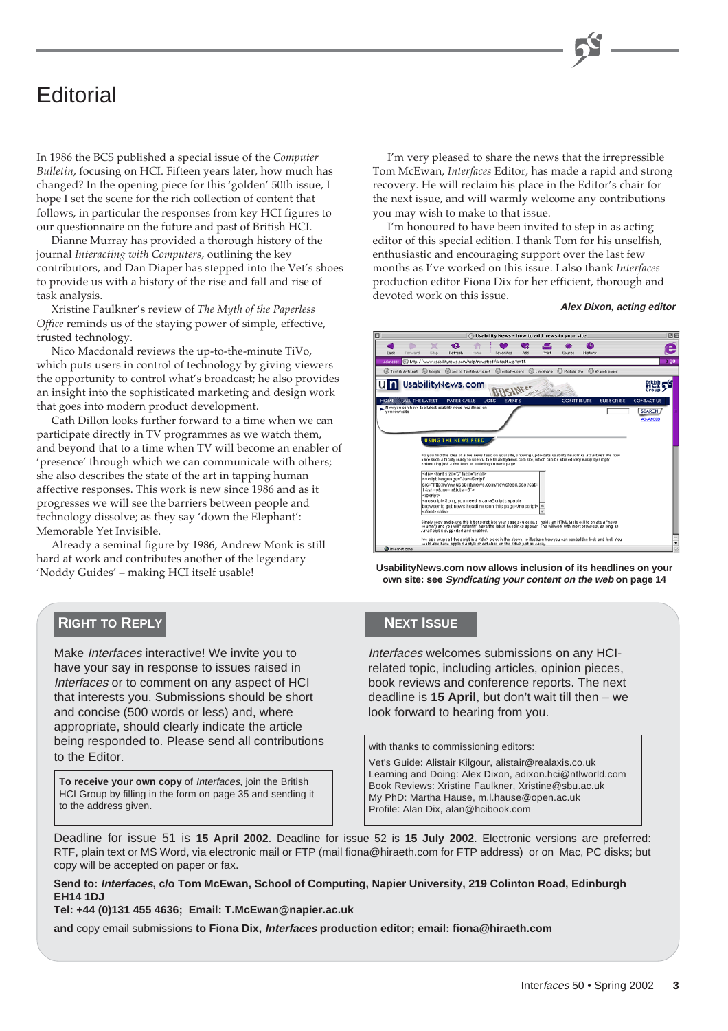# Editorial

In 1986 the BCS published a special issue of the *Computer Bulletin*, focusing on HCI. Fifteen years later, how much has changed? In the opening piece for this 'golden' 50th issue, I hope I set the scene for the rich collection of content that follows, in particular the responses from key HCI figures to our questionnaire on the future and past of British HCI.

Dianne Murray has provided a thorough history of the journal *Interacting with Computers*, outlining the key contributors, and Dan Diaper has stepped into the Vet's shoes to provide us with a history of the rise and fall and rise of task analysis.

Xristine Faulkner's review of *The Myth of the Paperless Office* reminds us of the staying power of simple, effective, trusted technology.

Nico Macdonald reviews the up-to-the-minute TiVo, which puts users in control of technology by giving viewers the opportunity to control what's broadcast; he also provides an insight into the sophisticated marketing and design work that goes into modern product development.

Cath Dillon looks further forward to a time when we can participate directly in TV programmes as we watch them, and beyond that to a time when TV will become an enabler of 'presence' through which we can communicate with others; she also describes the state of the art in tapping human affective responses. This work is new since 1986 and as it progresses we will see the barriers between people and technology dissolve; as they say 'down the Elephant': Memorable Yet Invisible.

Already a seminal figure by 1986, Andrew Monk is still hard at work and contributes another of the legendary 'Noddy Guides' – making HCI itself usable!

I'm very pleased to share the news that the irrepressible Tom McEwan, *Interfaces* Editor, has made a rapid and strong recovery. He will reclaim his place in the Editor's chair for the next issue, and will warmly welcome any contributions you may wish to make to that issue.

I'm honoured to have been invited to step in as acting editor of this special edition. I thank Tom for his unselfish, enthusiastic and encouraging support over the last few months as I've worked on this issue. I also thank *Interfaces* production editor Fiona Dix for her efficient, thorough and devoted work on this issue.

***Alex Dixon, acting editor***

**UsabilityNews.com now allows inclusion of its headlines on your own site: see *Syndicating your content on the web* on page 14**

## Right to Reply

Make *Interfaces* interactive! We invite you to have your say in response to issues raised in *Interfaces* or to comment on any aspect of HCI that interests you. Submissions should be short and concise (500 words or less) and, where appropriate, should clearly indicate the article being responded to. Please send all contributions to the Editor.

**To receive your own copy** of *Interfaces*, join the British HCI Group by filling in the form on page 35 and sending it to the address given.

## Next Issue

*Interfaces* welcomes submissions on any HCI-related topic, including articles, opinion pieces, book reviews and conference reports. The next deadline is **15 April**, but don't wait till then – we look forward to hearing from you.

with thanks to commissioning editors:

Vet's Guide: Alistair Kilgour, alistair@realaxis.co.uk
Learning and Doing: Alex Dixon, adixon.hci@ntlworld.com
Book Reviews: Xristine Faulkner, Xristine@sbu.ac.uk
My PhD: Martha Hause, m.l.hause@open.ac.uk
Profile: Alan Dix, alan@hcibook.com

Deadline for issue 51 is **15 April 2002**. Deadline for issue 52 is **15 July 2002**. Electronic versions are preferred: RTF, plain text or MS Word, via electronic mail or FTP (mail fiona@hiraeth.com for FTP address) or on Mac, PC disks; but copy will be accepted on paper or fax.

**Send to: *Interfaces*, c/o Tom McEwan, School of Computing, Napier University, 219 Colinton Road, Edinburgh EH14 1DJ**
**Tel: +44 (0)131 455 4636; Email: T.McEwan@napier.ac.uk**

**and** copy email submissions **to Fiona Dix, *Interfaces* production editor; email: fiona@hiraeth.com**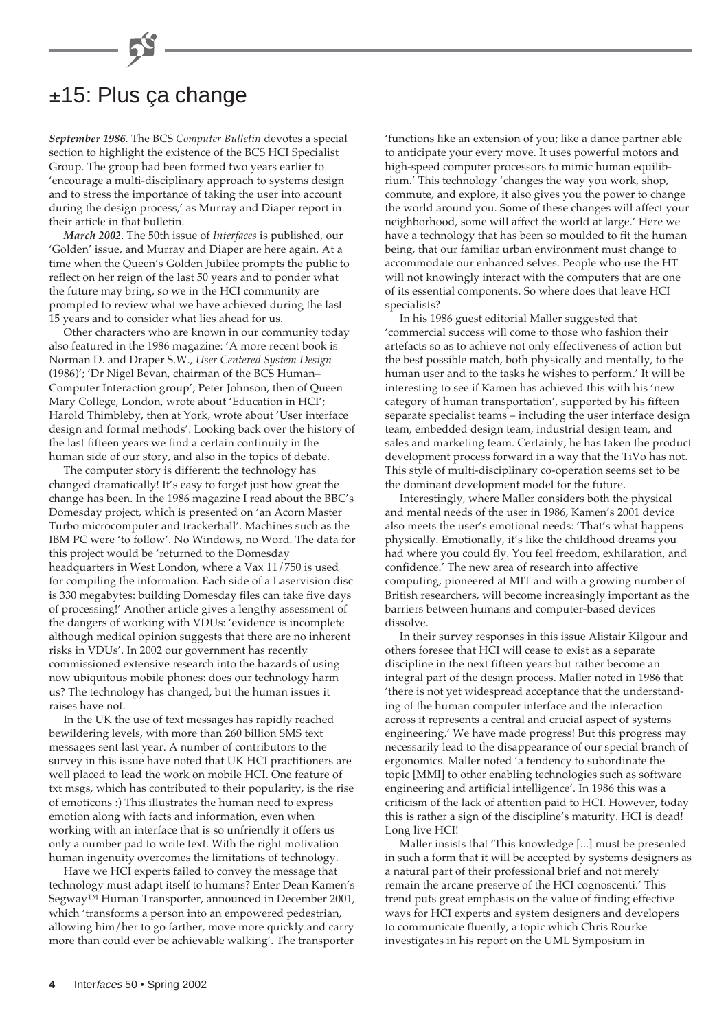# ±15: Plus ça change

***September 1986***. The BCS *Computer Bulletin* devotes a special section to highlight the existence of the BCS HCI Specialist Group. The group had been formed two years earlier to 'encourage a multi-disciplinary approach to systems design and to stress the importance of taking the user into account during the design process,' as Murray and Diaper report in their article in that bulletin.

***March 2002***. The 50th issue of *Interfaces* is published, our 'Golden' issue, and Murray and Diaper are here again. At a time when the Queen's Golden Jubilee prompts the public to reflect on her reign of the last 50 years and to ponder what the future may bring, so we in the HCI community are prompted to review what we have achieved during the last 15 years and to consider what lies ahead for us.

Other characters who are known in our community today also featured in the 1986 magazine: 'A more recent book is Norman D. and Draper S.W., *User Centered System Design* (1986)'; 'Dr Nigel Bevan, chairman of the BCS Human–Computer Interaction group'; Peter Johnson, then of Queen Mary College, London, wrote about 'Education in HCI'; Harold Thimbleby, then at York, wrote about 'User interface design and formal methods'. Looking back over the history of the last fifteen years we find a certain continuity in the human side of our story, and also in the topics of debate.

The computer story is different: the technology has changed dramatically! It's easy to forget just how great the change has been. In the 1986 magazine I read about the BBC's Domesday project, which is presented on 'an Acorn Master Turbo microcomputer and trackerball'. Machines such as the IBM PC were 'to follow'. No Windows, no Word. The data for this project would be 'returned to the Domesday headquarters in West London, where a Vax 11/750 is used for compiling the information. Each side of a Laservision disc is 330 megabytes: building Domesday files can take five days of processing!' Another article gives a lengthy assessment of the dangers of working with VDUs: 'evidence is incomplete although medical opinion suggests that there are no inherent risks in VDUs'. In 2002 our government has recently commissioned extensive research into the hazards of using now ubiquitous mobile phones: does our technology harm us? The technology has changed, but the human issues it raises have not.

In the UK the use of text messages has rapidly reached bewildering levels, with more than 260 billion SMS text messages sent last year. A number of contributors to the survey in this issue have noted that UK HCI practitioners are well placed to lead the work on mobile HCI. One feature of txt msgs, which has contributed to their popularity, is the rise of emoticons :) This illustrates the human need to express emotion along with facts and information, even when working with an interface that is so unfriendly it offers us only a number pad to write text. With the right motivation human ingenuity overcomes the limitations of technology.

Have we HCI experts failed to convey the message that technology must adapt itself to humans? Enter Dean Kamen's Segway™ Human Transporter, announced in December 2001, which 'transforms a person into an empowered pedestrian, allowing him/her to go farther, move more quickly and carry more than could ever be achievable walking'. The transporter 'functions like an extension of you; like a dance partner able to anticipate your every move. It uses powerful motors and high-speed computer processors to mimic human equilibrium.' This technology 'changes the way you work, shop, commute, and explore, it also gives you the power to change the world around you. Some of these changes will affect your neighborhood, some will affect the world at large.' Here we have a technology that has been so moulded to fit the human being, that our familiar urban environment must change to accommodate our enhanced selves. People who use the HT will not knowingly interact with the computers that are one of its essential components. So where does that leave HCI specialists?

In his 1986 guest editorial Maller suggested that 'commercial success will come to those who fashion their artefacts so as to achieve not only effectiveness of action but the best possible match, both physically and mentally, to the human user and to the tasks he wishes to perform.' It will be interesting to see if Kamen has achieved this with his 'new category of human transportation', supported by his fifteen separate specialist teams – including the user interface design team, embedded design team, industrial design team, and sales and marketing team. Certainly, he has taken the product development process forward in a way that the TiVo has not. This style of multi-disciplinary co-operation seems set to be the dominant development model for the future.

Interestingly, where Maller considers both the physical and mental needs of the user in 1986, Kamen's 2001 device also meets the user's emotional needs: 'That's what happens physically. Emotionally, it's like the childhood dreams you had where you could fly. You feel freedom, exhilaration, and confidence.' The new area of research into affective computing, pioneered at MIT and with a growing number of British researchers, will become increasingly important as the barriers between humans and computer-based devices dissolve.

In their survey responses in this issue Alistair Kilgour and others foresee that HCI will cease to exist as a separate discipline in the next fifteen years but rather become an integral part of the design process. Maller noted in 1986 that 'there is not yet widespread acceptance that the understanding of the human computer interface and the interaction across it represents a central and crucial aspect of systems engineering.' We have made progress! But this progress may necessarily lead to the disappearance of our special branch of ergonomics. Maller noted 'a tendency to subordinate the topic [MMI] to other enabling technologies such as software engineering and artificial intelligence'. In 1986 this was a criticism of the lack of attention paid to HCI. However, today this is rather a sign of the discipline's maturity. HCI is dead! Long live HCI!

Maller insists that 'This knowledge [...] must be presented in such a form that it will be accepted by systems designers as a natural part of their professional brief and not merely remain the arcane preserve of the HCI cognoscenti.' This trend puts great emphasis on the value of finding effective ways for HCI experts and system designers and developers to communicate fluently, a topic which Chris Rourke investigates in his report on the UML Symposium in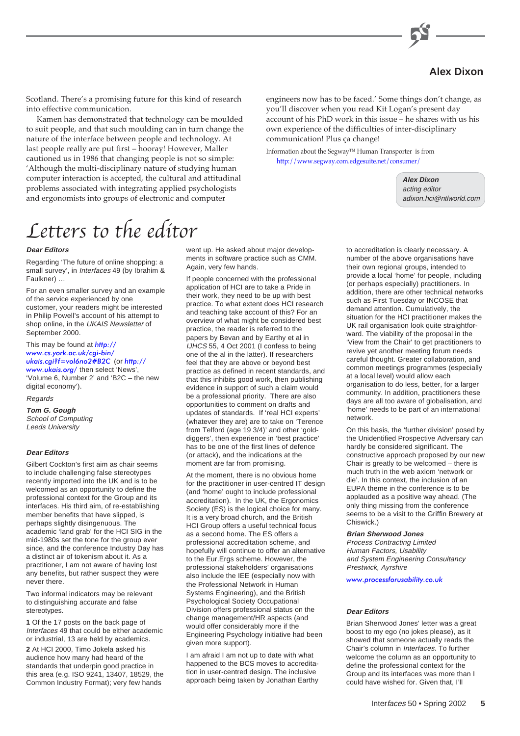Scotland. There's a promising future for this kind of research into effective communication.

Kamen has demonstrated that technology can be moulded to suit people, and that such moulding can in turn change the nature of the interface between people and technology. At last people really are put first – hooray! However, Maller cautioned us in 1986 that changing people is not so simple: 'Although the multi-disciplinary nature of studying human computer interaction is accepted, the cultural and attitudinal problems associated with integrating applied psychologists and ergonomists into groups of electronic and computer engineers now has to be faced.' Some things don't change, as you'll discover when you read Kit Logan's present day account of his PhD work in this issue – he shares with us his own experience of the difficulties of inter-disciplinary communication! Plus ça change!

Information about the Segway™ Human Transporter is from http://www.segway.com.edgesuite.net/consumer/

***Alex Dixon***
*acting editor*
*adixon.hci@ntlworld.com*

# Letters to the editor

***Dear Editors***

Regarding 'The future of online shopping: a small survey', in *Interfaces* 49 (by Ibrahim & Faulkner) …

For an even smaller survey and an example of the service experienced by one customer, your readers might be interested in Philip Powell's account of his attempt to shop online, in the *UKAIS Newsletter* of September 2000.

This may be found at *http://www.cs.york.ac.uk/cgi-bin/ukais.cgi?f=vol6no2#B2C* (or *http://www.ukais.org/* then select 'News', 'Volume 6, Number 2' and 'B2C – the new digital economy').

*Regards*

***Tom G. Gough***
*School of Computing*
*Leeds University*

***Dear Editors***

Gilbert Cockton's first aim as chair seems to include challenging false stereotypes recently imported into the UK and is to be welcomed as an opportunity to define the professional context for the Group and its interfaces. His third aim, of re-establishing member benefits that have slipped, is perhaps slightly disingenuous. The academic 'land grab' for the HCI SIG in the mid-1980s set the tone for the group ever since, and the conference Industry Day has a distinct air of tokenism about it. As a practitioner, I am not aware of having lost any benefits, but rather suspect they were never there.

Two informal indicators may be relevant to distinguishing accurate and false stereotypes.

**1** Of the 17 posts on the back page of *Interfaces* 49 that could be either academic or industrial, 13 are held by academics.

**2** At HCI 2000, Timo Jokela asked his audience how many had heard of the standards that underpin good practice in this area (e.g. ISO 9241, 13407, 18529, the Common Industry Format); very few hands went up. He asked about major developments in software practice such as CMM. Again, very few hands.

If people concerned with the professional application of HCI are to take a Pride in their work, they need to be up with best practice. To what extent does HCI research and teaching take account of this? For an overview of what might be considered best practice, the reader is referred to the papers by Bevan and by Earthy et al in *IJHCS* 55, 4 Oct 2001 (I confess to being one of the al in the latter). If researchers feel that they are above or beyond best practice as defined in recent standards, and that this inhibits good work, then publishing evidence in support of such a claim would be a professional priority. There are also opportunities to comment on drafts and updates of standards. If 'real HCI experts' (whatever they are) are to take on 'Terence from Telford (age 19 3/4)' and other 'gold-diggers', then experience in 'best practice' has to be one of the first lines of defence (or attack), and the indications at the moment are far from promising.

At the moment, there is no obvious home for the practitioner in user-centred IT design (and 'home' ought to include professional accreditation). In the UK, the Ergonomics Society (ES) is the logical choice for many. It is a very broad church, and the British HCI Group offers a useful technical focus as a second home. The ES offers a professional accreditation scheme, and hopefully will continue to offer an alternative to the Eur.Ergs scheme. However, the professional stakeholders' organisations also include the IEE (especially now with the Professional Network in Human Systems Engineering), and the British Psychological Society Occupational Division offers professional status on the change management/HR aspects (and would offer considerably more if the Engineering Psychology initiative had been given more support).

I am afraid I am not up to date with what happened to the BCS moves to accreditation in user-centred design. The inclusive approach being taken by Jonathan Earthy to accreditation is clearly necessary. A number of the above organisations have their own regional groups, intended to provide a local 'home' for people, including (or perhaps especially) practitioners. In addition, there are other technical networks such as First Tuesday or INCOSE that demand attention. Cumulatively, the situation for the HCI practitioner makes the UK rail organisation look quite straightforward. The viability of the proposal in the 'View from the Chair' to get practitioners to revive yet another meeting forum needs careful thought. Greater collaboration, and common meetings programmes (especially at a local level) would allow each organisation to do less, better, for a larger community. In addition, practitioners these days are all too aware of globalisation, and 'home' needs to be part of an international network.

On this basis, the 'further division' posed by the Unidentified Prospective Adversary can hardly be considered significant. The constructive approach proposed by our new Chair is greatly to be welcomed – there is much truth in the web axiom 'network or die'. In this context, the inclusion of an EUPA theme in the conference is to be applauded as a positive way ahead. (The only thing missing from the conference seems to be a visit to the Griffin Brewery at Chiswick.)

***Brian Sherwood Jones***
*Process Contracting Limited*
*Human Factors, Usability*
*and System Engineering Consultancy*
*Prestwick, Ayrshire*

*www.processforusability.co.uk*

***Dear Editors***

Brian Sherwood Jones' letter was a great boost to my ego (no jokes please), as it showed that someone actually reads the Chair's column in *Interfaces*. To further welcome the column as an opportunity to define the professional context for the Group and its interfaces more than I could have wished for. Given that, I'll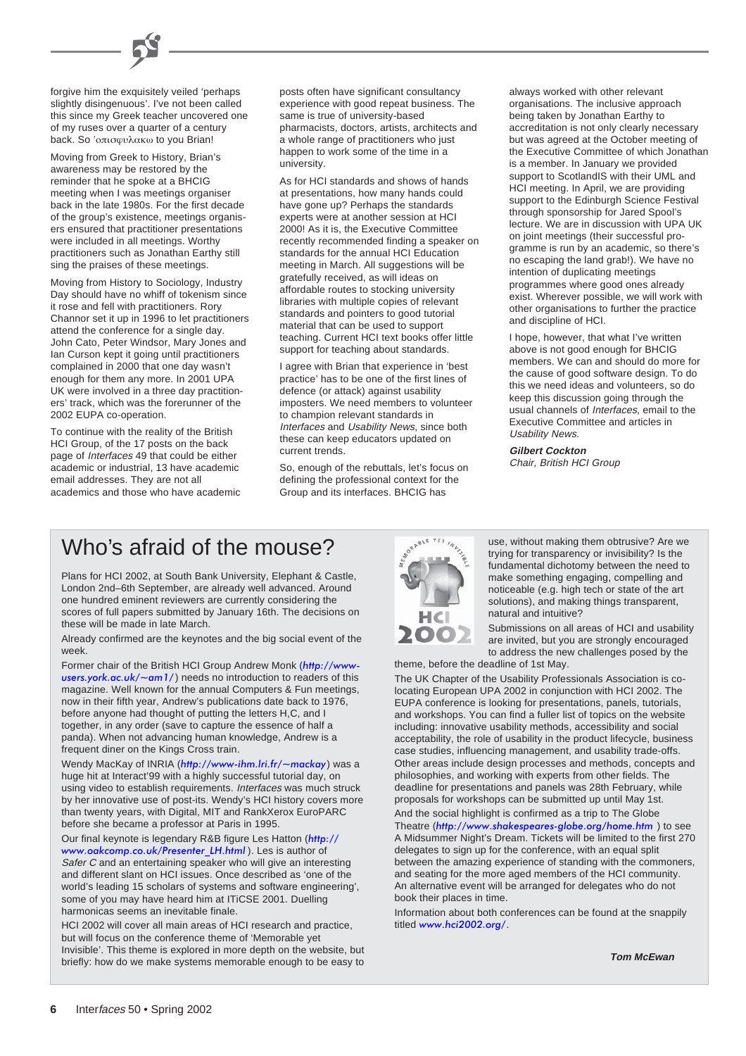forgive him the exquisitely veiled 'perhaps slightly disingenuous'. I've not been called this since my Greek teacher uncovered one of my ruses over a quarter of a century back. So 'οπισφυλακω to you Brian!

Moving from Greek to History, Brian's awareness may be restored by the reminder that he spoke at a BHCIG meeting when I was meetings organiser back in the late 1980s. For the first decade of the group's existence, meetings organisers ensured that practitioner presentations were included in all meetings. Worthy practitioners such as Jonathan Earthy still sing the praises of these meetings.

Moving from History to Sociology, Industry Day should have no whiff of tokenism since it rose and fell with practitioners. Rory Channor set it up in 1996 to let practitioners attend the conference for a single day. John Cato, Peter Windsor, Mary Jones and Ian Curson kept it going until practitioners complained in 2000 that one day wasn't enough for them any more. In 2001 UPA UK were involved in a three day practitioners' track, which was the forerunner of the 2002 EUPA co-operation.

To continue with the reality of the British HCI Group, of the 17 posts on the back page of *Interfaces* 49 that could be either academic or industrial, 13 have academic email addresses. They are not all academics and those who have academic posts often have significant consultancy experience with good repeat business. The same is true of university-based pharmacists, doctors, artists, architects and a whole range of practitioners who just happen to work some of the time in a university.

As for HCI standards and shows of hands at presentations, how many hands could have gone up? Perhaps the standards experts were at another session at HCI 2000! As it is, the Executive Committee recently recommended finding a speaker on standards for the annual HCI Education meeting in March. All suggestions will be gratefully received, as will ideas on affordable routes to stocking university libraries with multiple copies of relevant standards and pointers to good tutorial material that can be used to support teaching. Current HCI text books offer little support for teaching about standards.

I agree with Brian that experience in 'best practice' has to be one of the first lines of defence (or attack) against usability imposters. We need members to volunteer to champion relevant standards in *Interfaces* and *Usability News*, since both these can keep educators updated on current trends.

So, enough of the rebuttals, let's focus on defining the professional context for the Group and its interfaces. BHCIG has always worked with other relevant organisations. The inclusive approach being taken by Jonathan Earthy to accreditation is not only clearly necessary but was agreed at the October meeting of the Executive Committee of which Jonathan is a member. In January we provided support to ScotlandIS with their UML and HCI meeting. In April, we are providing support to the Edinburgh Science Festival through sponsorship for Jared Spool's lecture. We are in discussion with UPA UK on joint meetings (their successful programme is run by an academic, so there's no escaping the land grab!). We have no intention of duplicating meetings programmes where good ones already exist. Wherever possible, we will work with other organisations to further the practice and discipline of HCI.

I hope, however, that what I've written above is not good enough for BHCIG members. We can and should do more for the cause of good software design. To do this we need ideas and volunteers, so do keep this discussion going through the usual channels of *Interfaces*, email to the Executive Committee and articles in *Usability News*.

***Gilbert Cockton***
*Chair, British HCI Group*

# Who's afraid of the mouse?

Plans for HCI 2002, at South Bank University, Elephant & Castle, London 2nd–6th September, are already well advanced. Around one hundred eminent reviewers are currently considering the scores of full papers submitted by January 16th. The decisions on these will be made in late March.

Already confirmed are the keynotes and the big social event of the week.

Former chair of the British HCI Group Andrew Monk (*http://www-users.york.ac.uk/~am1/*) needs no introduction to readers of this magazine. Well known for the annual Computers & Fun meetings, now in their fifth year, Andrew's publications date back to 1976, before anyone had thought of putting the letters H,C, and I together, in any order (save to capture the essence of half a panda). When not advancing human knowledge, Andrew is a frequent diner on the Kings Cross train.

Wendy MacKay of INRIA (*http://www-ihm.lri.fr/~mackay*) was a huge hit at Interact'99 with a highly successful tutorial day, on using video to establish requirements. *Interfaces* was much struck by her innovative use of post-its. Wendy's HCI history covers more than twenty years, with Digital, MIT and RankXerox EuroPARC before she became a professor at Paris in 1995.

Our final keynote is legendary R&B figure Les Hatton (*http://www.oakcomp.co.uk/Presenter_LH.html*). Les is author of *Safer C* and an entertaining speaker who will give an interesting and different slant on HCI issues. Once described as 'one of the world's leading 15 scholars of systems and software engineering', some of you may have heard him at ITiCSE 2001. Duelling harmonicas seems an inevitable finale.

HCI 2002 will cover all main areas of HCI research and practice, but will focus on the conference theme of 'Memorable yet Invisible'. This theme is explored in more depth on the website, but briefly: how do we make systems memorable enough to be easy to use, without making them obtrusive? Are we trying for transparency or invisibility? Is the fundamental dichotomy between the need to make something engaging, compelling and noticeable (e.g. high tech or state of the art solutions), and making things transparent, natural and intuitive?

Submissions on all areas of HCI and usability are invited, but you are strongly encouraged to address the new challenges posed by the theme, before the deadline of 1st May.

The UK Chapter of the Usability Professionals Association is co-locating European UPA 2002 in conjunction with HCI 2002. The EUPA conference is looking for presentations, panels, tutorials, and workshops. You can find a fuller list of topics on the website including: innovative usability methods, accessibility and social acceptability, the role of usability in the product lifecycle, business case studies, influencing management, and usability trade-offs. Other areas include design processes and methods, concepts and philosophies, and working with experts from other fields. The deadline for presentations and panels was 28th February, while proposals for workshops can be submitted up until May 1st.

And the social highlight is confirmed as a trip to The Globe Theatre (*http://www.shakespeares-globe.org/home.htm*) to see A Midsummer Night's Dream. Tickets will be limited to the first 270 delegates to sign up for the conference, with an equal split between the amazing experience of standing with the commoners, and seating for the more aged members of the HCI community. An alternative event will be arranged for delegates who do not book their places in time.

Information about both conferences can be found at the snappily titled *www.hci2002.org/*.

***Tom McEwan***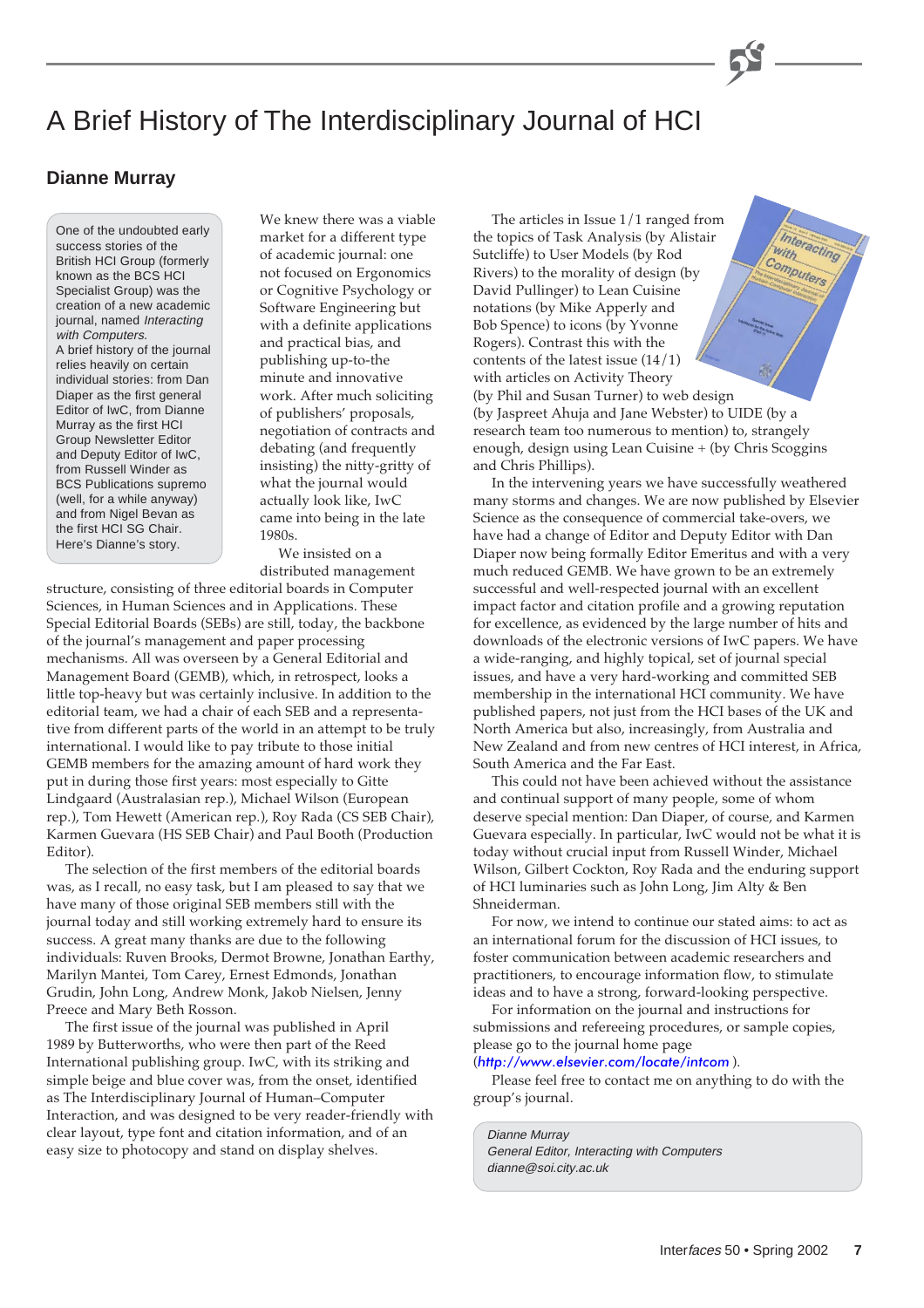# A Brief History of The Interdisciplinary Journal of HCI

## Dianne Murray

One of the undoubted early success stories of the British HCI Group (formerly known as the BCS HCI Specialist Group) was the creation of a new academic journal, named *Interacting with Computers*.
A brief history of the journal relies heavily on certain individual stories: from Dan Diaper as the first general Editor of IwC, from Dianne Murray as the first HCI Group Newsletter Editor and Deputy Editor of IwC, from Russell Winder as BCS Publications supremo (well, for a while anyway) and from Nigel Bevan as the first HCI SG Chair. Here's Dianne's story.

We knew there was a viable market for a different type of academic journal: one not focused on Ergonomics or Cognitive Psychology or Software Engineering but with a definite applications and practical bias, and publishing up-to-the minute and innovative work. After much soliciting of publishers' proposals, negotiation of contracts and debating (and frequently insisting) the nitty-gritty of what the journal would actually look like, IwC came into being in the late 1980s.

We insisted on a distributed management structure, consisting of three editorial boards in Computer Sciences, in Human Sciences and in Applications. These Special Editorial Boards (SEBs) are still, today, the backbone of the journal's management and paper processing mechanisms. All was overseen by a General Editorial and Management Board (GEMB), which, in retrospect, looks a little top-heavy but was certainly inclusive. In addition to the editorial team, we had a chair of each SEB and a representative from different parts of the world in an attempt to be truly international. I would like to pay tribute to those initial GEMB members for the amazing amount of hard work they put in during those first years: most especially to Gitte Lindgaard (Australasian rep.), Michael Wilson (European rep.), Tom Hewett (American rep.), Roy Rada (CS SEB Chair), Karmen Guevara (HS SEB Chair) and Paul Booth (Production Editor).

The selection of the first members of the editorial boards was, as I recall, no easy task, but I am pleased to say that we have many of those original SEB members still with the journal today and still working extremely hard to ensure its success. A great many thanks are due to the following individuals: Ruven Brooks, Dermot Browne, Jonathan Earthy, Marilyn Mantei, Tom Carey, Ernest Edmonds, Jonathan Grudin, John Long, Andrew Monk, Jakob Nielsen, Jenny Preece and Mary Beth Rosson.

The first issue of the journal was published in April 1989 by Butterworths, who were then part of the Reed International publishing group. IwC, with its striking and simple beige and blue cover was, from the onset, identified as The Interdisciplinary Journal of Human–Computer Interaction, and was designed to be very reader-friendly with clear layout, type font and citation information, and of an easy size to photocopy and stand on display shelves.

The articles in Issue 1/1 ranged from the topics of Task Analysis (by Alistair Sutcliffe) to User Models (by Rod Rivers) to the morality of design (by David Pullinger) to Lean Cuisine notations (by Mike Apperly and Bob Spence) to icons (by Yvonne Rogers). Contrast this with the contents of the latest issue (14/1) with articles on Activity Theory (by Phil and Susan Turner) to web design (by Jaspreet Ahuja and Jane Webster) to UIDE (by a research team too numerous to mention) to, strangely enough, design using Lean Cuisine + (by Chris Scoggins and Chris Phillips).

In the intervening years we have successfully weathered many storms and changes. We are now published by Elsevier Science as the consequence of commercial take-overs, we have had a change of Editor and Deputy Editor with Dan Diaper now being formally Editor Emeritus and with a very much reduced GEMB. We have grown to be an extremely successful and well-respected journal with an excellent impact factor and citation profile and a growing reputation for excellence, as evidenced by the large number of hits and downloads of the electronic versions of IwC papers. We have a wide-ranging, and highly topical, set of journal special issues, and have a very hard-working and committed SEB membership in the international HCI community. We have published papers, not just from the HCI bases of the UK and North America but also, increasingly, from Australia and New Zealand and from new centres of HCI interest, in Africa, South America and the Far East.

This could not have been achieved without the assistance and continual support of many people, some of whom deserve special mention: Dan Diaper, of course, and Karmen Guevara especially. In particular, IwC would not be what it is today without crucial input from Russell Winder, Michael Wilson, Gilbert Cockton, Roy Rada and the enduring support of HCI luminaries such as John Long, Jim Alty & Ben Shneiderman.

For now, we intend to continue our stated aims: to act as an international forum for the discussion of HCI issues, to foster communication between academic researchers and practitioners, to encourage information flow, to stimulate ideas and to have a strong, forward-looking perspective.

For information on the journal and instructions for submissions and refereeing procedures, or sample copies, please go to the journal home page (*http://www.elsevier.com/locate/intcom* ).

Please feel free to contact me on anything to do with the group's journal.

*Dianne Murray*
*General Editor, Interacting with Computers*
*dianne@soi.city.ac.uk*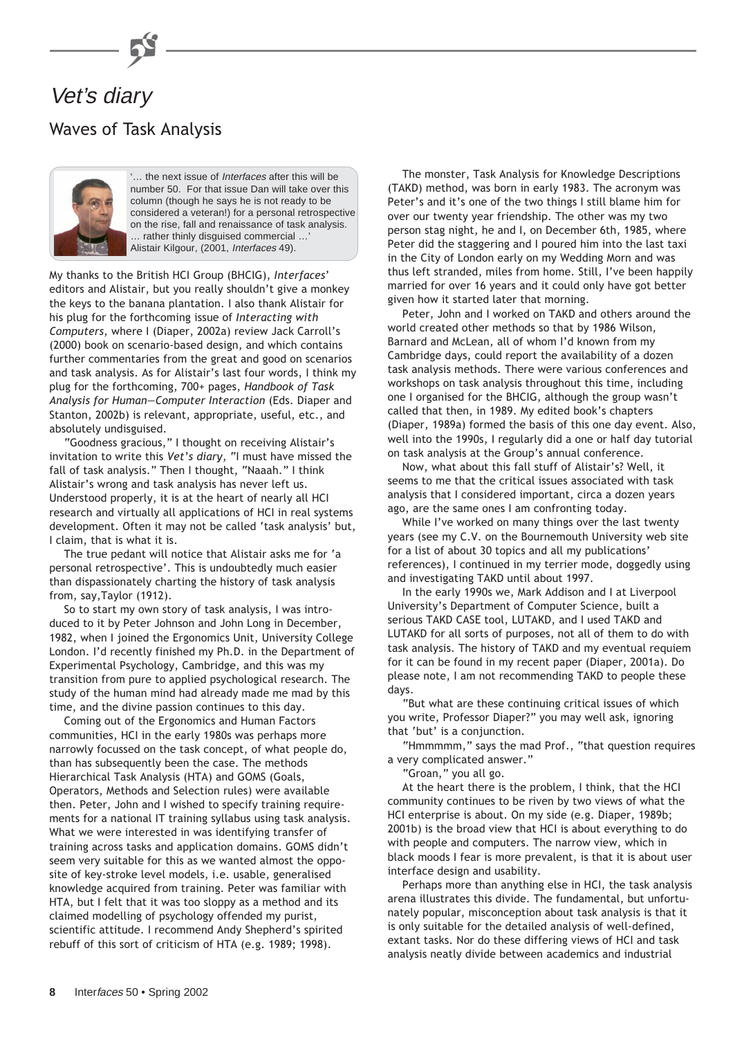# Vet's diary

## Waves of Task Analysis

'… the next issue of *Interfaces* after this will be number 50. For that issue Dan will take over this column (though he says he is not ready to be considered a veteran!) for a personal retrospective on the rise, fall and renaissance of task analysis. … rather thinly disguised commercial …' Alistair Kilgour, (2001, *Interfaces* 49).

My thanks to the British HCI Group (BHCIG), *Interfaces*' editors and Alistair, but you really shouldn't give a monkey the keys to the banana plantation. I also thank Alistair for his plug for the forthcoming issue of *Interacting with Computers*, where I (Diaper, 2002a) review Jack Carroll's (2000) book on scenario-based design, and which contains further commentaries from the great and good on scenarios and task analysis. As for Alistair's last four words, I think my plug for the forthcoming, 700+ pages, *Handbook of Task Analysis for Human—Computer Interaction* (Eds. Diaper and Stanton, 2002b) is relevant, appropriate, useful, etc., and absolutely undisguised.

"Goodness gracious," I thought on receiving Alistair's invitation to write this *Vet's diary*, "I must have missed the fall of task analysis." Then I thought, "Naaah." I think Alistair's wrong and task analysis has never left us. Understood properly, it is at the heart of nearly all HCI research and virtually all applications of HCI in real systems development. Often it may not be called 'task analysis' but, I claim, that is what it is.

The true pedant will notice that Alistair asks me for 'a personal retrospective'. This is undoubtedly much easier than dispassionately charting the history of task analysis from, say,Taylor (1912).

So to start my own story of task analysis, I was introduced to it by Peter Johnson and John Long in December, 1982, when I joined the Ergonomics Unit, University College London. I'd recently finished my Ph.D. in the Department of Experimental Psychology, Cambridge, and this was my transition from pure to applied psychological research. The study of the human mind had already made me mad by this time, and the divine passion continues to this day.

Coming out of the Ergonomics and Human Factors communities, HCI in the early 1980s was perhaps more narrowly focussed on the task concept, of what people do, than has subsequently been the case. The methods Hierarchical Task Analysis (HTA) and GOMS (Goals, Operators, Methods and Selection rules) were available then. Peter, John and I wished to specify training requirements for a national IT training syllabus using task analysis. What we were interested in was identifying transfer of training across tasks and application domains. GOMS didn't seem very suitable for this as we wanted almost the opposite of key-stroke level models, i.e. usable, generalised knowledge acquired from training. Peter was familiar with HTA, but I felt that it was too sloppy as a method and its claimed modelling of psychology offended my purist, scientific attitude. I recommend Andy Shepherd's spirited rebuff of this sort of criticism of HTA (e.g. 1989; 1998).

The monster, Task Analysis for Knowledge Descriptions (TAKD) method, was born in early 1983. The acronym was Peter's and it's one of the two things I still blame him for over our twenty year friendship. The other was my two person stag night, he and I, on December 6th, 1985, where Peter did the staggering and I poured him into the last taxi in the City of London early on my Wedding Morn and was thus left stranded, miles from home. Still, I've been happily married for over 16 years and it could only have got better given how it started later that morning.

Peter, John and I worked on TAKD and others around the world created other methods so that by 1986 Wilson, Barnard and McLean, all of whom I'd known from my Cambridge days, could report the availability of a dozen task analysis methods. There were various conferences and workshops on task analysis throughout this time, including one I organised for the BHCIG, although the group wasn't called that then, in 1989. My edited book's chapters (Diaper, 1989a) formed the basis of this one day event. Also, well into the 1990s, I regularly did a one or half day tutorial on task analysis at the Group's annual conference.

Now, what about this fall stuff of Alistair's? Well, it seems to me that the critical issues associated with task analysis that I considered important, circa a dozen years ago, are the same ones I am confronting today.

While I've worked on many things over the last twenty years (see my C.V. on the Bournemouth University web site for a list of about 30 topics and all my publications' references), I continued in my terrier mode, doggedly using and investigating TAKD until about 1997.

In the early 1990s we, Mark Addison and I at Liverpool University's Department of Computer Science, built a serious TAKD CASE tool, LUTAKD, and I used TAKD and LUTAKD for all sorts of purposes, not all of them to do with task analysis. The history of TAKD and my eventual requiem for it can be found in my recent paper (Diaper, 2001a). Do please note, I am not recommending TAKD to people these days.

"But what are these continuing critical issues of which you write, Professor Diaper?" you may well ask, ignoring that 'but' is a conjunction.

"Hmmmmm," says the mad Prof., "that question requires a very complicated answer."

"Groan," you all go.

At the heart there is the problem, I think, that the HCI community continues to be riven by two views of what the HCI enterprise is about. On my side (e.g. Diaper, 1989b; 2001b) is the broad view that HCI is about everything to do with people and computers. The narrow view, which in black moods I fear is more prevalent, is that it is about user interface design and usability.

Perhaps more than anything else in HCI, the task analysis arena illustrates this divide. The fundamental, but unfortunately popular, misconception about task analysis is that it is only suitable for the detailed analysis of well-defined, extant tasks. Nor do these differing views of HCI and task analysis neatly divide between academics and industrial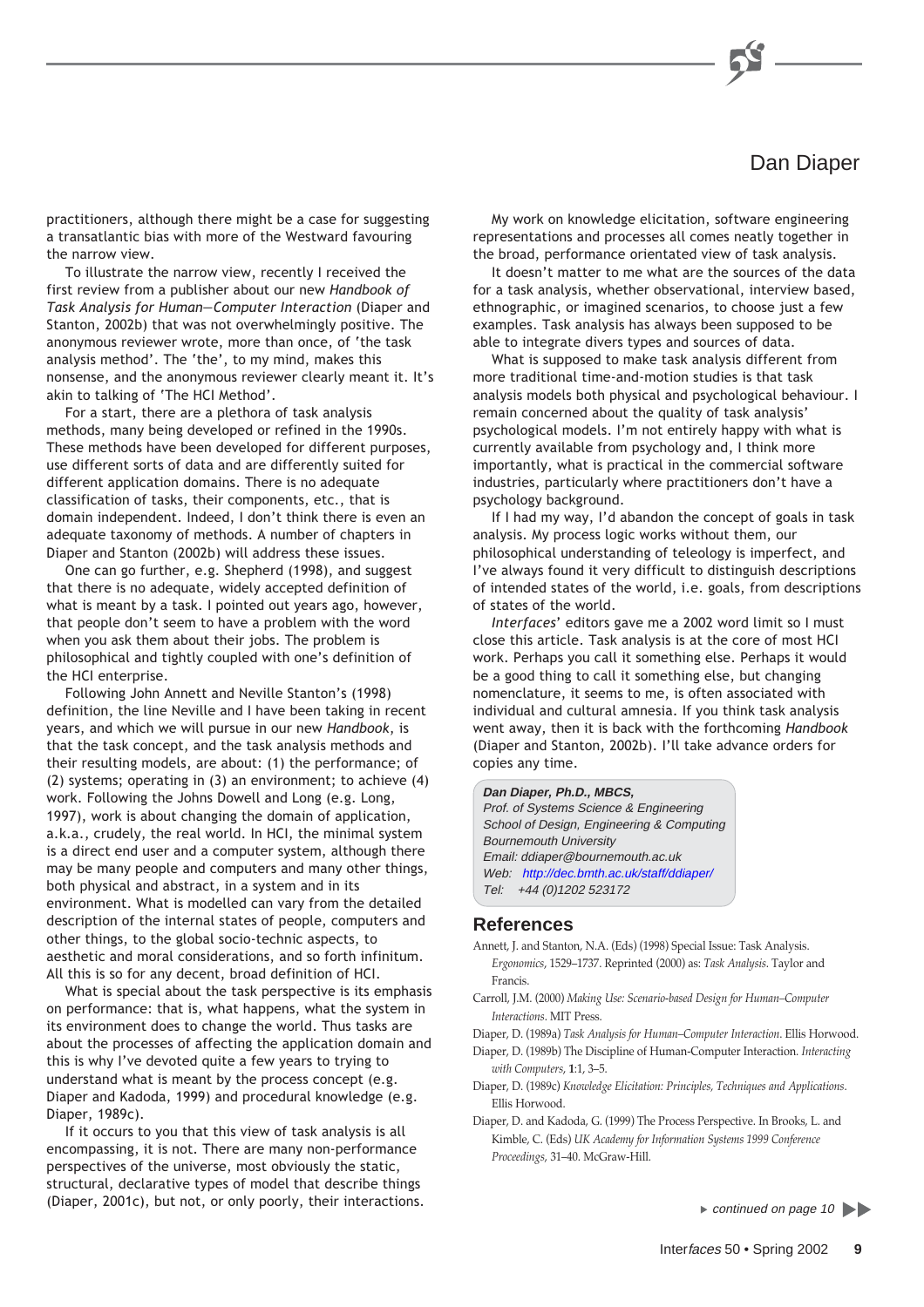# Dan Diaper

practitioners, although there might be a case for suggesting a transatlantic bias with more of the Westward favouring the narrow view.

To illustrate the narrow view, recently I received the first review from a publisher about our new *Handbook of Task Analysis for Human–Computer Interaction* (Diaper and Stanton, 2002b) that was not overwhelmingly positive. The anonymous reviewer wrote, more than once, of 'the task analysis method'. The 'the', to my mind, makes this nonsense, and the anonymous reviewer clearly meant it. It's akin to talking of 'The HCI Method'.

For a start, there are a plethora of task analysis methods, many being developed or refined in the 1990s. These methods have been developed for different purposes, use different sorts of data and are differently suited for different application domains. There is no adequate classification of tasks, their components, etc., that is domain independent. Indeed, I don't think there is even an adequate taxonomy of methods. A number of chapters in Diaper and Stanton (2002b) will address these issues.

One can go further, e.g. Shepherd (1998), and suggest that there is no adequate, widely accepted definition of what is meant by a task. I pointed out years ago, however, that people don't seem to have a problem with the word when you ask them about their jobs. The problem is philosophical and tightly coupled with one's definition of the HCI enterprise.

Following John Annett and Neville Stanton's (1998) definition, the line Neville and I have been taking in recent years, and which we will pursue in our new *Handbook*, is that the task concept, and the task analysis methods and their resulting models, are about: (1) the performance; of (2) systems; operating in (3) an environment; to achieve (4) work. Following the Johns Dowell and Long (e.g. Long, 1997), work is about changing the domain of application, a.k.a., crudely, the real world. In HCI, the minimal system is a direct end user and a computer system, although there may be many people and computers and many other things, both physical and abstract, in a system and in its environment. What is modelled can vary from the detailed description of the internal states of people, computers and other things, to the global socio-technic aspects, to aesthetic and moral considerations, and so forth infinitum. All this is so for any decent, broad definition of HCI.

What is special about the task perspective is its emphasis on performance: that is, what happens, what the system in its environment does to change the world. Thus tasks are about the processes of affecting the application domain and this is why I've devoted quite a few years to trying to understand what is meant by the process concept (e.g. Diaper and Kadoda, 1999) and procedural knowledge (e.g. Diaper, 1989c).

If it occurs to you that this view of task analysis is all encompassing, it is not. There are many non-performance perspectives of the universe, most obviously the static, structural, declarative types of model that describe things (Diaper, 2001c), but not, or only poorly, their interactions.

My work on knowledge elicitation, software engineering representations and processes all comes neatly together in the broad, performance orientated view of task analysis.

It doesn't matter to me what are the sources of the data for a task analysis, whether observational, interview based, ethnographic, or imagined scenarios, to choose just a few examples. Task analysis has always been supposed to be able to integrate divers types and sources of data.

What is supposed to make task analysis different from more traditional time-and-motion studies is that task analysis models both physical and psychological behaviour. I remain concerned about the quality of task analysis' psychological models. I'm not entirely happy with what is currently available from psychology and, I think more importantly, what is practical in the commercial software industries, particularly where practitioners don't have a psychology background.

If I had my way, I'd abandon the concept of goals in task analysis. My process logic works without them, our philosophical understanding of teleology is imperfect, and I've always found it very difficult to distinguish descriptions of intended states of the world, i.e. goals, from descriptions of states of the world.

*Interfaces*' editors gave me a 2002 word limit so I must close this article. Task analysis is at the core of most HCI work. Perhaps you call it something else. Perhaps it would be a good thing to call it something else, but changing nomenclature, it seems to me, is often associated with individual and cultural amnesia. If you think task analysis went away, then it is back with the forthcoming *Handbook* (Diaper and Stanton, 2002b). I'll take advance orders for copies any time.

***Dan Diaper, Ph.D., MBCS,***
*Prof. of Systems Science & Engineering*
*School of Design, Engineering & Computing*
*Bournemouth University*
*Email: ddiaper@bournemouth.ac.uk*
*Web: http://dec.bmth.ac.uk/staff/ddiaper/*
*Tel: +44 (0)1202 523172*

## References

Annett, J. and Stanton, N.A. (Eds) (1998) Special Issue: Task Analysis. *Ergonomics*, 1529–1737. Reprinted (2000) as: *Task Analysis*. Taylor and Francis.

Carroll, J.M. (2000) *Making Use: Scenario-based Design for Human–Computer Interactions*. MIT Press.

Diaper, D. (1989a) *Task Analysis for Human–Computer Interaction*. Ellis Horwood.

Diaper, D. (1989b) The Discipline of Human-Computer Interaction. *Interacting with Computers*, **1**:1, 3–5.

Diaper, D. (1989c) *Knowledge Elicitation: Principles, Techniques and Applications*. Ellis Horwood.

Diaper, D. and Kadoda, G. (1999) The Process Perspective. In Brooks, L. and Kimble, C. (Eds) *UK Academy for Information Systems 1999 Conference Proceedings*, 31–40. McGraw-Hill.

*continued on page 10*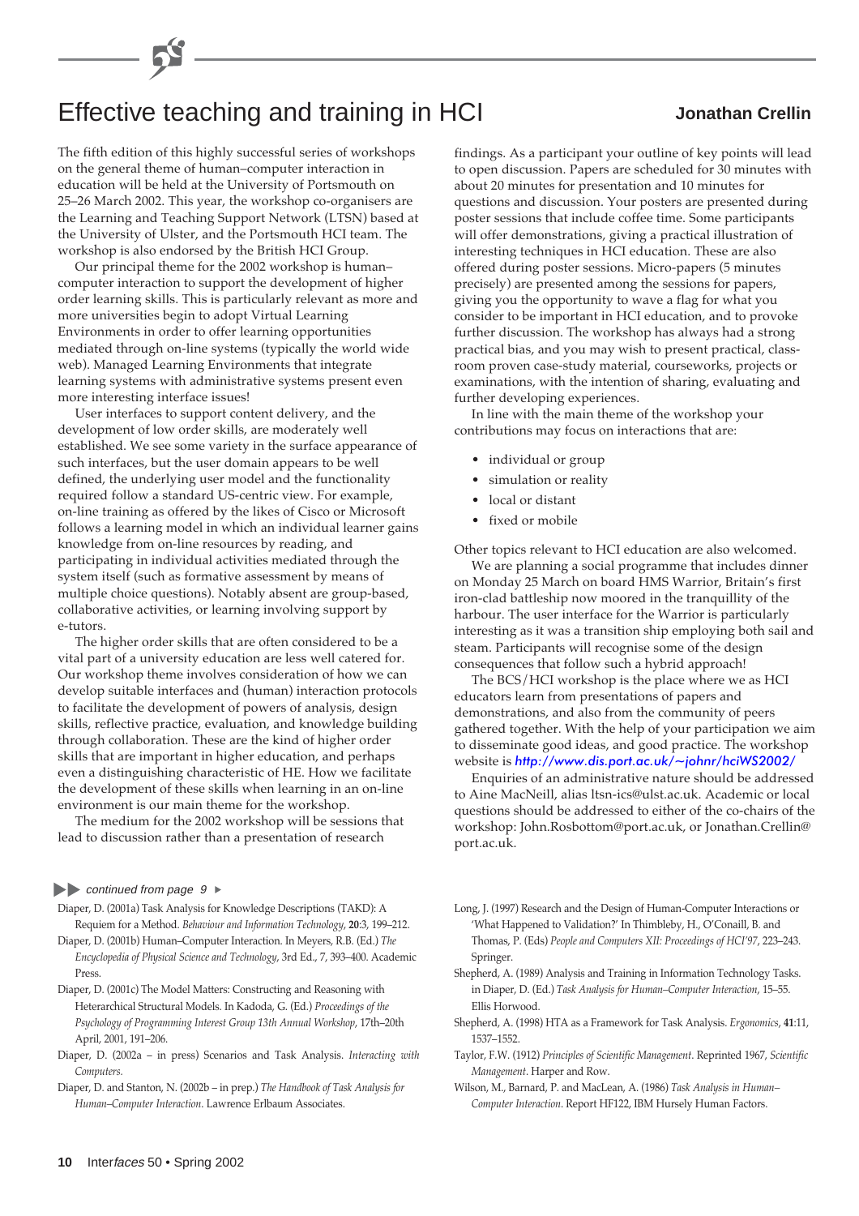# Effective teaching and training in HCI

**Jonathan Crellin**

The fifth edition of this highly successful series of workshops on the general theme of human–computer interaction in education will be held at the University of Portsmouth on 25–26 March 2002. This year, the workshop co-organisers are the Learning and Teaching Support Network (LTSN) based at the University of Ulster, and the Portsmouth HCI team. The workshop is also endorsed by the British HCI Group.

Our principal theme for the 2002 workshop is human–computer interaction to support the development of higher order learning skills. This is particularly relevant as more and more universities begin to adopt Virtual Learning Environments in order to offer learning opportunities mediated through on-line systems (typically the world wide web). Managed Learning Environments that integrate learning systems with administrative systems present even more interesting interface issues!

User interfaces to support content delivery, and the development of low order skills, are moderately well established. We see some variety in the surface appearance of such interfaces, but the user domain appears to be well defined, the underlying user model and the functionality required follow a standard US-centric view. For example, on-line training as offered by the likes of Cisco or Microsoft follows a learning model in which an individual learner gains knowledge from on-line resources by reading, and participating in individual activities mediated through the system itself (such as formative assessment by means of multiple choice questions). Notably absent are group-based, collaborative activities, or learning involving support by e-tutors.

The higher order skills that are often considered to be a vital part of a university education are less well catered for. Our workshop theme involves consideration of how we can develop suitable interfaces and (human) interaction protocols to facilitate the development of powers of analysis, design skills, reflective practice, evaluation, and knowledge building through collaboration. These are the kind of higher order skills that are important in higher education, and perhaps even a distinguishing characteristic of HE. How we facilitate the development of these skills when learning in an on-line environment is our main theme for the workshop.

The medium for the 2002 workshop will be sessions that lead to discussion rather than a presentation of research findings. As a participant your outline of key points will lead to open discussion. Papers are scheduled for 30 minutes with about 20 minutes for presentation and 10 minutes for questions and discussion. Your posters are presented during poster sessions that include coffee time. Some participants will offer demonstrations, giving a practical illustration of interesting techniques in HCI education. These are also offered during poster sessions. Micro-papers (5 minutes precisely) are presented among the sessions for papers, giving you the opportunity to wave a flag for what you consider to be important in HCI education, and to provoke further discussion. The workshop has always had a strong practical bias, and you may wish to present practical, class-room proven case-study material, courseworks, projects or examinations, with the intention of sharing, evaluating and further developing experiences.

In line with the main theme of the workshop your contributions may focus on interactions that are:

- individual or group
- simulation or reality
- local or distant
- fixed or mobile

Other topics relevant to HCI education are also welcomed.

We are planning a social programme that includes dinner on Monday 25 March on board HMS Warrior, Britain's first iron-clad battleship now moored in the tranquillity of the harbour. The user interface for the Warrior is particularly interesting as it was a transition ship employing both sail and steam. Participants will recognise some of the design consequences that follow such a hybrid approach!

The BCS/HCI workshop is the place where we as HCI educators learn from presentations of papers and demonstrations, and also from the community of peers gathered together. With the help of your participation we aim to disseminate good ideas, and good practice. The workshop website is *http://www.dis.port.ac.uk/~johnr/hciWS2002/*

Enquiries of an administrative nature should be addressed to Aine MacNeill, alias ltsn-ics@ulst.ac.uk. Academic or local questions should be addressed to either of the co-chairs of the workshop: John.Rosbottom@port.ac.uk, or Jonathan.Crellin@port.ac.uk.

---

*continued from page 9*

Diaper, D. (2001a) Task Analysis for Knowledge Descriptions (TAKD): A Requiem for a Method. *Behaviour and Information Technology*, **20**:3, 199–212.

Diaper, D. (2001b) Human–Computer Interaction. In Meyers, R.B. (Ed.) *The Encyclopedia of Physical Science and Technology*, 3rd Ed., 7, 393–400. Academic Press.

Diaper, D. (2001c) The Model Matters: Constructing and Reasoning with Heterarchical Structural Models. In Kadoda, G. (Ed.) *Proceedings of the Psychology of Programming Interest Group 13th Annual Workshop*, 17th–20th April, 2001, 191–206.

Diaper, D. (2002a – in press) Scenarios and Task Analysis. *Interacting with Computers*.

Diaper, D. and Stanton, N. (2002b – in prep.) *The Handbook of Task Analysis for Human–Computer Interaction*. Lawrence Erlbaum Associates.

Long, J. (1997) Research and the Design of Human-Computer Interactions or 'What Happened to Validation?' In Thimbleby, H., O'Conaill, B. and Thomas, P. (Eds) *People and Computers XII: Proceedings of HCI'97*, 223–243. Springer.

Shepherd, A. (1989) Analysis and Training in Information Technology Tasks. in Diaper, D. (Ed.) *Task Analysis for Human–Computer Interaction*, 15–55. Ellis Horwood.

Shepherd, A. (1998) HTA as a Framework for Task Analysis. *Ergonomics*, **41**:11, 1537–1552.

Taylor, F.W. (1912) *Principles of Scientific Management*. Reprinted 1967, *Scientific Management*. Harper and Row.

Wilson, M., Barnard, P. and MacLean, A. (1986) *Task Analysis in Human–Computer Interaction*. Report HF122, IBM Hursely Human Factors.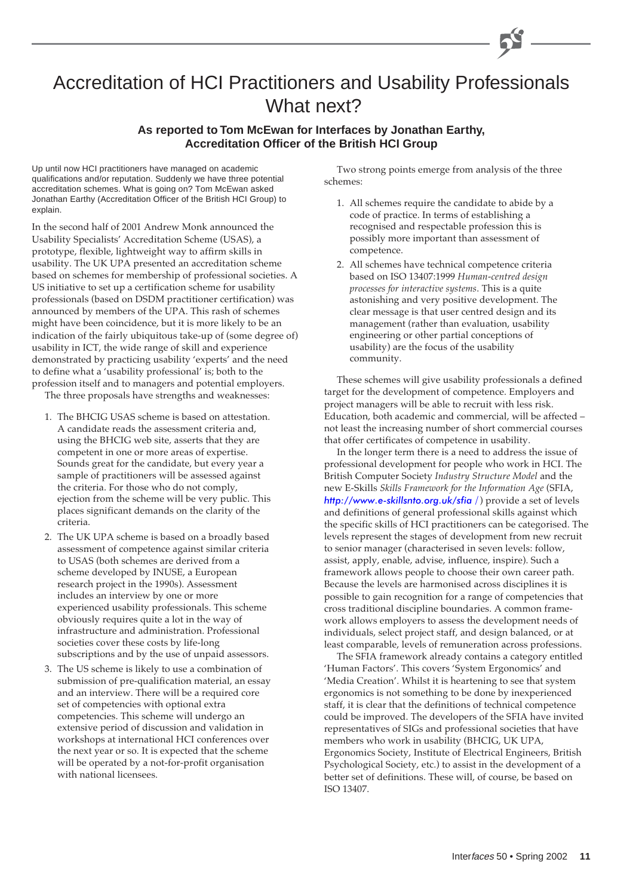# Accreditation of HCI Practitioners and Usability Professionals What next?

**As reported to Tom McEwan for Interfaces by Jonathan Earthy, Accreditation Officer of the British HCI Group**

Up until now HCI practitioners have managed on academic qualifications and/or reputation. Suddenly we have three potential accreditation schemes. What is going on? Tom McEwan asked Jonathan Earthy (Accreditation Officer of the British HCI Group) to explain.

In the second half of 2001 Andrew Monk announced the Usability Specialists' Accreditation Scheme (USAS), a prototype, flexible, lightweight way to affirm skills in usability. The UK UPA presented an accreditation scheme based on schemes for membership of professional societies. A US initiative to set up a certification scheme for usability professionals (based on DSDM practitioner certification) was announced by members of the UPA. This rash of schemes might have been coincidence, but it is more likely to be an indication of the fairly ubiquitous take-up of (some degree of) usability in ICT, the wide range of skill and experience demonstrated by practicing usability 'experts' and the need to define what a 'usability professional' is; both to the profession itself and to managers and potential employers.

The three proposals have strengths and weaknesses:

1. The BHCIG USAS scheme is based on attestation. A candidate reads the assessment criteria and, using the BHCIG web site, asserts that they are competent in one or more areas of expertise. Sounds great for the candidate, but every year a sample of practitioners will be assessed against the criteria. For those who do not comply, ejection from the scheme will be very public. This places significant demands on the clarity of the criteria.
2. The UK UPA scheme is based on a broadly based assessment of competence against similar criteria to USAS (both schemes are derived from a scheme developed by INUSE, a European research project in the 1990s). Assessment includes an interview by one or more experienced usability professionals. This scheme obviously requires quite a lot in the way of infrastructure and administration. Professional societies cover these costs by life-long subscriptions and by the use of unpaid assessors.
3. The US scheme is likely to use a combination of submission of pre-qualification material, an essay and an interview. There will be a required core set of competencies with optional extra competencies. This scheme will undergo an extensive period of discussion and validation in workshops at international HCI conferences over the next year or so. It is expected that the scheme will be operated by a not-for-profit organisation with national licensees.

Two strong points emerge from analysis of the three schemes:

1. All schemes require the candidate to abide by a code of practice. In terms of establishing a recognised and respectable profession this is possibly more important than assessment of competence.
2. All schemes have technical competence criteria based on ISO 13407:1999 *Human-centred design processes for interactive systems*. This is a quite astonishing and very positive development. The clear message is that user centred design and its management (rather than evaluation, usability engineering or other partial conceptions of usability) are the focus of the usability community.

These schemes will give usability professionals a defined target for the development of competence. Employers and project managers will be able to recruit with less risk. Education, both academic and commercial, will be affected – not least the increasing number of short commercial courses that offer certificates of competence in usability.

In the longer term there is a need to address the issue of professional development for people who work in HCI. The British Computer Society *Industry Structure Model* and the new E-Skills *Skills Framework for the Information Age* (SFIA, http://www.e-skillsnto.org.uk/sfia /) provide a set of levels and definitions of general professional skills against which the specific skills of HCI practitioners can be categorised. The levels represent the stages of development from new recruit to senior manager (characterised in seven levels: follow, assist, apply, enable, advise, influence, inspire). Such a framework allows people to choose their own career path. Because the levels are harmonised across disciplines it is possible to gain recognition for a range of competencies that cross traditional discipline boundaries. A common framework allows employers to assess the development needs of individuals, select project staff, and design balanced, or at least comparable, levels of remuneration across professions.

The SFIA framework already contains a category entitled 'Human Factors'. This covers 'System Ergonomics' and 'Media Creation'. Whilst it is heartening to see that system ergonomics is not something to be done by inexperienced staff, it is clear that the definitions of technical competence could be improved. The developers of the SFIA have invited representatives of SIGs and professional societies that have members who work in usability (BHCIG, UK UPA, Ergonomics Society, Institute of Electrical Engineers, British Psychological Society, etc.) to assist in the development of a better set of definitions. These will, of course, be based on ISO 13407.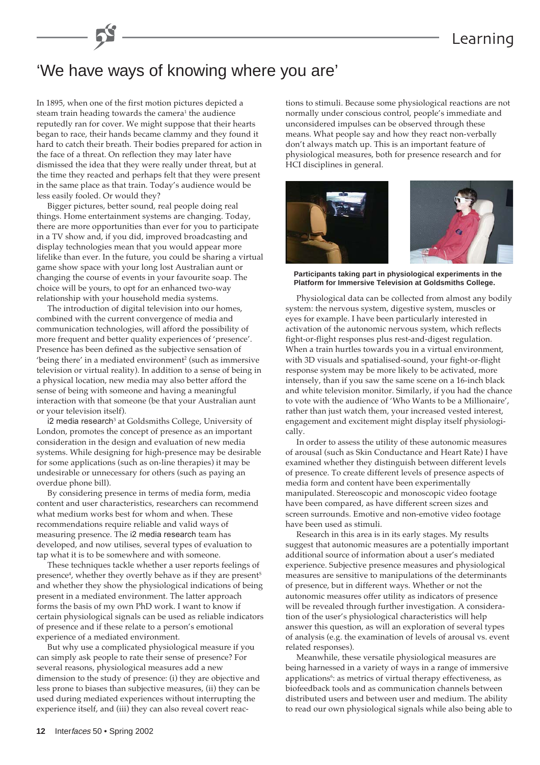# 'We have ways of knowing where you are'

In 1895, when one of the first motion pictures depicted a steam train heading towards the camera[1] the audience reputedly ran for cover. We might suppose that their hearts began to race, their hands became clammy and they found it hard to catch their breath. Their bodies prepared for action in the face of a threat. On reflection they may later have dismissed the idea that they were really under threat, but at the time they reacted and perhaps felt that they were present in the same place as that train. Today's audience would be less easily fooled. Or would they?

Bigger pictures, better sound, real people doing real things. Home entertainment systems are changing. Today, there are more opportunities than ever for you to participate in a TV show and, if you did, improved broadcasting and display technologies mean that you would appear more lifelike than ever. In the future, you could be sharing a virtual game show space with your long lost Australian aunt or changing the course of events in your favourite soap. The choice will be yours, to opt for an enhanced two-way relationship with your household media systems.

The introduction of digital television into our homes, combined with the current convergence of media and communication technologies, will afford the possibility of more frequent and better quality experiences of 'presence'. Presence has been defined as the subjective sensation of 'being there' in a mediated environment[2] (such as immersive television or virtual reality). In addition to a sense of being in a physical location, new media may also better afford the sense of being with someone and having a meaningful interaction with that someone (be that your Australian aunt or your television itself).

i2 media research[3] at Goldsmiths College, University of London, promotes the concept of presence as an important consideration in the design and evaluation of new media systems. While designing for high-presence may be desirable for some applications (such as on-line therapies) it may be undesirable or unnecessary for others (such as paying an overdue phone bill).

By considering presence in terms of media form, media content and user characteristics, researchers can recommend what medium works best for whom and when. These recommendations require reliable and valid ways of measuring presence. The i2 media research team has developed, and now utilises, several types of evaluation to tap what it is to be somewhere and with someone.

These techniques tackle whether a user reports feelings of presence[4], whether they overtly behave as if they are present[5] and whether they show the physiological indications of being present in a mediated environment. The latter approach forms the basis of my own PhD work. I want to know if certain physiological signals can be used as reliable indicators of presence and if these relate to a person's emotional experience of a mediated environment.

But why use a complicated physiological measure if you can simply ask people to rate their sense of presence? For several reasons, physiological measures add a new dimension to the study of presence: (i) they are objective and less prone to biases than subjective measures, (ii) they can be used during mediated experiences without interrupting the experience itself, and (iii) they can also reveal covert reactions to stimuli. Because some physiological reactions are not normally under conscious control, people's immediate and unconsidered impulses can be observed through these means. What people say and how they react non-verbally don't always match up. This is an important feature of physiological measures, both for presence research and for HCI disciplines in general.

**Participants taking part in physiological experiments in the Platform for Immersive Television at Goldsmiths College.**

Physiological data can be collected from almost any bodily system: the nervous system, digestive system, muscles or eyes for example. I have been particularly interested in activation of the autonomic nervous system, which reflects fight-or-flight responses plus rest-and-digest regulation. When a train hurtles towards you in a virtual environment, with 3D visuals and spatialised-sound, your fight-or-flight response system may be more likely to be activated, more intensely, than if you saw the same scene on a 16-inch black and white television monitor. Similarly, if you had the chance to vote with the audience of 'Who Wants to be a Millionaire', rather than just watch them, your increased vested interest, engagement and excitement might display itself physiologically.

In order to assess the utility of these autonomic measures of arousal (such as Skin Conductance and Heart Rate) I have examined whether they distinguish between different levels of presence. To create different levels of presence aspects of media form and content have been experimentally manipulated. Stereoscopic and monoscopic video footage have been compared, as have different screen sizes and screen surrounds. Emotive and non-emotive video footage have been used as stimuli.

Research in this area is in its early stages. My results suggest that autonomic measures are a potentially important additional source of information about a user's mediated experience. Subjective presence measures and physiological measures are sensitive to manipulations of the determinants of presence, but in different ways. Whether or not the autonomic measures offer utility as indicators of presence will be revealed through further investigation. A consideration of the user's physiological characteristics will help answer this question, as will an exploration of several types of analysis (e.g. the examination of levels of arousal vs. event related responses).

Meanwhile, these versatile physiological measures are being harnessed in a variety of ways in a range of immersive applications[6]: as metrics of virtual therapy effectiveness, as biofeedback tools and as communication channels between distributed users and between user and medium. The ability to read our own physiological signals while also being able to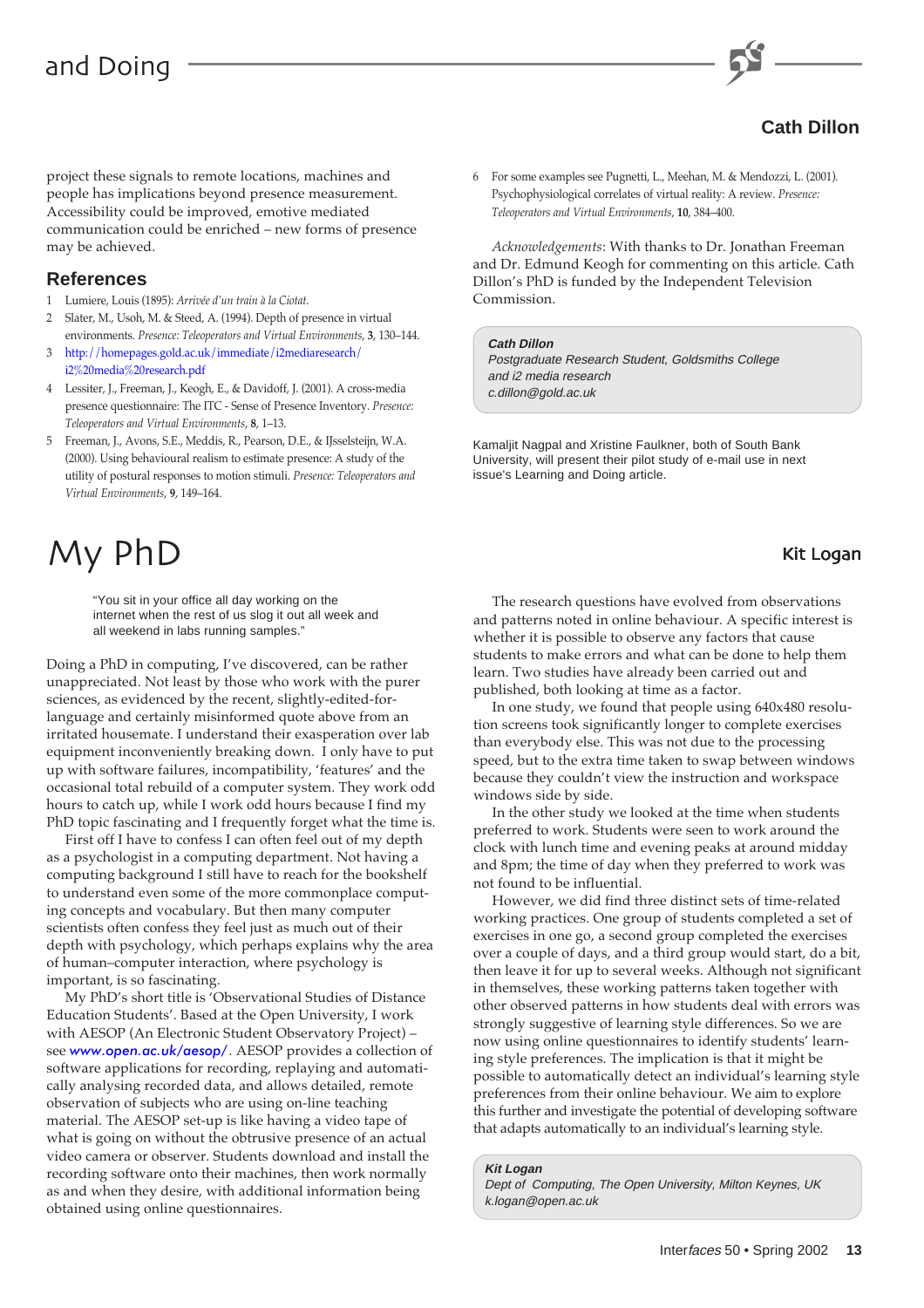project these signals to remote locations, machines and people has implications beyond presence measurement. Accessibility could be improved, emotive mediated communication could be enriched – new forms of presence may be achieved.

## References

1. Lumiere, Louis (1895): *Arrivée d'un train à la Ciotat*.
2. Slater, M., Usoh, M. & Steed, A. (1994). Depth of presence in virtual environments. *Presence: Teleoperators and Virtual Environments*, **3**, 130–144.
3. http://homepages.gold.ac.uk/immediate/i2mediaresearch/i2%20media%20research.pdf
4. Lessiter, J., Freeman, J., Keogh, E., & Davidoff, J. (2001). A cross-media presence questionnaire: The ITC - Sense of Presence Inventory. *Presence: Teleoperators and Virtual Environments*, **8**, 1–13.
5. Freeman, J., Avons, S.E., Meddis, R., Pearson, D.E., & IJsselsteijn, W.A. (2000). Using behavioural realism to estimate presence: A study of the utility of postural responses to motion stimuli. *Presence: Teleoperators and Virtual Environments*, **9**, 149–164.
6. For some examples see Pugnetti, L., Meehan, M. & Mendozzi, L. (2001). Psychophysiological correlates of virtual reality: A review. *Presence: Teleoperators and Virtual Environments*, **10**, 384–400.

*Acknowledgements*: With thanks to Dr. Jonathan Freeman and Dr. Edmund Keogh for commenting on this article. Cath Dillon's PhD is funded by the Independent Television Commission.

***Cath Dillon***
*Postgraduate Research Student, Goldsmiths College and i2 media research*
*c.dillon@gold.ac.uk*

Kamaljit Nagpal and Xristine Faulkner, both of South Bank University, will present their pilot study of e-mail use in next issue's Learning and Doing article.

# My PhD

**Kit Logan**

> "You sit in your office all day working on the internet when the rest of us slog it out all week and all weekend in labs running samples."

Doing a PhD in computing, I've discovered, can be rather unappreciated. Not least by those who work with the purer sciences, as evidenced by the recent, slightly-edited-for-language and certainly misinformed quote above from an irritated housemate. I understand their exasperation over lab equipment inconveniently breaking down. I only have to put up with software failures, incompatibility, 'features' and the occasional total rebuild of a computer system. They work odd hours to catch up, while I work odd hours because I find my PhD topic fascinating and I frequently forget what the time is.

First off I have to confess I can often feel out of my depth as a psychologist in a computing department. Not having a computing background I still have to reach for the bookshelf to understand even some of the more commonplace computing concepts and vocabulary. But then many computer scientists often confess they feel just as much out of their depth with psychology, which perhaps explains why the area of human–computer interaction, where psychology is important, is so fascinating.

My PhD's short title is 'Observational Studies of Distance Education Students'. Based at the Open University, I work with AESOP (An Electronic Student Observatory Project) – see ***www.open.ac.uk/aesop/***. AESOP provides a collection of software applications for recording, replaying and automatically analysing recorded data, and allows detailed, remote observation of subjects who are using on-line teaching material. The AESOP set-up is like having a video tape of what is going on without the obtrusive presence of an actual video camera or observer. Students download and install the recording software onto their machines, then work normally as and when they desire, with additional information being obtained using online questionnaires.

The research questions have evolved from observations and patterns noted in online behaviour. A specific interest is whether it is possible to observe any factors that cause students to make errors and what can be done to help them learn. Two studies have already been carried out and published, both looking at time as a factor.

In one study, we found that people using 640x480 resolution screens took significantly longer to complete exercises than everybody else. This was not due to the processing speed, but to the extra time taken to swap between windows because they couldn't view the instruction and workspace windows side by side.

In the other study we looked at the time when students preferred to work. Students were seen to work around the clock with lunch time and evening peaks at around midday and 8pm; the time of day when they preferred to work was not found to be influential.

However, we did find three distinct sets of time-related working practices. One group of students completed a set of exercises in one go, a second group completed the exercises over a couple of days, and a third group would start, do a bit, then leave it for up to several weeks. Although not significant in themselves, these working patterns taken together with other observed patterns in how students deal with errors was strongly suggestive of learning style differences. So we are now using online questionnaires to identify students' learning style preferences. The implication is that it might be possible to automatically detect an individual's learning style preferences from their online behaviour. We aim to explore this further and investigate the potential of developing software that adapts automatically to an individual's learning style.

***Kit Logan***
*Dept of Computing, The Open University, Milton Keynes, UK*
*k.logan@open.ac.uk*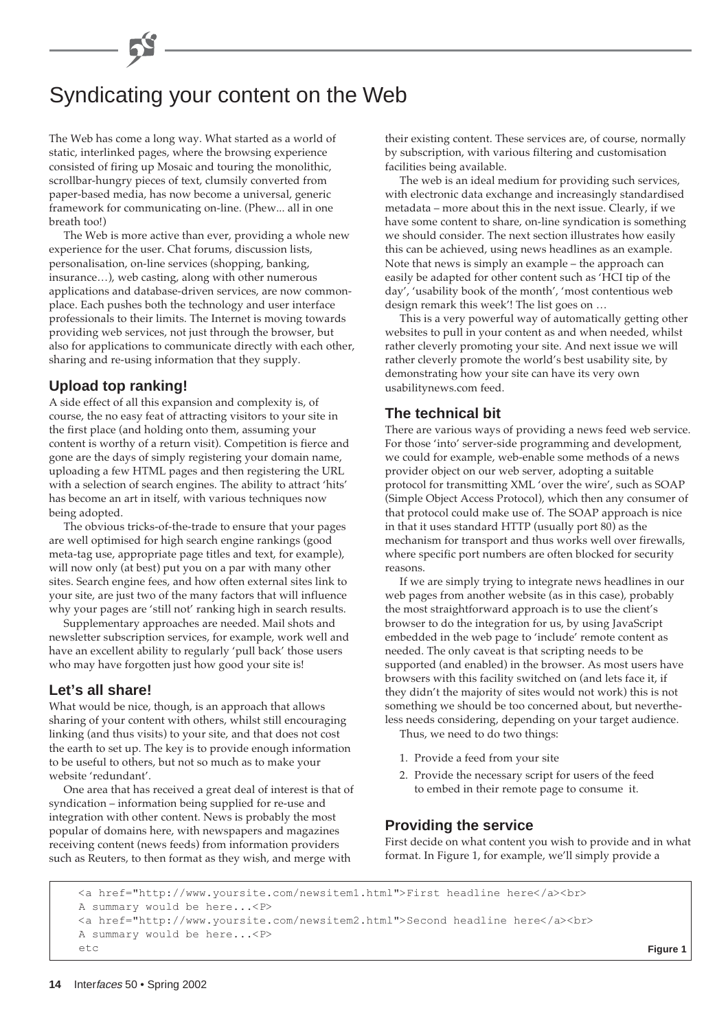# Syndicating your content on the Web

The Web has come a long way. What started as a world of static, interlinked pages, where the browsing experience consisted of firing up Mosaic and touring the monolithic, scrollbar-hungry pieces of text, clumsily converted from paper-based media, has now become a universal, generic framework for communicating on-line. (Phew... all in one breath too!)

The Web is more active than ever, providing a whole new experience for the user. Chat forums, discussion lists, personalisation, on-line services (shopping, banking, insurance…), web casting, along with other numerous applications and database-driven services, are now commonplace. Each pushes both the technology and user interface professionals to their limits. The Internet is moving towards providing web services, not just through the browser, but also for applications to communicate directly with each other, sharing and re-using information that they supply.

## Upload top ranking!

A side effect of all this expansion and complexity is, of course, the no easy feat of attracting visitors to your site in the first place (and holding onto them, assuming your content is worthy of a return visit). Competition is fierce and gone are the days of simply registering your domain name, uploading a few HTML pages and then registering the URL with a selection of search engines. The ability to attract 'hits' has become an art in itself, with various techniques now being adopted.

The obvious tricks-of-the-trade to ensure that your pages are well optimised for high search engine rankings (good meta-tag use, appropriate page titles and text, for example), will now only (at best) put you on a par with many other sites. Search engine fees, and how often external sites link to your site, are just two of the many factors that will influence why your pages are 'still not' ranking high in search results.

Supplementary approaches are needed. Mail shots and newsletter subscription services, for example, work well and have an excellent ability to regularly 'pull back' those users who may have forgotten just how good your site is!

## Let's all share!

What would be nice, though, is an approach that allows sharing of your content with others, whilst still encouraging linking (and thus visits) to your site, and that does not cost the earth to set up. The key is to provide enough information to be useful to others, but not so much as to make your website 'redundant'.

One area that has received a great deal of interest is that of syndication – information being supplied for re-use and integration with other content. News is probably the most popular of domains here, with newspapers and magazines receiving content (news feeds) from information providers such as Reuters, to then format as they wish, and merge with their existing content. These services are, of course, normally by subscription, with various filtering and customisation facilities being available.

The web is an ideal medium for providing such services, with electronic data exchange and increasingly standardised metadata – more about this in the next issue. Clearly, if we have some content to share, on-line syndication is something we should consider. The next section illustrates how easily this can be achieved, using news headlines as an example. Note that news is simply an example – the approach can easily be adapted for other content such as 'HCI tip of the day', 'usability book of the month', 'most contentious web design remark this week'! The list goes on …

This is a very powerful way of automatically getting other websites to pull in your content as and when needed, whilst rather cleverly promoting your site. And next issue we will rather cleverly promote the world's best usability site, by demonstrating how your site can have its very own usabilitynews.com feed.

## The technical bit

There are various ways of providing a news feed web service. For those 'into' server-side programming and development, we could for example, web-enable some methods of a news provider object on our web server, adopting a suitable protocol for transmitting XML 'over the wire', such as SOAP (Simple Object Access Protocol), which then any consumer of that protocol could make use of. The SOAP approach is nice in that it uses standard HTTP (usually port 80) as the mechanism for transport and thus works well over firewalls, where specific port numbers are often blocked for security reasons.

If we are simply trying to integrate news headlines in our web pages from another website (as in this case), probably the most straightforward approach is to use the client's browser to do the integration for us, by using JavaScript embedded in the web page to 'include' remote content as needed. The only caveat is that scripting needs to be supported (and enabled) in the browser. As most users have browsers with this facility switched on (and lets face it, if they didn't the majority of sites would not work) this is not something we should be too concerned about, but nevertheless needs considering, depending on your target audience.

Thus, we need to do two things:

1. Provide a feed from your site
2. Provide the necessary script for users of the feed to embed in their remote page to consume it.

## Providing the service

First decide on what content you wish to provide and in what format. In Figure 1, for example, we'll simply provide a

```
<a href="http://www.yoursite.com/newsitem1.html">First headline here</a><br>
A summary would be here...<P>
<a href="http://www.yoursite.com/newsitem2.html">Second headline here</a><br>
A summary would be here...<P>
etc
```

**Figure 1**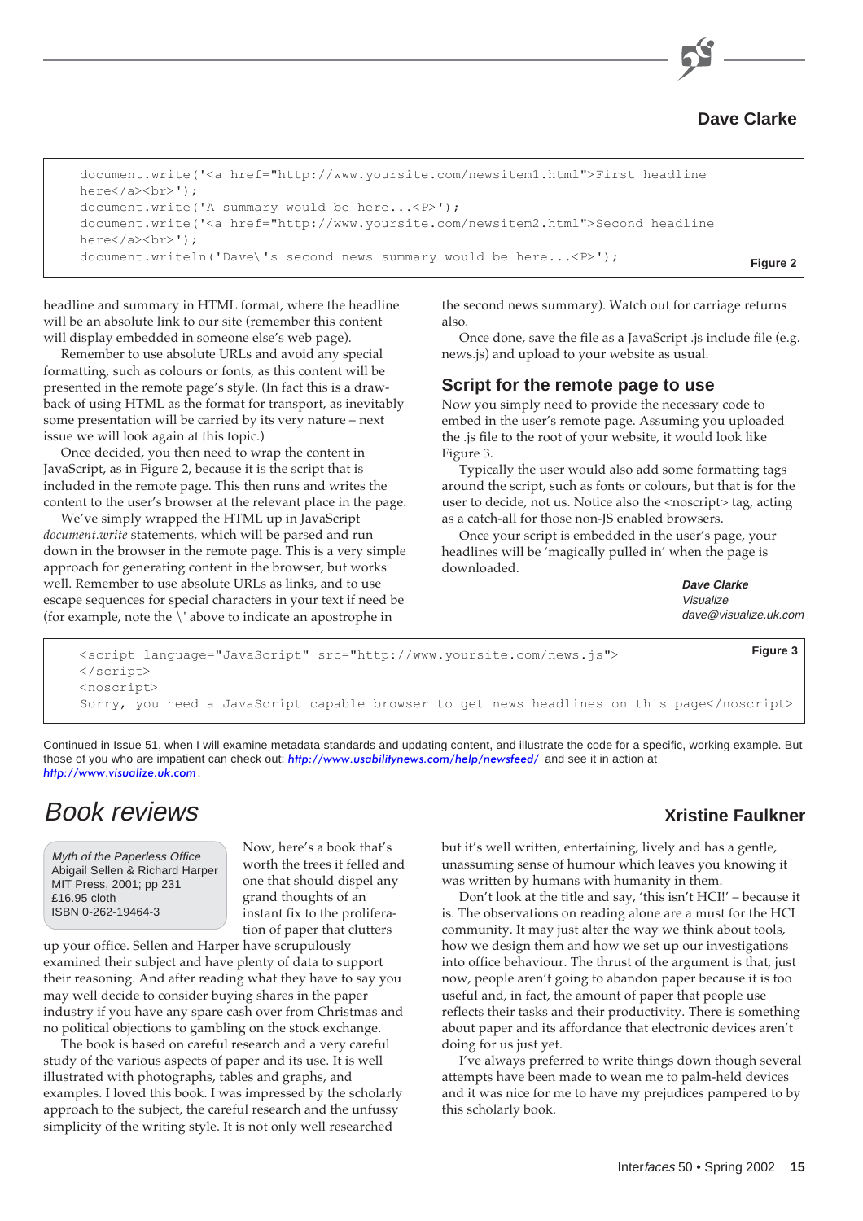## Dave Clarke

```
document.write('<a href="http://www.yoursite.com/newsitem1.html">First headline
here</a><br>');
document.write('A summary would be here...<P>');
document.write('<a href="http://www.yoursite.com/newsitem2.html">Second headline
here</a><br>');
document.writeln('Dave\'s second news summary would be here...<P>');
```

Figure 2

headline and summary in HTML format, where the headline will be an absolute link to our site (remember this content will display embedded in someone else's web page).

Remember to use absolute URLs and avoid any special formatting, such as colours or fonts, as this content will be presented in the remote page's style. (In fact this is a drawback of using HTML as the format for transport, as inevitably some presentation will be carried by its very nature – next issue we will look again at this topic.)

Once decided, you then need to wrap the content in JavaScript, as in Figure 2, because it is the script that is included in the remote page. This then runs and writes the content to the user's browser at the relevant place in the page.

We've simply wrapped the HTML up in JavaScript *document.write* statements, which will be parsed and run down in the browser in the remote page. This is a very simple approach for generating content in the browser, but works well. Remember to use absolute URLs as links, and to use escape sequences for special characters in your text if need be (for example, note the \' above to indicate an apostrophe in the second news summary). Watch out for carriage returns also.

Once done, save the file as a JavaScript .js include file (e.g. news.js) and upload to your website as usual.

### Script for the remote page to use

Now you simply need to provide the necessary code to embed in the user's remote page. Assuming you uploaded the .js file to the root of your website, it would look like Figure 3.

Typically the user would also add some formatting tags around the script, such as fonts or colours, but that is for the user to decide, not us. Notice also the <noscript> tag, acting as a catch-all for those non-JS enabled browsers.

Once your script is embedded in the user's page, your headlines will be 'magically pulled in' when the page is downloaded.

***Dave Clarke***
*Visualize*
*dave@visualize.uk.com*

```
<script language="JavaScript" src="http://www.yoursite.com/news.js">
</script>
<noscript>
Sorry, you need a JavaScript capable browser to get news headlines on this page</noscript>
```

Figure 3

Continued in Issue 51, when I will examine metadata standards and updating content, and illustrate the code for a specific, working example. But those of you who are impatient can check out: *http://www.usabilitynews.com/help/newsfeed/* and see it in action at *http://www.visualize.uk.com*.

# Book reviews

## Xristine Faulkner

*Myth of the Paperless Office*
Abigail Sellen & Richard Harper
MIT Press, 2001; pp 231
£16.95 cloth
ISBN 0-262-19464-3

Now, here's a book that's worth the trees it felled and one that should dispel any grand thoughts of an instant fix to the proliferation of paper that clutters up your office. Sellen and Harper have scrupulously examined their subject and have plenty of data to support their reasoning. And after reading what they have to say you may well decide to consider buying shares in the paper industry if you have any spare cash over from Christmas and no political objections to gambling on the stock exchange.

The book is based on careful research and a very careful study of the various aspects of paper and its use. It is well illustrated with photographs, tables and graphs, and examples. I loved this book. I was impressed by the scholarly approach to the subject, the careful research and the unfussy simplicity of the writing style. It is not only well researched but it's well written, entertaining, lively and has a gentle, unassuming sense of humour which leaves you knowing it was written by humans with humanity in them.

Don't look at the title and say, 'this isn't HCI!' – because it is. The observations on reading alone are a must for the HCI community. It may just alter the way we think about tools, how we design them and how we set up our investigations into office behaviour. The thrust of the argument is that, just now, people aren't going to abandon paper because it is too useful and, in fact, the amount of paper that people use reflects their tasks and their productivity. There is something about paper and its affordance that electronic devices aren't doing for us just yet.

I've always preferred to write things down though several attempts have been made to wean me to palm-held devices and it was nice for me to have my prejudices pampered to by this scholarly book.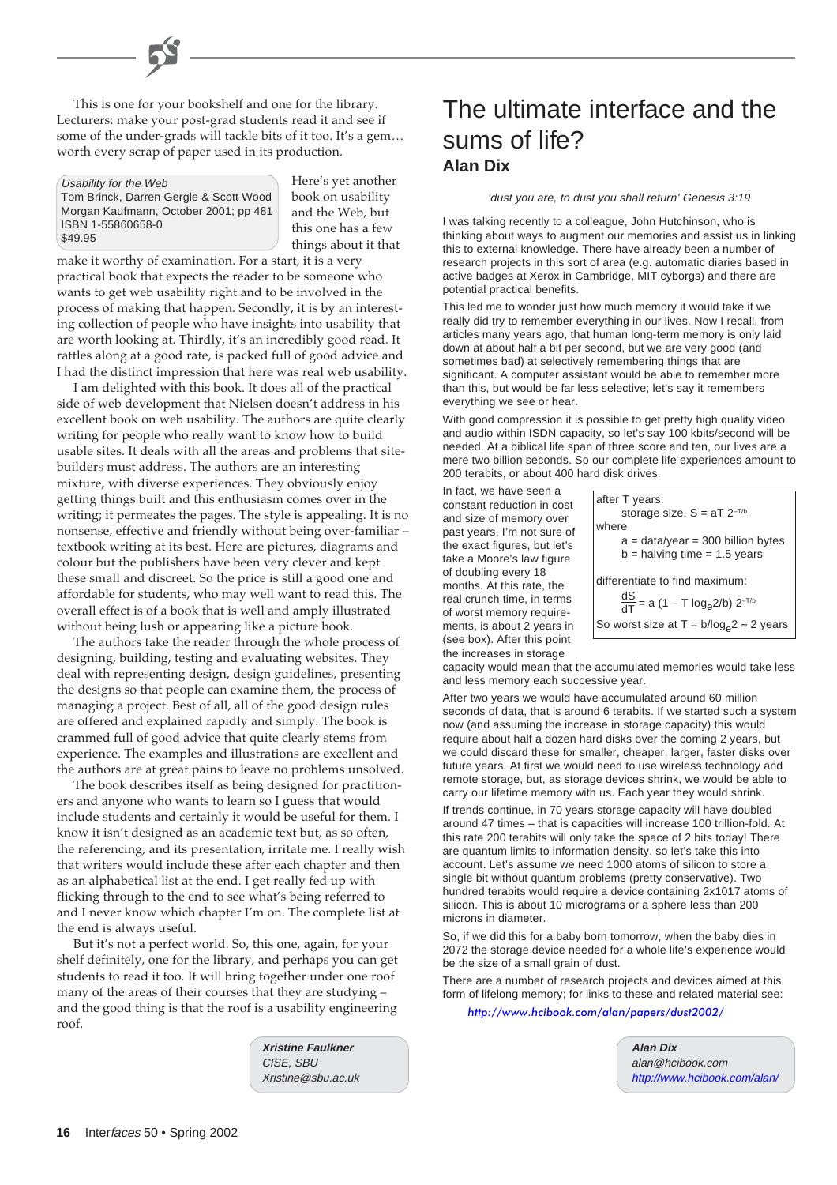This is one for your bookshelf and one for the library. Lecturers: make your post-grad students read it and see if some of the under-grads will tackle bits of it too. It's a gem… worth every scrap of paper used in its production.

*Usability for the Web*
Tom Brinck, Darren Gergle & Scott Wood
Morgan Kaufmann, October 2001; pp 481
ISBN 1-55860658-0
$49.95

Here's yet another book on usability and the Web, but this one has a few things about it that make it worthy of examination. For a start, it is a very practical book that expects the reader to be someone who wants to get web usability right and to be involved in the process of making that happen. Secondly, it is by an interesting collection of people who have insights into usability that are worth looking at. Thirdly, it's an incredibly good read. It rattles along at a good rate, is packed full of good advice and I had the distinct impression that here was real web usability.

I am delighted with this book. It does all of the practical side of web development that Nielsen doesn't address in his excellent book on web usability. The authors are quite clearly writing for people who really want to know how to build usable sites. It deals with all the areas and problems that site-builders must address. The authors are an interesting mixture, with diverse experiences. They obviously enjoy getting things built and this enthusiasm comes over in the writing; it permeates the pages. The style is appealing. It is no nonsense, effective and friendly without being over-familiar – textbook writing at its best. Here are pictures, diagrams and colour but the publishers have been very clever and kept these small and discreet. So the price is still a good one and affordable for students, who may well want to read this. The overall effect is of a book that is well and amply illustrated without being lush or appearing like a picture book.

The authors take the reader through the whole process of designing, building, testing and evaluating websites. They deal with representing design, design guidelines, presenting the designs so that people can examine them, the process of managing a project. Best of all, all of the good design rules are offered and explained rapidly and simply. The book is crammed full of good advice that quite clearly stems from experience. The examples and illustrations are excellent and the authors are at great pains to leave no problems unsolved.

The book describes itself as being designed for practitioners and anyone who wants to learn so I guess that would include students and certainly it would be useful for them. I know it isn't designed as an academic text but, as so often, the referencing, and its presentation, irritate me. I really wish that writers would include these after each chapter and then as an alphabetical list at the end. I get really fed up with flicking through to the end to see what's being referred to and I never know which chapter I'm on. The complete list at the end is always useful.

But it's not a perfect world. So, this one, again, for your shelf definitely, one for the library, and perhaps you can get students to read it too. It will bring together under one roof many of the areas of their courses that they are studying – and the good thing is that the roof is a usability engineering roof.

***Xristine Faulkner***
*CISE, SBU*
*Xristine@sbu.ac.uk*

# The ultimate interface and the sums of life?

## Alan Dix

*'dust you are, to dust you shall return' Genesis 3:19*

I was talking recently to a colleague, John Hutchinson, who is thinking about ways to augment our memories and assist us in linking this to external knowledge. There have already been a number of research projects in this sort of area (e.g. automatic diaries based in active badges at Xerox in Cambridge, MIT cyborgs) and there are potential practical benefits.

This led me to wonder just how much memory it would take if we really did try to remember everything in our lives. Now I recall, from articles many years ago, that human long-term memory is only laid down at about half a bit per second, but we are very good (and sometimes bad) at selectively remembering things that are significant. A computer assistant would be able to remember more than this, but would be far less selective; let's say it remembers everything we see or hear.

With good compression it is possible to get pretty high quality video and audio within ISDN capacity, so let's say 100 kbits/second will be needed. At a biblical life span of three score and ten, our lives are a mere two billion seconds. So our complete life experiences amount to 200 terabits, or about 400 hard disk drives.

In fact, we have seen a constant reduction in cost and size of memory over past years. I'm not sure of the exact figures, but let's take a Moore's law figure of doubling every 18 months. At this rate, the real crunch time, in terms of worst memory requirements, is about 2 years in (see box). After this point the increases in storage capacity would mean that the accumulated memories would take less and less memory each successive year.

> after T years:
> storage size, $S = aT\ 2^{-T/b}$
> where
> a = data/year = 300 billion bytes
> b = halving time = 1.5 years
>
> differentiate to find maximum:
> $$\frac{dS}{dT} = a\,(1 - T\log_e 2/b)\ 2^{-T/b}$$
> So worst size at $T = b/\log_e 2 \approx 2$ years

After two years we would have accumulated around 60 million seconds of data, that is around 6 terabits. If we started such a system now (and assuming the increase in storage capacity) this would require about half a dozen hard disks over the coming 2 years, but we could discard these for smaller, cheaper, larger, faster disks over future years. At first we would need to use wireless technology and remote storage, but, as storage devices shrink, we would be able to carry our lifetime memory with us. Each year they would shrink.

If trends continue, in 70 years storage capacity will have doubled around 47 times – that is capacities will increase 100 trillion-fold. At this rate 200 terabits will only take the space of 2 bits today! There are quantum limits to information density, so let's take this into account. Let's assume we need 1000 atoms of silicon to store a single bit without quantum problems (pretty conservative). Two hundred terabits would require a device containing $2 \times 10^{17}$ atoms of silicon. This is about 10 micrograms or a sphere less than 200 microns in diameter.

So, if we did this for a baby born tomorrow, when the baby dies in 2072 the storage device needed for a whole life's experience would be the size of a small grain of dust.

There are a number of research projects and devices aimed at this form of lifelong memory; for links to these and related material see:

http://www.hcibook.com/alan/papers/dust2002/

***Alan Dix***
*alan@hcibook.com*
*http://www.hcibook.com/alan/*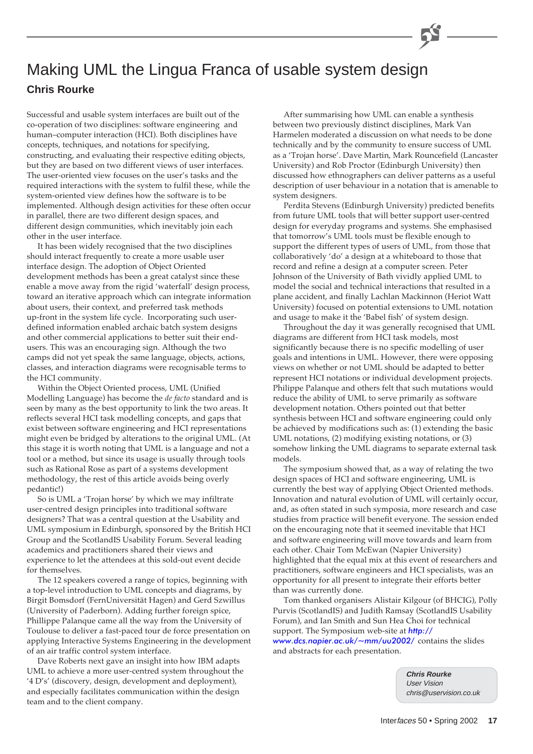# Making UML the Lingua Franca of usable system design

## Chris Rourke

Successful and usable system interfaces are built out of the co-operation of two disciplines: software engineering and human–computer interaction (HCI). Both disciplines have concepts, techniques, and notations for specifying, constructing, and evaluating their respective editing objects, but they are based on two different views of user interfaces. The user-oriented view focuses on the user's tasks and the required interactions with the system to fulfil these, while the system-oriented view defines how the software is to be implemented. Although design activities for these often occur in parallel, there are two different design spaces, and different design communities, which inevitably join each other in the user interface.

It has been widely recognised that the two disciplines should interact frequently to create a more usable user interface design. The adoption of Object Oriented development methods has been a great catalyst since these enable a move away from the rigid 'waterfall' design process, toward an iterative approach which can integrate information about users, their context, and preferred task methods up-front in the system life cycle. Incorporating such user-defined information enabled archaic batch system designs and other commercial applications to better suit their end-users. This was an encouraging sign. Although the two camps did not yet speak the same language, objects, actions, classes, and interaction diagrams were recognisable terms to the HCI community.

Within the Object Oriented process, UML (Unified Modelling Language) has become the *de facto* standard and is seen by many as the best opportunity to link the two areas. It reflects several HCI task modelling concepts, and gaps that exist between software engineering and HCI representations might even be bridged by alterations to the original UML. (At this stage it is worth noting that UML is a language and not a tool or a method, but since its usage is usually through tools such as Rational Rose as part of a systems development methodology, the rest of this article avoids being overly pedantic!)

So is UML a 'Trojan horse' by which we may infiltrate user-centred design principles into traditional software designers? That was a central question at the Usability and UML symposium in Edinburgh, sponsored by the British HCI Group and the ScotlandIS Usability Forum. Several leading academics and practitioners shared their views and experience to let the attendees at this sold-out event decide for themselves.

The 12 speakers covered a range of topics, beginning with a top-level introduction to UML concepts and diagrams, by Birgit Bomsdorf (FernUniversität Hagen) and Gerd Szwillus (University of Paderborn). Adding further foreign spice, Phillippe Palanque came all the way from the University of Toulouse to deliver a fast-paced tour de force presentation on applying Interactive Systems Engineering in the development of an air traffic control system interface.

Dave Roberts next gave an insight into how IBM adapts UML to achieve a more user-centred system throughout the '4 D's' (discovery, design, development and deployment), and especially facilitates communication within the design team and to the client company.

After summarising how UML can enable a synthesis between two previously distinct disciplines, Mark Van Harmelen moderated a discussion on what needs to be done technically and by the community to ensure success of UML as a 'Trojan horse'. Dave Martin, Mark Rouncefield (Lancaster University) and Rob Proctor (Edinburgh University) then discussed how ethnographers can deliver patterns as a useful description of user behaviour in a notation that is amenable to system designers.

Perdita Stevens (Edinburgh University) predicted benefits from future UML tools that will better support user-centred design for everyday programs and systems. She emphasised that tomorrow's UML tools must be flexible enough to support the different types of users of UML, from those that collaboratively 'do' a design at a whiteboard to those that record and refine a design at a computer screen. Peter Johnson of the University of Bath vividly applied UML to model the social and technical interactions that resulted in a plane accident, and finally Lachlan Mackinnon (Heriot Watt University) focused on potential extensions to UML notation and usage to make it the 'Babel fish' of system design.

Throughout the day it was generally recognised that UML diagrams are different from HCI task models, most significantly because there is no specific modelling of user goals and intentions in UML. However, there were opposing views on whether or not UML should be adapted to better represent HCI notations or individual development projects. Philippe Palanque and others felt that such mutations would reduce the ability of UML to serve primarily as software development notation. Others pointed out that better synthesis between HCI and software engineering could only be achieved by modifications such as: (1) extending the basic UML notations, (2) modifying existing notations, or (3) somehow linking the UML diagrams to separate external task models.

The symposium showed that, as a way of relating the two design spaces of HCI and software engineering, UML is currently the best way of applying Object Oriented methods. Innovation and natural evolution of UML will certainly occur, and, as often stated in such symposia, more research and case studies from practice will benefit everyone. The session ended on the encouraging note that it seemed inevitable that HCI and software engineering will move towards and learn from each other. Chair Tom McEwan (Napier University) highlighted that the equal mix at this event of researchers and practitioners, software engineers and HCI specialists, was an opportunity for all present to integrate their efforts better than was currently done.

Tom thanked organisers Alistair Kilgour (of BHCIG), Polly Purvis (ScotlandIS) and Judith Ramsay (ScotlandIS Usability Forum), and Ian Smith and Sun Hea Choi for technical support. The Symposium web-site at *http://www.dcs.napier.ac.uk/~mm/uu2002/* contains the slides and abstracts for each presentation.

***Chris Rourke***
*User Vision*
*chris@uservision.co.uk*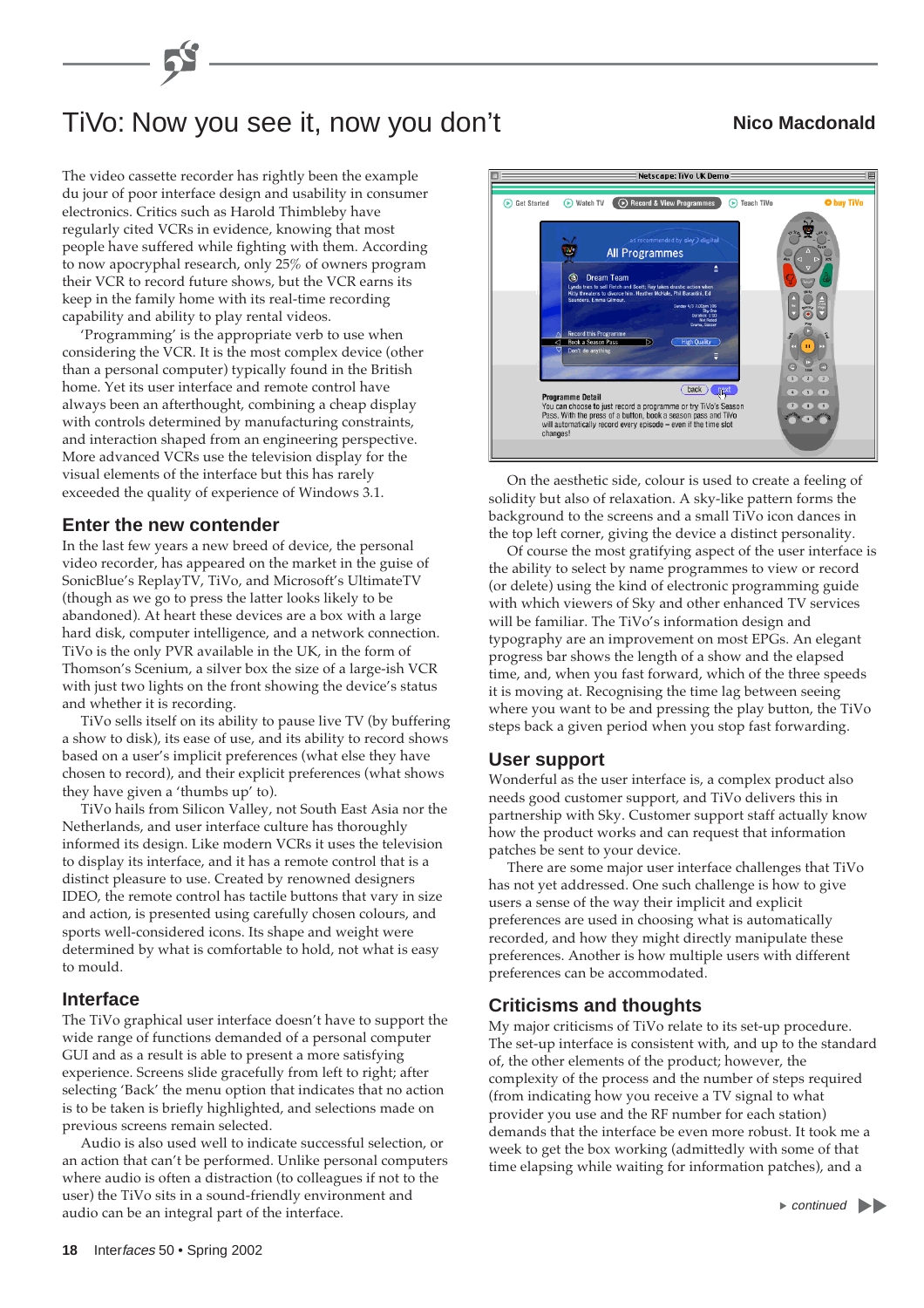# TiVo: Now you see it, now you don't

**Nico Macdonald**

The video cassette recorder has rightly been the example du jour of poor interface design and usability in consumer electronics. Critics such as Harold Thimbleby have regularly cited VCRs in evidence, knowing that most people have suffered while fighting with them. According to now apocryphal research, only 25% of owners program their VCR to record future shows, but the VCR earns its keep in the family home with its real-time recording capability and ability to play rental videos.

'Programming' is the appropriate verb to use when considering the VCR. It is the most complex device (other than a personal computer) typically found in the British home. Yet its user interface and remote control have always been an afterthought, combining a cheap display with controls determined by manufacturing constraints, and interaction shaped from an engineering perspective. More advanced VCRs use the television display for the visual elements of the interface but this has rarely exceeded the quality of experience of Windows 3.1.

## Enter the new contender

In the last few years a new breed of device, the personal video recorder, has appeared on the market in the guise of SonicBlue's ReplayTV, TiVo, and Microsoft's UltimateTV (though as we go to press the latter looks likely to be abandoned). At heart these devices are a box with a large hard disk, computer intelligence, and a network connection. TiVo is the only PVR available in the UK, in the form of Thomson's Scenium, a silver box the size of a large-ish VCR with just two lights on the front showing the device's status and whether it is recording.

TiVo sells itself on its ability to pause live TV (by buffering a show to disk), its ease of use, and its ability to record shows based on a user's implicit preferences (what else they have chosen to record), and their explicit preferences (what shows they have given a 'thumbs up' to).

TiVo hails from Silicon Valley, not South East Asia nor the Netherlands, and user interface culture has thoroughly informed its design. Like modern VCRs it uses the television to display its interface, and it has a remote control that is a distinct pleasure to use. Created by renowned designers IDEO, the remote control has tactile buttons that vary in size and action, is presented using carefully chosen colours, and sports well-considered icons. Its shape and weight were determined by what is comfortable to hold, not what is easy to mould.

## Interface

The TiVo graphical user interface doesn't have to support the wide range of functions demanded of a personal computer GUI and as a result is able to present a more satisfying experience. Screens slide gracefully from left to right; after selecting 'Back' the menu option that indicates that no action is to be taken is briefly highlighted, and selections made on previous screens remain selected.

Audio is also used well to indicate successful selection, or an action that can't be performed. Unlike personal computers where audio is often a distraction (to colleagues if not to the user) the TiVo sits in a sound-friendly environment and audio can be an integral part of the interface.

On the aesthetic side, colour is used to create a feeling of solidity but also of relaxation. A sky-like pattern forms the background to the screens and a small TiVo icon dances in the top left corner, giving the device a distinct personality.

Of course the most gratifying aspect of the user interface is the ability to select by name programmes to view or record (or delete) using the kind of electronic programming guide with which viewers of Sky and other enhanced TV services will be familiar. The TiVo's information design and typography are an improvement on most EPGs. An elegant progress bar shows the length of a show and the elapsed time, and, when you fast forward, which of the three speeds it is moving at. Recognising the time lag between seeing where you want to be and pressing the play button, the TiVo steps back a given period when you stop fast forwarding.

## User support

Wonderful as the user interface is, a complex product also needs good customer support, and TiVo delivers this in partnership with Sky. Customer support staff actually know how the product works and can request that information patches be sent to your device.

There are some major user interface challenges that TiVo has not yet addressed. One such challenge is how to give users a sense of the way their implicit and explicit preferences are used in choosing what is automatically recorded, and how they might directly manipulate these preferences. Another is how multiple users with different preferences can be accommodated.

## Criticisms and thoughts

My major criticisms of TiVo relate to its set-up procedure. The set-up interface is consistent with, and up to the standard of, the other elements of the product; however, the complexity of the process and the number of steps required (from indicating how you receive a TV signal to what provider you use and the RF number for each station) demands that the interface be even more robust. It took me a week to get the box working (admittedly with some of that time elapsing while waiting for information patches), and a

*continued*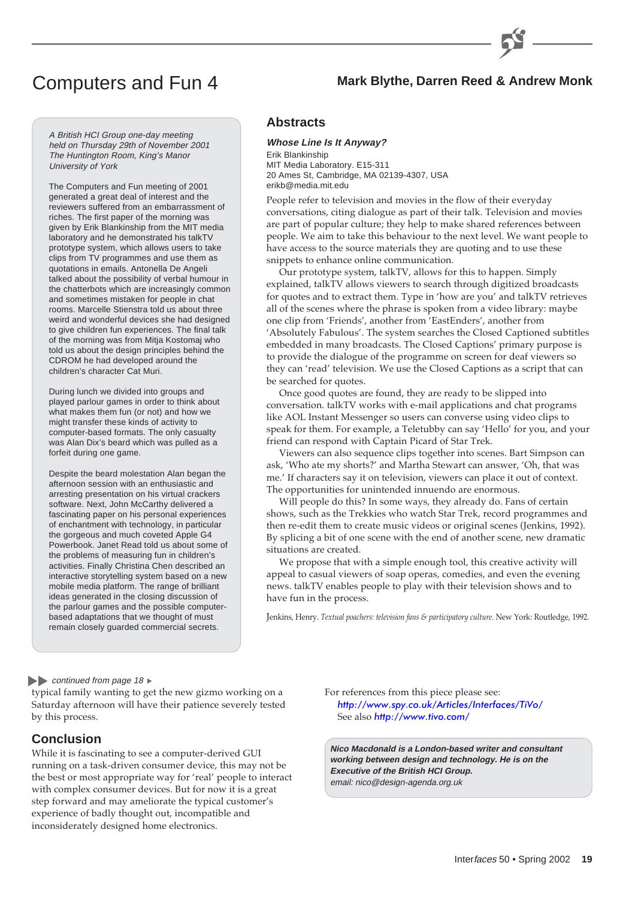# Computers and Fun 4

**Mark Blythe, Darren Reed & Andrew Monk**

*A British HCI Group one-day meeting held on Thursday 29th of November 2001 The Huntington Room, King's Manor University of York*

The Computers and Fun meeting of 2001 generated a great deal of interest and the reviewers suffered from an embarrassment of riches. The first paper of the morning was given by Erik Blankinship from the MIT media laboratory and he demonstrated his talkTV prototype system, which allows users to take clips from TV programmes and use them as quotations in emails. Antonella De Angeli talked about the possibility of verbal humour in the chatterbots which are increasingly common and sometimes mistaken for people in chat rooms. Marcelle Stienstra told us about three weird and wonderful devices she had designed to give children fun experiences. The final talk of the morning was from Mitja Kostomaj who told us about the design principles behind the CDROM he had developed around the children's character Cat Muri.

During lunch we divided into groups and played parlour games in order to think about what makes them fun (or not) and how we might transfer these kinds of activity to computer-based formats. The only casualty was Alan Dix's beard which was pulled as a forfeit during one game.

Despite the beard molestation Alan began the afternoon session with an enthusiastic and arresting presentation on his virtual crackers software. Next, John McCarthy delivered a fascinating paper on his personal experiences of enchantment with technology, in particular the gorgeous and much coveted Apple G4 Powerbook. Janet Read told us about some of the problems of measuring fun in children's activities. Finally Christina Chen described an interactive storytelling system based on a new mobile media platform. The range of brilliant ideas generated in the closing discussion of the parlour games and the possible computer-based adaptations that we thought of must remain closely guarded commercial secrets.

## Abstracts

### *Whose Line Is It Anyway?*

Erik Blankinship
MIT Media Laboratory. E15-311
20 Ames St, Cambridge, MA 02139-4307, USA
erikb@media.mit.edu

People refer to television and movies in the flow of their everyday conversations, citing dialogue as part of their talk. Television and movies are part of popular culture; they help to make shared references between people. We aim to take this behaviour to the next level. We want people to have access to the source materials they are quoting and to use these snippets to enhance online communication.

Our prototype system, talkTV, allows for this to happen. Simply explained, talkTV allows viewers to search through digitized broadcasts for quotes and to extract them. Type in 'how are you' and talkTV retrieves all of the scenes where the phrase is spoken from a video library: maybe one clip from 'Friends', another from 'EastEnders', another from 'Absolutely Fabulous'. The system searches the Closed Captioned subtitles embedded in many broadcasts. The Closed Captions' primary purpose is to provide the dialogue of the programme on screen for deaf viewers so they can 'read' television. We use the Closed Captions as a script that can be searched for quotes.

Once good quotes are found, they are ready to be slipped into conversation. talkTV works with e-mail applications and chat programs like AOL Instant Messenger so users can converse using video clips to speak for them. For example, a Teletubby can say 'Hello' for you, and your friend can respond with Captain Picard of Star Trek.

Viewers can also sequence clips together into scenes. Bart Simpson can ask, 'Who ate my shorts?' and Martha Stewart can answer, 'Oh, that was me.' If characters say it on television, viewers can place it out of context. The opportunities for unintended innuendo are enormous.

Will people do this? In some ways, they already do. Fans of certain shows, such as the Trekkies who watch Star Trek, record programmes and then re-edit them to create music videos or original scenes (Jenkins, 1992). By splicing a bit of one scene with the end of another scene, new dramatic situations are created.

We propose that with a simple enough tool, this creative activity will appeal to casual viewers of soap operas, comedies, and even the evening news. talkTV enables people to play with their television shows and to have fun in the process.

Jenkins, Henry. *Textual poachers: television fans & participatory culture.* New York: Routledge, 1992.

---

*continued from page 18*

typical family wanting to get the new gizmo working on a Saturday afternoon will have their patience severely tested by this process.

## Conclusion

While it is fascinating to see a computer-derived GUI running on a task-driven consumer device, this may not be the best or most appropriate way for 'real' people to interact with complex consumer devices. But for now it is a great step forward and may ameliorate the typical customer's experience of badly thought out, incompatible and inconsiderately designed home electronics.

For references from this piece please see:
http://www.spy.co.uk/Articles/Interfaces/TiVo/
See also http://www.tivo.com/

***Nico Macdonald is a London-based writer and consultant working between design and technology. He is on the Executive of the British HCI Group.***
*email: nico@design-agenda.org.uk*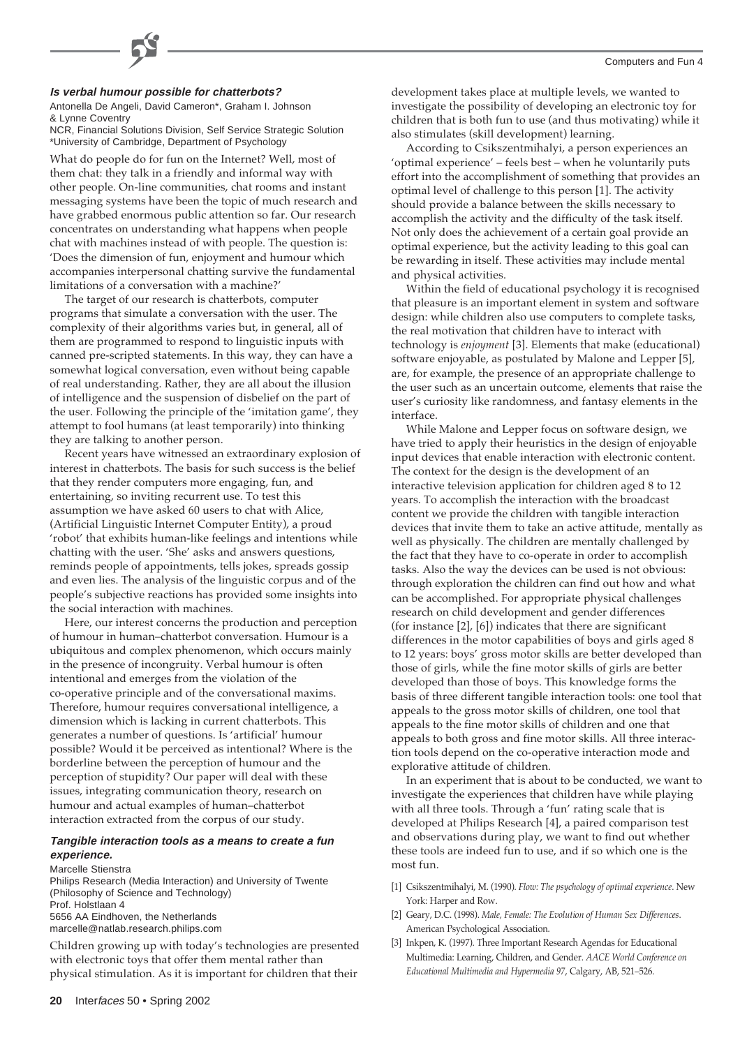### **Is verbal humour possible for chatterbots?**

Antonella De Angeli, David Cameron*, Graham I. Johnson & Lynne Coventry
NCR, Financial Solutions Division, Self Service Strategic Solution
*University of Cambridge, Department of Psychology

What do people do for fun on the Internet? Well, most of them chat: they talk in a friendly and informal way with other people. On-line communities, chat rooms and instant messaging systems have been the topic of much research and have grabbed enormous public attention so far. Our research concentrates on understanding what happens when people chat with machines instead of with people. The question is: 'Does the dimension of fun, enjoyment and humour which accompanies interpersonal chatting survive the fundamental limitations of a conversation with a machine?'

The target of our research is chatterbots, computer programs that simulate a conversation with the user. The complexity of their algorithms varies but, in general, all of them are programmed to respond to linguistic inputs with canned pre-scripted statements. In this way, they can have a somewhat logical conversation, even without being capable of real understanding. Rather, they are all about the illusion of intelligence and the suspension of disbelief on the part of the user. Following the principle of the 'imitation game', they attempt to fool humans (at least temporarily) into thinking they are talking to another person.

Recent years have witnessed an extraordinary explosion of interest in chatterbots. The basis for such success is the belief that they render computers more engaging, fun, and entertaining, so inviting recurrent use. To test this assumption we have asked 60 users to chat with Alice, (Artificial Linguistic Internet Computer Entity), a proud 'robot' that exhibits human-like feelings and intentions while chatting with the user. 'She' asks and answers questions, reminds people of appointments, tells jokes, spreads gossip and even lies. The analysis of the linguistic corpus and of the people's subjective reactions has provided some insights into the social interaction with machines.

Here, our interest concerns the production and perception of humour in human–chatterbot conversation. Humour is a ubiquitous and complex phenomenon, which occurs mainly in the presence of incongruity. Verbal humour is often intentional and emerges from the violation of the co-operative principle and of the conversational maxims. Therefore, humour requires conversational intelligence, a dimension which is lacking in current chatterbots. This generates a number of questions. Is 'artificial' humour possible? Would it be perceived as intentional? Where is the borderline between the perception of humour and the perception of stupidity? Our paper will deal with these issues, integrating communication theory, research on humour and actual examples of human–chatterbot interaction extracted from the corpus of our study.

### **Tangible interaction tools as a means to create a fun experience.**

Marcelle Stienstra
Philips Research (Media Interaction) and University of Twente (Philosophy of Science and Technology)
Prof. Holstlaan 4
5656 AA Eindhoven, the Netherlands
marcelle@natlab.research.philips.com

Children growing up with today's technologies are presented with electronic toys that offer them mental rather than physical stimulation. As it is important for children that their development takes place at multiple levels, we wanted to investigate the possibility of developing an electronic toy for children that is both fun to use (and thus motivating) while it also stimulates (skill development) learning.

According to Csikszentmihalyi, a person experiences an 'optimal experience' – feels best – when he voluntarily puts effort into the accomplishment of something that provides an optimal level of challenge to this person [1]. The activity should provide a balance between the skills necessary to accomplish the activity and the difficulty of the task itself. Not only does the achievement of a certain goal provide an optimal experience, but the activity leading to this goal can be rewarding in itself. These activities may include mental and physical activities.

Within the field of educational psychology it is recognised that pleasure is an important element in system and software design: while children also use computers to complete tasks, the real motivation that children have to interact with technology is *enjoyment* [3]. Elements that make (educational) software enjoyable, as postulated by Malone and Lepper [5], are, for example, the presence of an appropriate challenge to the user such as an uncertain outcome, elements that raise the user's curiosity like randomness, and fantasy elements in the interface.

While Malone and Lepper focus on software design, we have tried to apply their heuristics in the design of enjoyable input devices that enable interaction with electronic content. The context for the design is the development of an interactive television application for children aged 8 to 12 years. To accomplish the interaction with the broadcast content we provide the children with tangible interaction devices that invite them to take an active attitude, mentally as well as physically. The children are mentally challenged by the fact that they have to co-operate in order to accomplish tasks. Also the way the devices can be used is not obvious: through exploration the children can find out how and what can be accomplished. For appropriate physical challenges research on child development and gender differences (for instance [2], [6]) indicates that there are significant differences in the motor capabilities of boys and girls aged 8 to 12 years: boys' gross motor skills are better developed than those of girls, while the fine motor skills of girls are better developed than those of boys. This knowledge forms the basis of three different tangible interaction tools: one tool that appeals to the gross motor skills of children, one tool that appeals to the fine motor skills of children and one that appeals to both gross and fine motor skills. All three interaction tools depend on the co-operative interaction mode and explorative attitude of children.

In an experiment that is about to be conducted, we want to investigate the experiences that children have while playing with all three tools. Through a 'fun' rating scale that is developed at Philips Research [4], a paired comparison test and observations during play, we want to find out whether these tools are indeed fun to use, and if so which one is the most fun.

[1] Csikszentmihalyi, M. (1990). *Flow: The psychology of optimal experience*. New York: Harper and Row.

[2] Geary, D.C. (1998). *Male, Female: The Evolution of Human Sex Differences*. American Psychological Association.

[3] Inkpen, K. (1997). Three Important Research Agendas for Educational Multimedia: Learning, Children, and Gender. *AACE World Conference on Educational Multimedia and Hypermedia 97*, Calgary, AB, 521–526.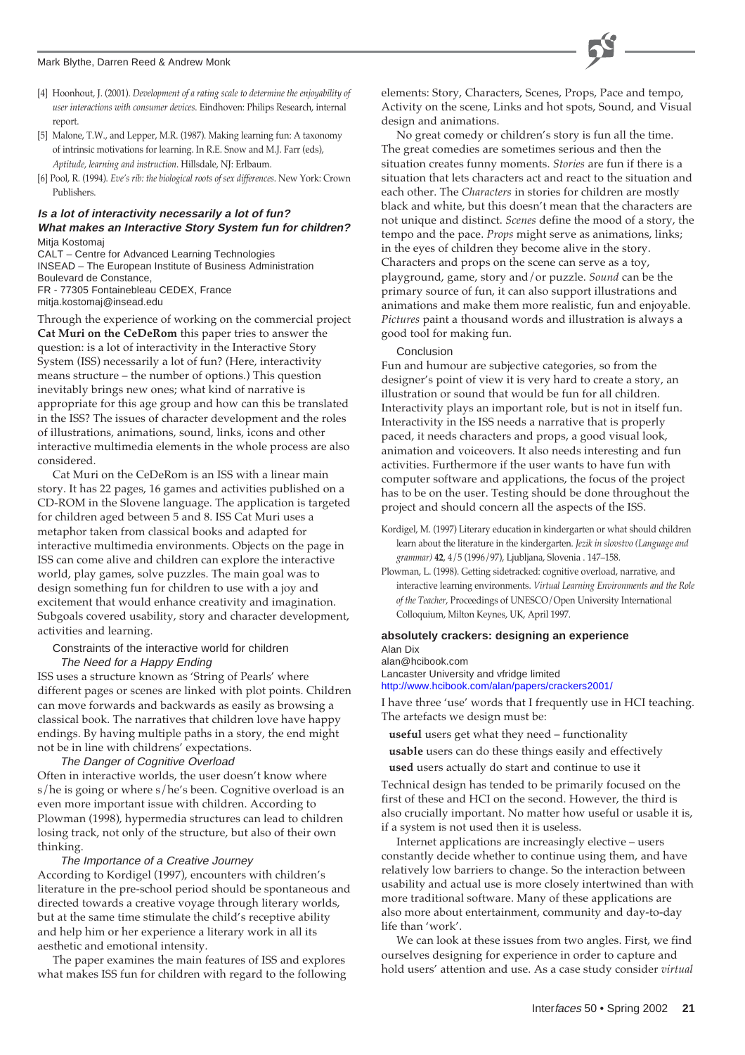[4] Hoonhout, J. (2001). *Development of a rating scale to determine the enjoyability of user interactions with consumer devices.* Eindhoven: Philips Research, internal report.

[5] Malone, T.W., and Lepper, M.R. (1987). Making learning fun: A taxonomy of intrinsic motivations for learning. In R.E. Snow and M.J. Farr (eds), *Aptitude, learning and instruction*. Hillsdale, NJ: Erlbaum.

[6] Pool, R. (1994). *Eve's rib: the biological roots of sex differences.* New York: Crown Publishers.

## *Is a lot of interactivity necessarily a lot of fun? What makes an Interactive Story System fun for children?*

Mitja Kostomaj
CALT – Centre for Advanced Learning Technologies
INSEAD – The European Institute of Business Administration
Boulevard de Constance,
FR - 77305 Fontainebleau CEDEX, France
mitja.kostomaj@insead.edu

Through the experience of working on the commercial project **Cat Muri on the CeDeRom** this paper tries to answer the question: is a lot of interactivity in the Interactive Story System (ISS) necessarily a lot of fun? (Here, interactivity means structure – the number of options.) This question inevitably brings new ones; what kind of narrative is appropriate for this age group and how can this be translated in the ISS? The issues of character development and the roles of illustrations, animations, sound, links, icons and other interactive multimedia elements in the whole process are also considered.

Cat Muri on the CeDeRom is an ISS with a linear main story. It has 22 pages, 16 games and activities published on a CD-ROM in the Slovene language. The application is targeted for children aged between 5 and 8. ISS Cat Muri uses a metaphor taken from classical books and adapted for interactive multimedia environments. Objects on the page in ISS can come alive and children can explore the interactive world, play games, solve puzzles. The main goal was to design something fun for children to use with a joy and excitement that would enhance creativity and imagination. Subgoals covered usability, story and character development, activities and learning.

### Constraints of the interactive world for children

#### *The Need for a Happy Ending*

ISS uses a structure known as 'String of Pearls' where different pages or scenes are linked with plot points. Children can move forwards and backwards as easily as browsing a classical book. The narratives that children love have happy endings. By having multiple paths in a story, the end might not be in line with childrens' expectations.

#### *The Danger of Cognitive Overload*

Often in interactive worlds, the user doesn't know where s/he is going or where s/he's been. Cognitive overload is an even more important issue with children. According to Plowman (1998), hypermedia structures can lead to children losing track, not only of the structure, but also of their own thinking.

#### *The Importance of a Creative Journey*

According to Kordigel (1997), encounters with children's literature in the pre-school period should be spontaneous and directed towards a creative voyage through literary worlds, but at the same time stimulate the child's receptive ability and help him or her experience a literary work in all its aesthetic and emotional intensity.

The paper examines the main features of ISS and explores what makes ISS fun for children with regard to the following elements: Story, Characters, Scenes, Props, Pace and tempo, Activity on the scene, Links and hot spots, Sound, and Visual design and animations.

No great comedy or children's story is fun all the time. The great comedies are sometimes serious and then the situation creates funny moments. *Stories* are fun if there is a situation that lets characters act and react to the situation and each other. The *Characters* in stories for children are mostly black and white, but this doesn't mean that the characters are not unique and distinct. *Scenes* define the mood of a story, the tempo and the pace. *Props* might serve as animations, links; in the eyes of children they become alive in the story. Characters and props on the scene can serve as a toy, playground, game, story and/or puzzle. *Sound* can be the primary source of fun, it can also support illustrations and animations and make them more realistic, fun and enjoyable. *Pictures* paint a thousand words and illustration is always a good tool for making fun.

### Conclusion

Fun and humour are subjective categories, so from the designer's point of view it is very hard to create a story, an illustration or sound that would be fun for all children. Interactivity plays an important role, but is not in itself fun. Interactivity in the ISS needs a narrative that is properly paced, it needs characters and props, a good visual look, animation and voiceovers. It also needs interesting and fun activities. Furthermore if the user wants to have fun with computer software and applications, the focus of the project has to be on the user. Testing should be done throughout the project and should concern all the aspects of the ISS.

Kordigel, M. (1997) Literary education in kindergarten or what should children learn about the literature in the kindergarten. *Jezik in slovstvo (Language and grammar)* **42**, 4/5 (1996/97), Ljubljana, Slovenia . 147–158.

Plowman, L. (1998). Getting sidetracked: cognitive overload, narrative, and interactive learning environments. *Virtual Learning Environments and the Role of the Teacher*, Proceedings of UNESCO/Open University International Colloquium, Milton Keynes, UK, April 1997.

## absolutely crackers: designing an experience

Alan Dix
alan@hcibook.com
Lancaster University and vfridge limited
http://www.hcibook.com/alan/papers/crackers2001/

I have three 'use' words that I frequently use in HCI teaching. The artefacts we design must be:

**useful** users get what they need – functionality

**usable** users can do these things easily and effectively

**used** users actually do start and continue to use it

Technical design has tended to be primarily focused on the first of these and HCI on the second. However, the third is also crucially important. No matter how useful or usable it is, if a system is not used then it is useless.

Internet applications are increasingly elective – users constantly decide whether to continue using them, and have relatively low barriers to change. So the interaction between usability and actual use is more closely intertwined than with more traditional software. Many of these applications are also more about entertainment, community and day-to-day life than 'work'.

We can look at these issues from two angles. First, we find ourselves designing for experience in order to capture and hold users' attention and use. As a case study consider *virtual*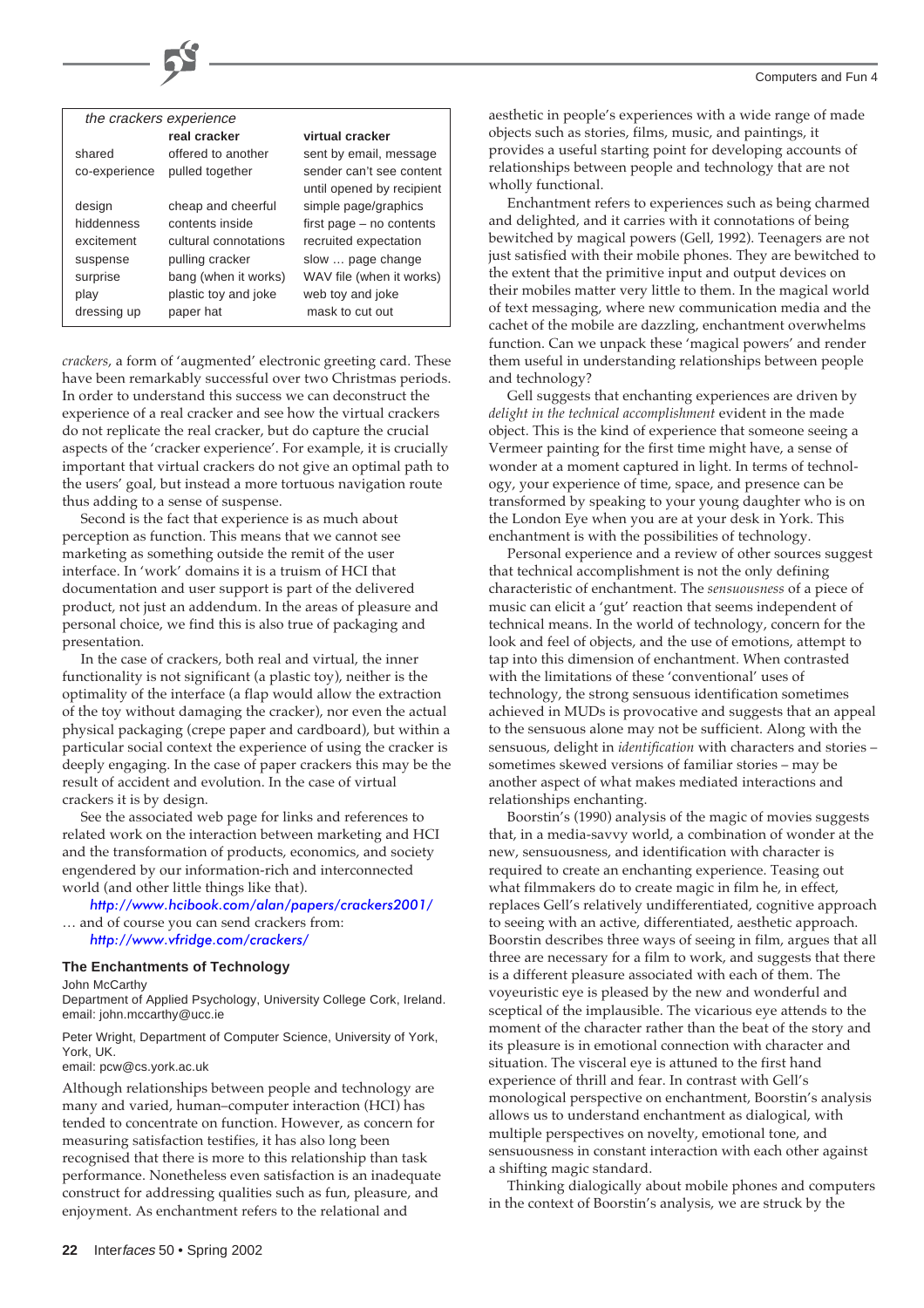| *the crackers experience* | real cracker | virtual cracker |
|---|---|---|
| shared | offered to another | sent by email, message |
| co-experience | pulled together | sender can't see content until opened by recipient |
| design | cheap and cheerful | simple page/graphics |
| hiddenness | contents inside | first page – no contents |
| excitement | cultural connotations | recruited expectation |
| suspense | pulling cracker | slow … page change |
| surprise | bang (when it works) | WAV file (when it works) |
| play | plastic toy and joke | web toy and joke |
| dressing up | paper hat | mask to cut out |

*crackers*, a form of 'augmented' electronic greeting card. These have been remarkably successful over two Christmas periods. In order to understand this success we can deconstruct the experience of a real cracker and see how the virtual crackers do not replicate the real cracker, but do capture the crucial aspects of the 'cracker experience'. For example, it is crucially important that virtual crackers do not give an optimal path to the users' goal, but instead a more tortuous navigation route thus adding to a sense of suspense.

Second is the fact that experience is as much about perception as function. This means that we cannot see marketing as something outside the remit of the user interface. In 'work' domains it is a truism of HCI that documentation and user support is part of the delivered product, not just an addendum. In the areas of pleasure and personal choice, we find this is also true of packaging and presentation.

In the case of crackers, both real and virtual, the inner functionality is not significant (a plastic toy), neither is the optimality of the interface (a flap would allow the extraction of the toy without damaging the cracker), nor even the actual physical packaging (crepe paper and cardboard), but within a particular social context the experience of using the cracker is deeply engaging. In the case of paper crackers this may be the result of accident and evolution. In the case of virtual crackers it is by design.

See the associated web page for links and references to related work on the interaction between marketing and HCI and the transformation of products, economics, and society engendered by our information-rich and interconnected world (and other little things like that).

http://www.hcibook.com/alan/papers/crackers2001/

… and of course you can send crackers from:

http://www.vfridge.com/crackers/

## The Enchantments of Technology

John McCarthy
Department of Applied Psychology, University College Cork, Ireland.
email: john.mccarthy@ucc.ie

Peter Wright, Department of Computer Science, University of York, York, UK.
email: pcw@cs.york.ac.uk

Although relationships between people and technology are many and varied, human–computer interaction (HCI) has tended to concentrate on function. However, as concern for measuring satisfaction testifies, it has also long been recognised that there is more to this relationship than task performance. Nonetheless even satisfaction is an inadequate construct for addressing qualities such as fun, pleasure, and enjoyment. As enchantment refers to the relational and aesthetic in people's experiences with a wide range of made objects such as stories, films, music, and paintings, it provides a useful starting point for developing accounts of relationships between people and technology that are not wholly functional.

Enchantment refers to experiences such as being charmed and delighted, and it carries with it connotations of being bewitched by magical powers (Gell, 1992). Teenagers are not just satisfied with their mobile phones. They are bewitched to the extent that the primitive input and output devices on their mobiles matter very little to them. In the magical world of text messaging, where new communication media and the cachet of the mobile are dazzling, enchantment overwhelms function. Can we unpack these 'magical powers' and render them useful in understanding relationships between people and technology?

Gell suggests that enchanting experiences are driven by *delight in the technical accomplishment* evident in the made object. This is the kind of experience that someone seeing a Vermeer painting for the first time might have, a sense of wonder at a moment captured in light. In terms of technology, your experience of time, space, and presence can be transformed by speaking to your young daughter who is on the London Eye when you are at your desk in York. This enchantment is with the possibilities of technology.

Personal experience and a review of other sources suggest that technical accomplishment is not the only defining characteristic of enchantment. The *sensuousness* of a piece of music can elicit a 'gut' reaction that seems independent of technical means. In the world of technology, concern for the look and feel of objects, and the use of emotions, attempt to tap into this dimension of enchantment. When contrasted with the limitations of these 'conventional' uses of technology, the strong sensuous identification sometimes achieved in MUDs is provocative and suggests that an appeal to the sensuous alone may not be sufficient. Along with the sensuous, delight in *identification* with characters and stories – sometimes skewed versions of familiar stories – may be another aspect of what makes mediated interactions and relationships enchanting.

Boorstin's (1990) analysis of the magic of movies suggests that, in a media-savvy world, a combination of wonder at the new, sensuousness, and identification with character is required to create an enchanting experience. Teasing out what filmmakers do to create magic in film he, in effect, replaces Gell's relatively undifferentiated, cognitive approach to seeing with an active, differentiated, aesthetic approach. Boorstin describes three ways of seeing in film, argues that all three are necessary for a film to work, and suggests that there is a different pleasure associated with each of them. The voyeuristic eye is pleased by the new and wonderful and sceptical of the implausible. The vicarious eye attends to the moment of the character rather than the beat of the story and its pleasure is in emotional connection with character and situation. The visceral eye is attuned to the first hand experience of thrill and fear. In contrast with Gell's monological perspective on enchantment, Boorstin's analysis allows us to understand enchantment as dialogical, with multiple perspectives on novelty, emotional tone, and sensuousness in constant interaction with each other against a shifting magic standard.

Thinking dialogically about mobile phones and computers in the context of Boorstin's analysis, we are struck by the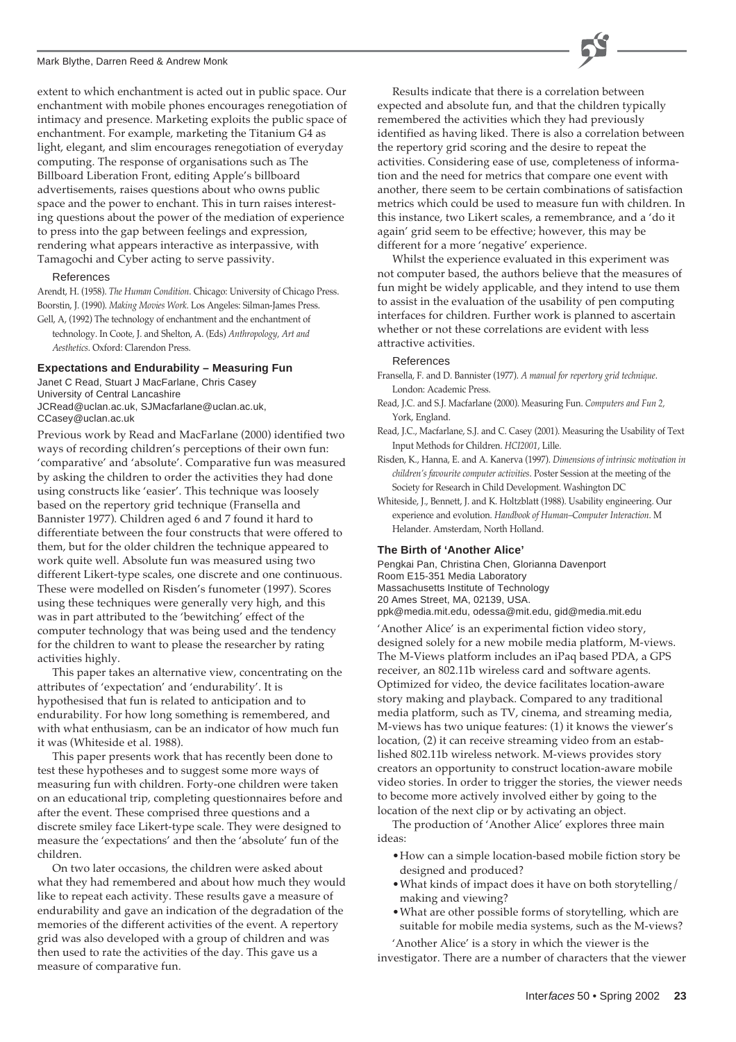extent to which enchantment is acted out in public space. Our enchantment with mobile phones encourages renegotiation of intimacy and presence. Marketing exploits the public space of enchantment. For example, marketing the Titanium G4 as light, elegant, and slim encourages renegotiation of everyday computing. The response of organisations such as The Billboard Liberation Front, editing Apple's billboard advertisements, raises questions about who owns public space and the power to enchant. This in turn raises interesting questions about the power of the mediation of experience to press into the gap between feelings and expression, rendering what appears interactive as interpassive, with Tamagochi and Cyber acting to serve passivity.

#### References

Arendt, H. (1958). *The Human Condition*. Chicago: University of Chicago Press.

Boorstin, J. (1990). *Making Movies Work*. Los Angeles: Silman-James Press.

Gell, A, (1992) The technology of enchantment and the enchantment of technology. In Coote, J. and Shelton, A. (Eds) *Anthropology, Art and Aesthetics*. Oxford: Clarendon Press.

### Expectations and Endurability – Measuring Fun

Janet C Read, Stuart J MacFarlane, Chris Casey
University of Central Lancashire
JCRead@uclan.ac.uk, SJMacfarlane@uclan.ac.uk, CCasey@uclan.ac.uk

Previous work by Read and MacFarlane (2000) identified two ways of recording children's perceptions of their own fun: 'comparative' and 'absolute'. Comparative fun was measured by asking the children to order the activities they had done using constructs like 'easier'. This technique was loosely based on the repertory grid technique (Fransella and Bannister 1977). Children aged 6 and 7 found it hard to differentiate between the four constructs that were offered to them, but for the older children the technique appeared to work quite well. Absolute fun was measured using two different Likert-type scales, one discrete and one continuous. These were modelled on Risden's funometer (1997). Scores using these techniques were generally very high, and this was in part attributed to the 'bewitching' effect of the computer technology that was being used and the tendency for the children to want to please the researcher by rating activities highly.

This paper takes an alternative view, concentrating on the attributes of 'expectation' and 'endurability'. It is hypothesised that fun is related to anticipation and to endurability. For how long something is remembered, and with what enthusiasm, can be an indicator of how much fun it was (Whiteside et al. 1988).

This paper presents work that has recently been done to test these hypotheses and to suggest some more ways of measuring fun with children. Forty-one children were taken on an educational trip, completing questionnaires before and after the event. These comprised three questions and a discrete smiley face Likert-type scale. They were designed to measure the 'expectations' and then the 'absolute' fun of the children.

On two later occasions, the children were asked about what they had remembered and about how much they would like to repeat each activity. These results gave a measure of endurability and gave an indication of the degradation of the memories of the different activities of the event. A repertory grid was also developed with a group of children and was then used to rate the activities of the day. This gave us a measure of comparative fun.

Results indicate that there is a correlation between expected and absolute fun, and that the children typically remembered the activities which they had previously identified as having liked. There is also a correlation between the repertory grid scoring and the desire to repeat the activities. Considering ease of use, completeness of information and the need for metrics that compare one event with another, there seem to be certain combinations of satisfaction metrics which could be used to measure fun with children. In this instance, two Likert scales, a remembrance, and a 'do it again' grid seem to be effective; however, this may be different for a more 'negative' experience.

Whilst the experience evaluated in this experiment was not computer based, the authors believe that the measures of fun might be widely applicable, and they intend to use them to assist in the evaluation of the usability of pen computing interfaces for children. Further work is planned to ascertain whether or not these correlations are evident with less attractive activities.

#### References

Fransella, F. and D. Bannister (1977). *A manual for repertory grid technique*. London: Academic Press.

Read, J.C. and S.J. Macfarlane (2000). Measuring Fun. *Computers and Fun 2,* York, England.

Read, J.C., Macfarlane, S.J. and C. Casey (2001). Measuring the Usability of Text Input Methods for Children. *HCI2001*, Lille.

Risden, K., Hanna, E. and A. Kanerva (1997). *Dimensions of intrinsic motivation in children's favourite computer activities*. Poster Session at the meeting of the Society for Research in Child Development. Washington DC

Whiteside, J., Bennett, J. and K. Holtzblatt (1988). Usability engineering. Our experience and evolution. *Handbook of Human–Computer Interaction*. M Helander. Amsterdam, North Holland.

### The Birth of 'Another Alice'

Pengkai Pan, Christina Chen, Glorianna Davenport
Room E15-351 Media Laboratory
Massachusetts Institute of Technology
20 Ames Street, MA, 02139, USA.
ppk@media.mit.edu, odessa@mit.edu, gid@media.mit.edu

'Another Alice' is an experimental fiction video story, designed solely for a new mobile media platform, M-views. The M-Views platform includes an iPaq based PDA, a GPS receiver, an 802.11b wireless card and software agents. Optimized for video, the device facilitates location-aware story making and playback. Compared to any traditional media platform, such as TV, cinema, and streaming media, M-views has two unique features: (1) it knows the viewer's location, (2) it can receive streaming video from an established 802.11b wireless network. M-views provides story creators an opportunity to construct location-aware mobile video stories. In order to trigger the stories, the viewer needs to become more actively involved either by going to the location of the next clip or by activating an object.

The production of 'Another Alice' explores three main ideas:

- How can a simple location-based mobile fiction story be designed and produced?
- What kinds of impact does it have on both storytelling/making and viewing?
- What are other possible forms of storytelling, which are suitable for mobile media systems, such as the M-views?

'Another Alice' is a story in which the viewer is the investigator. There are a number of characters that the viewer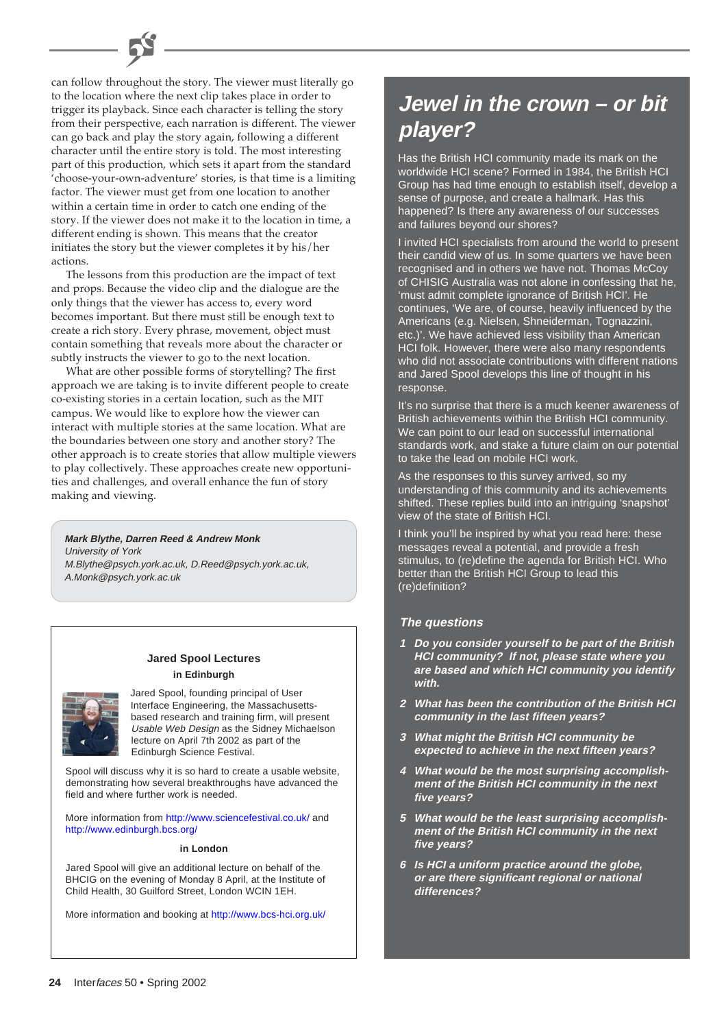can follow throughout the story. The viewer must literally go to the location where the next clip takes place in order to trigger its playback. Since each character is telling the story from their perspective, each narration is different. The viewer can go back and play the story again, following a different character until the entire story is told. The most interesting part of this production, which sets it apart from the standard 'choose-your-own-adventure' stories, is that time is a limiting factor. The viewer must get from one location to another within a certain time in order to catch one ending of the story. If the viewer does not make it to the location in time, a different ending is shown. This means that the creator initiates the story but the viewer completes it by his/her actions.

The lessons from this production are the impact of text and props. Because the video clip and the dialogue are the only things that the viewer has access to, every word becomes important. But there must still be enough text to create a rich story. Every phrase, movement, object must contain something that reveals more about the character or subtly instructs the viewer to go to the next location.

What are other possible forms of storytelling? The first approach we are taking is to invite different people to create co-existing stories in a certain location, such as the MIT campus. We would like to explore how the viewer can interact with multiple stories at the same location. What are the boundaries between one story and another story? The other approach is to create stories that allow multiple viewers to play collectively. These approaches create new opportunities and challenges, and overall enhance the fun of story making and viewing.

***Mark Blythe, Darren Reed & Andrew Monk***
*University of York*
*M.Blythe@psych.york.ac.uk, D.Reed@psych.york.ac.uk, A.Monk@psych.york.ac.uk*

**Jared Spool Lectures**

**in Edinburgh**

Jared Spool, founding principal of User Interface Engineering, the Massachusetts-based research and training firm, will present *Usable Web Design* as the Sidney Michaelson lecture on April 7th 2002 as part of the Edinburgh Science Festival.

Spool will discuss why it is so hard to create a usable website, demonstrating how several breakthroughs have advanced the field and where further work is needed.

More information from http://www.sciencefestival.co.uk/ and http://www.edinburgh.bcs.org/

**in London**

Jared Spool will give an additional lecture on behalf of the BHCIG on the evening of Monday 8 April, at the Institute of Child Health, 30 Guilford Street, London WCIN 1EH.

More information and booking at http://www.bcs-hci.org.uk/

# *Jewel in the crown – or bit player?*

Has the British HCI community made its mark on the worldwide HCI scene? Formed in 1984, the British HCI Group has had time enough to establish itself, develop a sense of purpose, and create a hallmark. Has this happened? Is there any awareness of our successes and failures beyond our shores?

I invited HCI specialists from around the world to present their candid view of us. In some quarters we have been recognised and in others we have not. Thomas McCoy of CHISIG Australia was not alone in confessing that he, 'must admit complete ignorance of British HCI'. He continues, 'We are, of course, heavily influenced by the Americans (e.g. Nielsen, Shneiderman, Tognazzini, etc.)'. We have achieved less visibility than American HCI folk. However, there were also many respondents who did not associate contributions with different nations and Jared Spool develops this line of thought in his response.

It's no surprise that there is a much keener awareness of British achievements within the British HCI community. We can point to our lead on successful international standards work, and stake a future claim on our potential to take the lead on mobile HCI work.

As the responses to this survey arrived, so my understanding of this community and its achievements shifted. These replies build into an intriguing 'snapshot' view of the state of British HCI.

I think you'll be inspired by what you read here: these messages reveal a potential, and provide a fresh stimulus, to (re)define the agenda for British HCI. Who better than the British HCI Group to lead this (re)definition?

### *The questions*

1. ***Do you consider yourself to be part of the British HCI community? If not, please state where you are based and which HCI community you identify with.***
2. ***What has been the contribution of the British HCI community in the last fifteen years?***
3. ***What might the British HCI community be expected to achieve in the next fifteen years?***
4. ***What would be the most surprising accomplishment of the British HCI community in the next five years?***
5. ***What would be the least surprising accomplishment of the British HCI community in the next five years?***
6. ***Is HCI a uniform practice around the globe, or are there significant regional or national differences?***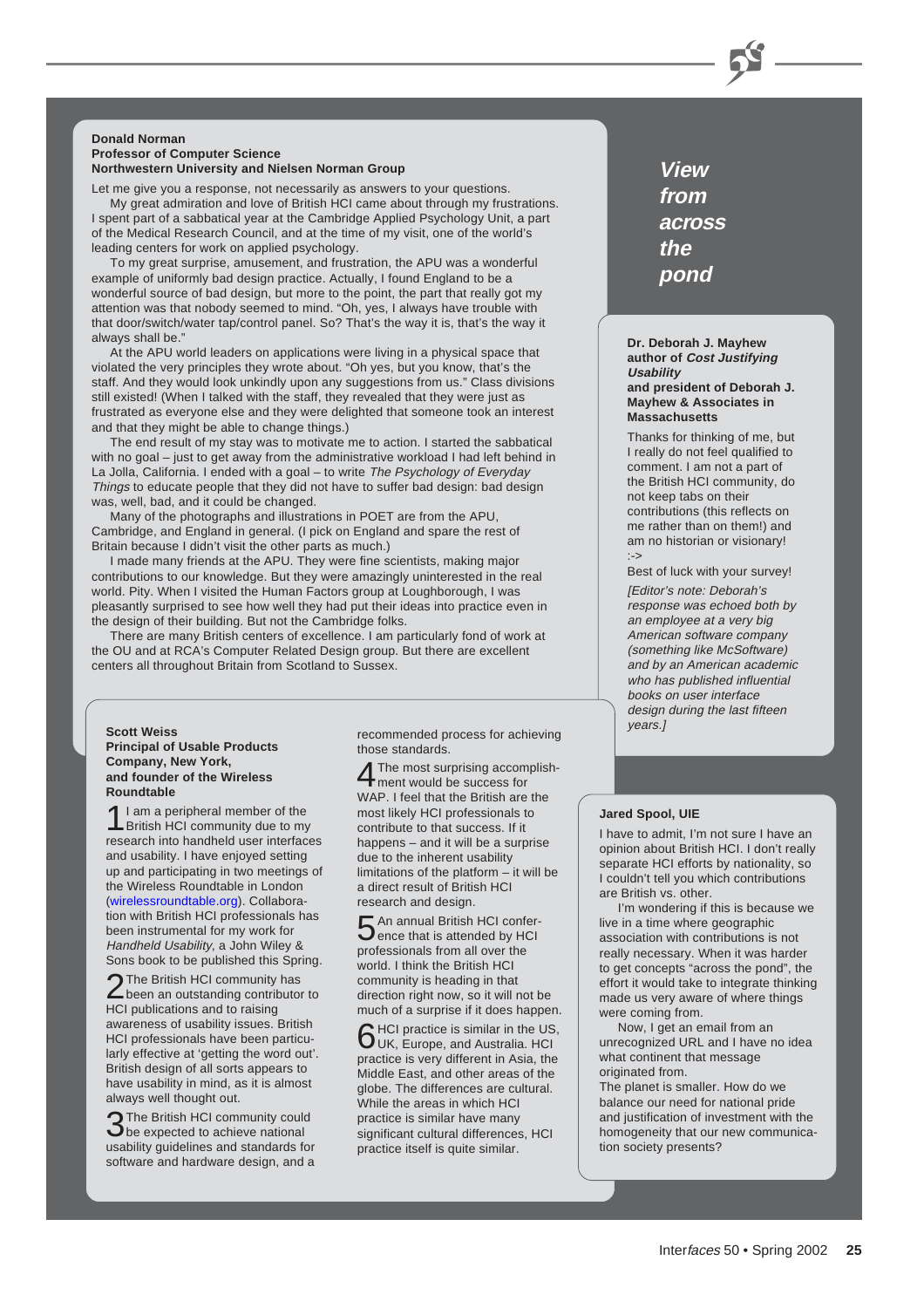# View from across the pond

**Donald Norman**
**Professor of Computer Science**
**Northwestern University and Nielsen Norman Group**

Let me give you a response, not necessarily as answers to your questions.

My great admiration and love of British HCI came about through my frustrations. I spent part of a sabbatical year at the Cambridge Applied Psychology Unit, a part of the Medical Research Council, and at the time of my visit, one of the world's leading centers for work on applied psychology.

To my great surprise, amusement, and frustration, the APU was a wonderful example of uniformly bad design practice. Actually, I found England to be a wonderful source of bad design, but more to the point, the part that really got my attention was that nobody seemed to mind. "Oh, yes, I always have trouble with that door/switch/water tap/control panel. So? That's the way it is, that's the way it always shall be."

At the APU world leaders on applications were living in a physical space that violated the very principles they wrote about. "Oh yes, but you know, that's the staff. And they would look unkindly upon any suggestions from us." Class divisions still existed! (When I talked with the staff, they revealed that they were just as frustrated as everyone else and they were delighted that someone took an interest and that they might be able to change things.)

The end result of my stay was to motivate me to action. I started the sabbatical with no goal – just to get away from the administrative workload I had left behind in La Jolla, California. I ended with a goal – to write *The Psychology of Everyday Things* to educate people that they did not have to suffer bad design: bad design was, well, bad, and it could be changed.

Many of the photographs and illustrations in POET are from the APU, Cambridge, and England in general. (I pick on England and spare the rest of Britain because I didn't visit the other parts as much.)

I made many friends at the APU. They were fine scientists, making major contributions to our knowledge. But they were amazingly uninterested in the real world. Pity. When I visited the Human Factors group at Loughborough, I was pleasantly surprised to see how well they had put their ideas into practice even in the design of their building. But not the Cambridge folks.

There are many British centers of excellence. I am particularly fond of work at the OU and at RCA's Computer Related Design group. But there are excellent centers all throughout Britain from Scotland to Sussex.

**Dr. Deborah J. Mayhew**
**author of *Cost Justifying Usability***
**and president of Deborah J. Mayhew & Associates in Massachusetts**

Thanks for thinking of me, but I really do not feel qualified to comment. I am not a part of the British HCI community, do not keep tabs on their contributions (this reflects on me rather than on them!) and am no historian or visionary! :->

Best of luck with your survey!

*[Editor's note: Deborah's response was echoed both by an employee at a very big American software company (something like McSoftware) and by an American academic who has published influential books on user interface design during the last fifteen years.]*

**Scott Weiss**
**Principal of Usable Products Company, New York,**
**and founder of the Wireless Roundtable**

1 I am a peripheral member of the British HCI community due to my research into handheld user interfaces and usability. I have enjoyed setting up and participating in two meetings of the Wireless Roundtable in London (wirelessroundtable.org). Collaboration with British HCI professionals has been instrumental for my work for *Handheld Usability*, a John Wiley & Sons book to be published this Spring.

2 The British HCI community has been an outstanding contributor to HCI publications and to raising awareness of usability issues. British HCI professionals have been particularly effective at 'getting the word out'. British design of all sorts appears to have usability in mind, as it is almost always well thought out.

3 The British HCI community could be expected to achieve national usability guidelines and standards for software and hardware design, and a recommended process for achieving those standards.

4 The most surprising accomplishment would be success for WAP. I feel that the British are the most likely HCI professionals to contribute to that success. If it happens – and it will be a surprise due to the inherent usability limitations of the platform – it will be a direct result of British HCI research and design.

5 An annual British HCI conference that is attended by HCI professionals from all over the world. I think the British HCI community is heading in that direction right now, so it will not be much of a surprise if it does happen.

6 HCI practice is similar in the US, UK, Europe, and Australia. HCI practice is very different in Asia, the Middle East, and other areas of the globe. The differences are cultural. While the areas in which HCI practice is similar have many significant cultural differences, HCI practice itself is quite similar.

**Jared Spool, UIE**

I have to admit, I'm not sure I have an opinion about British HCI. I don't really separate HCI efforts by nationality, so I couldn't tell you which contributions are British vs. other.

I'm wondering if this is because we live in a time where geographic association with contributions is not really necessary. When it was harder to get concepts "across the pond", the effort it would take to integrate thinking made us very aware of where things were coming from.

Now, I get an email from an unrecognized URL and I have no idea what continent that message originated from.

The planet is smaller. How do we balance our need for national pride and justification of investment with the homogeneity that our new communication society presents?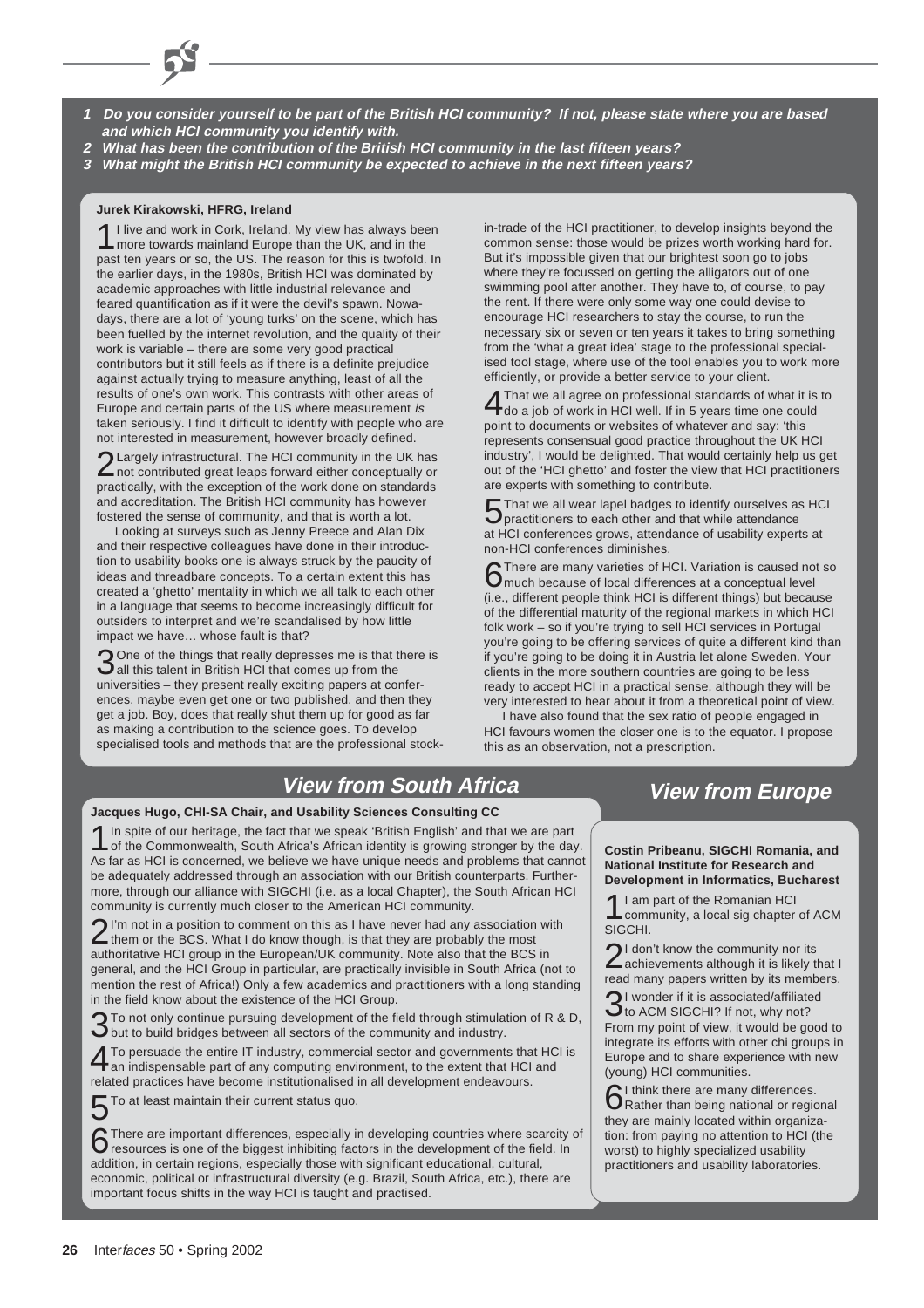**1 Do you consider yourself to be part of the British HCI community? If not, please state where you are based and which HCI community you identify with.**

**2 What has been the contribution of the British HCI community in the last fifteen years?**

**3 What might the British HCI community be expected to achieve in the next fifteen years?**

**Jurek Kirakowski, HFRG, Ireland**

1 I live and work in Cork, Ireland. My view has always been more towards mainland Europe than the UK, and in the past ten years or so, the US. The reason for this is twofold. In the earlier days, in the 1980s, British HCI was dominated by academic approaches with little industrial relevance and feared quantification as if it were the devil's spawn. Nowadays, there are a lot of 'young turks' on the scene, which has been fuelled by the internet revolution, and the quality of their work is variable – there are some very good practical contributors but it still feels as if there is a definite prejudice against actually trying to measure anything, least of all the results of one's own work. This contrasts with other areas of Europe and certain parts of the US where measurement *is* taken seriously. I find it difficult to identify with people who are not interested in measurement, however broadly defined.

2 Largely infrastructural. The HCI community in the UK has not contributed great leaps forward either conceptually or practically, with the exception of the work done on standards and accreditation. The British HCI community has however fostered the sense of community, and that is worth a lot.

Looking at surveys such as Jenny Preece and Alan Dix and their respective colleagues have done in their introduction to usability books one is always struck by the paucity of ideas and threadbare concepts. To a certain extent this has created a 'ghetto' mentality in which we all talk to each other in a language that seems to become increasingly difficult for outsiders to interpret and we're scandalised by how little impact we have… whose fault is that?

3 One of the things that really depresses me is that there is all this talent in British HCI that comes up from the universities – they present really exciting papers at conferences, maybe even get one or two published, and then they get a job. Boy, does that really shut them up for good as far as making a contribution to the science goes. To develop specialised tools and methods that are the professional stock-in-trade of the HCI practitioner, to develop insights beyond the common sense: those would be prizes worth working hard for. But it's impossible given that our brightest soon go to jobs where they're focussed on getting the alligators out of one swimming pool after another. They have to, of course, to pay the rent. If there were only some way one could devise to encourage HCI researchers to stay the course, to run the necessary six or seven or ten years it takes to bring something from the 'what a great idea' stage to the professional specialised tool stage, where use of the tool enables you to work more efficiently, or provide a better service to your client.

4 That we all agree on professional standards of what it is to do a job of work in HCI well. If in 5 years time one could point to documents or websites of whatever and say: 'this represents consensual good practice throughout the UK HCI industry', I would be delighted. That would certainly help us get out of the 'HCI ghetto' and foster the view that HCI practitioners are experts with something to contribute.

5 That we all wear lapel badges to identify ourselves as HCI practitioners to each other and that while attendance at HCI conferences grows, attendance of usability experts at non-HCI conferences diminishes.

6 There are many varieties of HCI. Variation is caused not so much because of local differences at a conceptual level (i.e., different people think HCI is different things) but because of the differential maturity of the regional markets in which HCI folk work – so if you're trying to sell HCI services in Portugal you're going to be offering services of quite a different kind than if you're going to be doing it in Austria let alone Sweden. Your clients in the more southern countries are going to be less ready to accept HCI in a practical sense, although they will be very interested to hear about it from a theoretical point of view.

I have also found that the sex ratio of people engaged in HCI favours women the closer one is to the equator. I propose this as an observation, not a prescription.

## View from South Africa

**Jacques Hugo, CHI-SA Chair, and Usability Sciences Consulting CC**

1 In spite of our heritage, the fact that we speak 'British English' and that we are part of the Commonwealth, South Africa's African identity is growing stronger by the day. As far as HCI is concerned, we believe we have unique needs and problems that cannot be adequately addressed through an association with our British counterparts. Furthermore, through our alliance with SIGCHI (i.e. as a local Chapter), the South African HCI community is currently much closer to the American HCI community.

2 I'm not in a position to comment on this as I have never had any association with them or the BCS. What I do know though, is that they are probably the most authoritative HCI group in the European/UK community. Note also that the BCS in general, and the HCI Group in particular, are practically invisible in South Africa (not to mention the rest of Africa!) Only a few academics and practitioners with a long standing in the field know about the existence of the HCI Group.

3 To not only continue pursuing development of the field through stimulation of R & D, but to build bridges between all sectors of the community and industry.

4 To persuade the entire IT industry, commercial sector and governments that HCI is an indispensable part of any computing environment, to the extent that HCI and related practices have become institutionalised in all development endeavours.

5 To at least maintain their current status quo.

6 There are important differences, especially in developing countries where scarcity of resources is one of the biggest inhibiting factors in the development of the field. In addition, in certain regions, especially those with significant educational, cultural, economic, political or infrastructural diversity (e.g. Brazil, South Africa, etc.), there are important focus shifts in the way HCI is taught and practised.

## View from Europe

**Costin Pribeanu, SIGCHI Romania, and National Institute for Research and Development in Informatics, Bucharest**

1 I am part of the Romanian HCI community, a local sig chapter of ACM SIGCHI.

2 I don't know the community nor its achievements although it is likely that I read many papers written by its members.

3 I wonder if it is associated/affiliated to ACM SIGCHI? If not, why not? From my point of view, it would be good to integrate its efforts with other chi groups in Europe and to share experience with new (young) HCI communities.

6 I think there are many differences. Rather than being national or regional they are mainly located within organization: from paying no attention to HCI (the worst) to highly specialized usability practitioners and usability laboratories.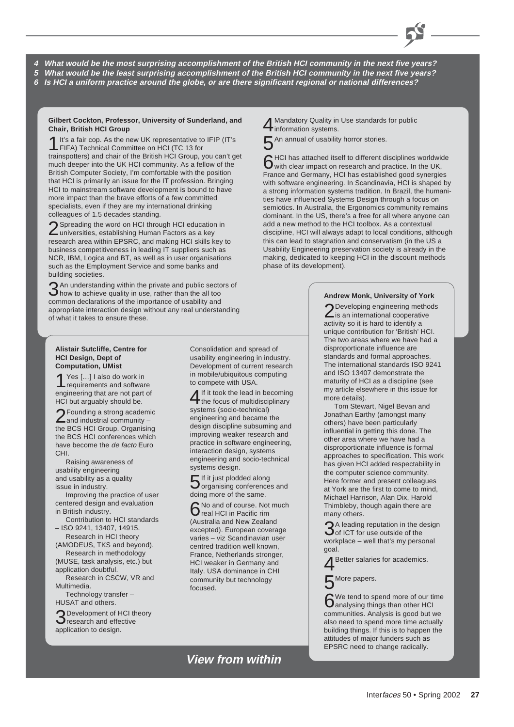**4 What would be the most surprising accomplishment of the British HCI community in the next five years?**

**5 What would be the least surprising accomplishment of the British HCI community in the next five years?**

**6 Is HCI a uniform practice around the globe, or are there significant regional or national differences?**

**Gilbert Cockton, Professor, University of Sunderland, and Chair, British HCI Group**

1 It's a fair cop. As the new UK representative to IFIP (IT's FIFA) Technical Committee on HCI (TC 13 for trainspotters) and chair of the British HCI Group, you can't get much deeper into the UK HCI community. As a fellow of the British Computer Society, I'm comfortable with the position that HCI is primarily an issue for the IT profession. Bringing HCI to mainstream software development is bound to have more impact than the brave efforts of a few committed specialists, even if they are my international drinking colleagues of 1.5 decades standing.

2 Spreading the word on HCI through HCI education in universities, establishing Human Factors as a key research area within EPSRC, and making HCI skills key to business competitiveness in leading IT suppliers such as NCR, IBM, Logica and BT, as well as in user organisations such as the Employment Service and some banks and building societies.

3 An understanding within the private and public sectors of how to achieve quality in use, rather than the all too common declarations of the importance of usability and appropriate interaction design without any real understanding of what it takes to ensure these.

4 Mandatory Quality in Use standards for public information systems.

5 An annual of usability horror stories.

6 HCI has attached itself to different disciplines worldwide with clear impact on research and practice. In the UK, France and Germany, HCI has established good synergies with software engineering. In Scandinavia, HCI is shaped by a strong information systems tradition. In Brazil, the humanities have influenced Systems Design through a focus on semiotics. In Australia, the Ergonomics community remains dominant. In the US, there's a free for all where anyone can add a new method to the HCI toolbox. As a contextual discipline, HCI will always adapt to local conditions, although this can lead to stagnation and conservatism (in the US a Usability Engineering preservation society is already in the making, dedicated to keeping HCI in the discount methods phase of its development).

**Alistair Sutcliffe, Centre for HCI Design, Dept of Computation, UMist**

1 Yes […] I also do work in requirements and software engineering that are not part of HCI but arguably should be.

2 Founding a strong academic and industrial community – the BCS HCI Group. Organising the BCS HCI conferences which have become the *de facto* Euro CHI.

Raising awareness of usability engineering and usability as a quality issue in industry.

Improving the practice of user centered design and evaluation in British industry.

Contribution to HCI standards – ISO 9241, 13407, 14915.

Research in HCI theory (AMODEUS, TKS and beyond).

Research in methodology (MUSE, task analysis, etc.) but application doubtful.

Research in CSCW, VR and Multimedia.

Technology transfer – HUSAT and others.

3 Development of HCI theory research and effective application to design.

Consolidation and spread of usability engineering in industry. Development of current research in mobile/ubiquitous computing to compete with USA.

4 If it took the lead in becoming the focus of multidisciplinary systems (socio-technical) engineering and became the design discipline subsuming and improving weaker research and practice in software engineering, interaction design, systems engineering and socio-technical systems design.

5 If it just plodded along organising conferences and doing more of the same.

6 No and of course. Not much real HCI in Pacific rim (Australia and New Zealand excepted). European coverage varies – viz Scandinavian user centred tradition well known, France, Netherlands stronger, HCI weaker in Germany and Italy. USA dominance in CHI community but technology focused.

**Andrew Monk, University of York**

2 Developing engineering methods is an international cooperative activity so it is hard to identify a unique contribution for 'British' HCI. The two areas where we have had a disproportionate influence are standards and formal approaches. The international standards ISO 9241 and ISO 13407 demonstrate the maturity of HCI as a discipline (see my article elsewhere in this issue for more details).

Tom Stewart, Nigel Bevan and Jonathan Earthy (amongst many others) have been particularly influential in getting this done. The other area where we have had a disproportionate influence is formal approaches to specification. This work has given HCI added respectability in the computer science community. Here former and present colleagues at York are the first to come to mind, Michael Harrison, Alan Dix, Harold Thimbleby, though again there are many others.

3 A leading reputation in the design of ICT for use outside of the workplace – well that's my personal goal.

4 Better salaries for academics.

5 More papers.

6 We tend to spend more of our time analysing things than other HCI communities. Analysis is good but we also need to spend more time actually building things. If this is to happen the attitudes of major funders such as EPSRC need to change radically.

**View from within**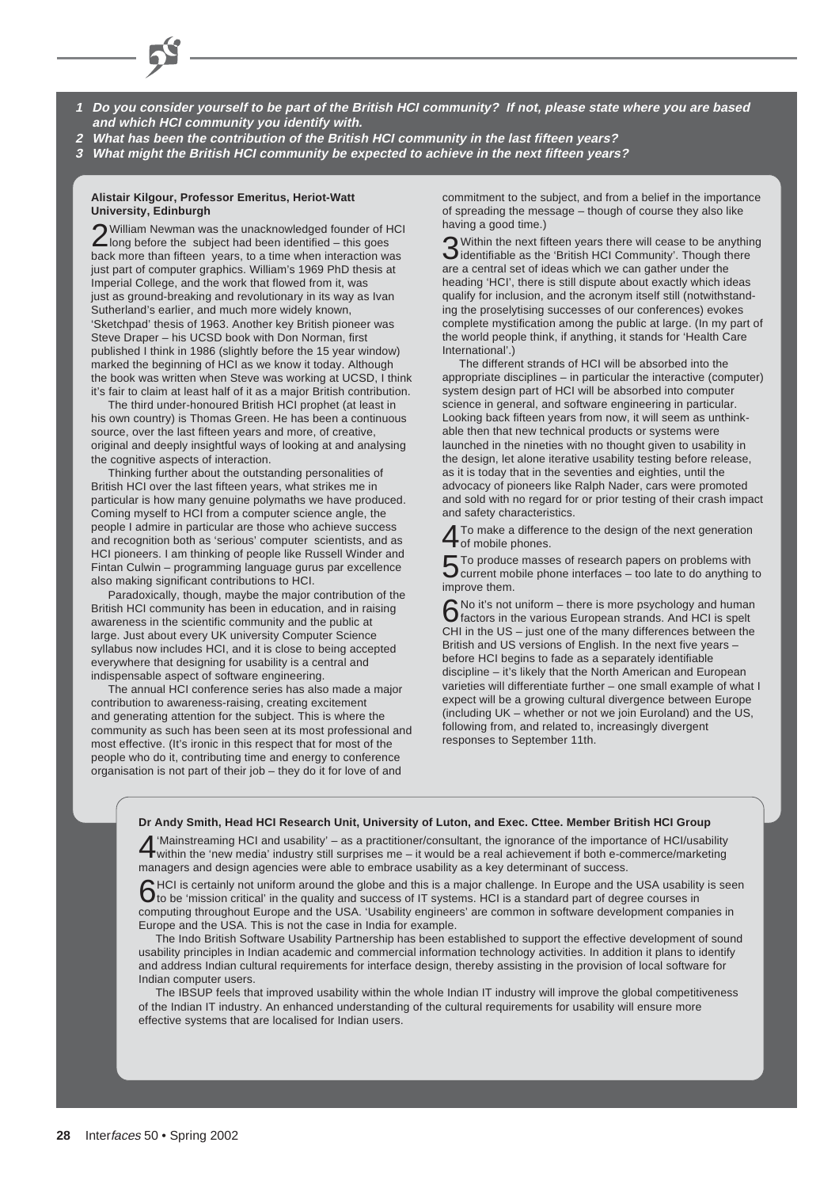**1 Do you consider yourself to be part of the British HCI community? If not, please state where you are based and which HCI community you identify with.**

**2 What has been the contribution of the British HCI community in the last fifteen years?**

**3 What might the British HCI community be expected to achieve in the next fifteen years?**

**Alistair Kilgour, Professor Emeritus, Heriot-Watt University, Edinburgh**

2 William Newman was the unacknowledged founder of HCI long before the subject had been identified – this goes back more than fifteen years, to a time when interaction was just part of computer graphics. William's 1969 PhD thesis at Imperial College, and the work that flowed from it, was just as ground-breaking and revolutionary in its way as Ivan Sutherland's earlier, and much more widely known, 'Sketchpad' thesis of 1963. Another key British pioneer was Steve Draper – his UCSD book with Don Norman, first published I think in 1986 (slightly before the 15 year window) marked the beginning of HCI as we know it today. Although the book was written when Steve was working at UCSD, I think it's fair to claim at least half of it as a major British contribution.

The third under-honoured British HCI prophet (at least in his own country) is Thomas Green. He has been a continuous source, over the last fifteen years and more, of creative, original and deeply insightful ways of looking at and analysing the cognitive aspects of interaction.

Thinking further about the outstanding personalities of British HCI over the last fifteen years, what strikes me in particular is how many genuine polymaths we have produced. Coming myself to HCI from a computer science angle, the people I admire in particular are those who achieve success and recognition both as 'serious' computer scientists, and as HCI pioneers. I am thinking of people like Russell Winder and Fintan Culwin – programming language gurus par excellence also making significant contributions to HCI.

Paradoxically, though, maybe the major contribution of the British HCI community has been in education, and in raising awareness in the scientific community and the public at large. Just about every UK university Computer Science syllabus now includes HCI, and it is close to being accepted everywhere that designing for usability is a central and indispensable aspect of software engineering.

The annual HCI conference series has also made a major contribution to awareness-raising, creating excitement and generating attention for the subject. This is where the community as such has been seen at its most professional and most effective. (It's ironic in this respect that for most of the people who do it, contributing time and energy to conference organisation is not part of their job – they do it for love of and commitment to the subject, and from a belief in the importance of spreading the message – though of course they also like having a good time.)

3 Within the next fifteen years there will cease to be anything identifiable as the 'British HCI Community'. Though there are a central set of ideas which we can gather under the heading 'HCI', there is still dispute about exactly which ideas qualify for inclusion, and the acronym itself still (notwithstanding the proselytising successes of our conferences) evokes complete mystification among the public at large. (In my part of the world people think, if anything, it stands for 'Health Care International'.)

The different strands of HCI will be absorbed into the appropriate disciplines – in particular the interactive (computer) system design part of HCI will be absorbed into computer science in general, and software engineering in particular. Looking back fifteen years from now, it will seem as unthinkable then that new technical products or systems were launched in the nineties with no thought given to usability in the design, let alone iterative usability testing before release, as it is today that in the seventies and eighties, until the advocacy of pioneers like Ralph Nader, cars were promoted and sold with no regard for or prior testing of their crash impact and safety characteristics.

4 To make a difference to the design of the next generation of mobile phones.

5 To produce masses of research papers on problems with current mobile phone interfaces – too late to do anything to improve them.

6 No it's not uniform – there is more psychology and human factors in the various European strands. And HCI is spelt CHI in the US – just one of the many differences between the British and US versions of English. In the next five years – before HCI begins to fade as a separately identifiable discipline – it's likely that the North American and European varieties will differentiate further – one small example of what I expect will be a growing cultural divergence between Europe (including UK – whether or not we join Euroland) and the US, following from, and related to, increasingly divergent responses to September 11th.

**Dr Andy Smith, Head HCI Research Unit, University of Luton, and Exec. Cttee. Member British HCI Group**

4 'Mainstreaming HCI and usability' – as a practitioner/consultant, the ignorance of the importance of HCI/usability within the 'new media' industry still surprises me – it would be a real achievement if both e-commerce/marketing managers and design agencies were able to embrace usability as a key determinant of success.

6 HCI is certainly not uniform around the globe and this is a major challenge. In Europe and the USA usability is seen to be 'mission critical' in the quality and success of IT systems. HCI is a standard part of degree courses in computing throughout Europe and the USA. 'Usability engineers' are common in software development companies in Europe and the USA. This is not the case in India for example.

The Indo British Software Usability Partnership has been established to support the effective development of sound usability principles in Indian academic and commercial information technology activities. In addition it plans to identify and address Indian cultural requirements for interface design, thereby assisting in the provision of local software for Indian computer users.

The IBSUP feels that improved usability within the whole Indian IT industry will improve the global competitiveness of the Indian IT industry. An enhanced understanding of the cultural requirements for usability will ensure more effective systems that are localised for Indian users.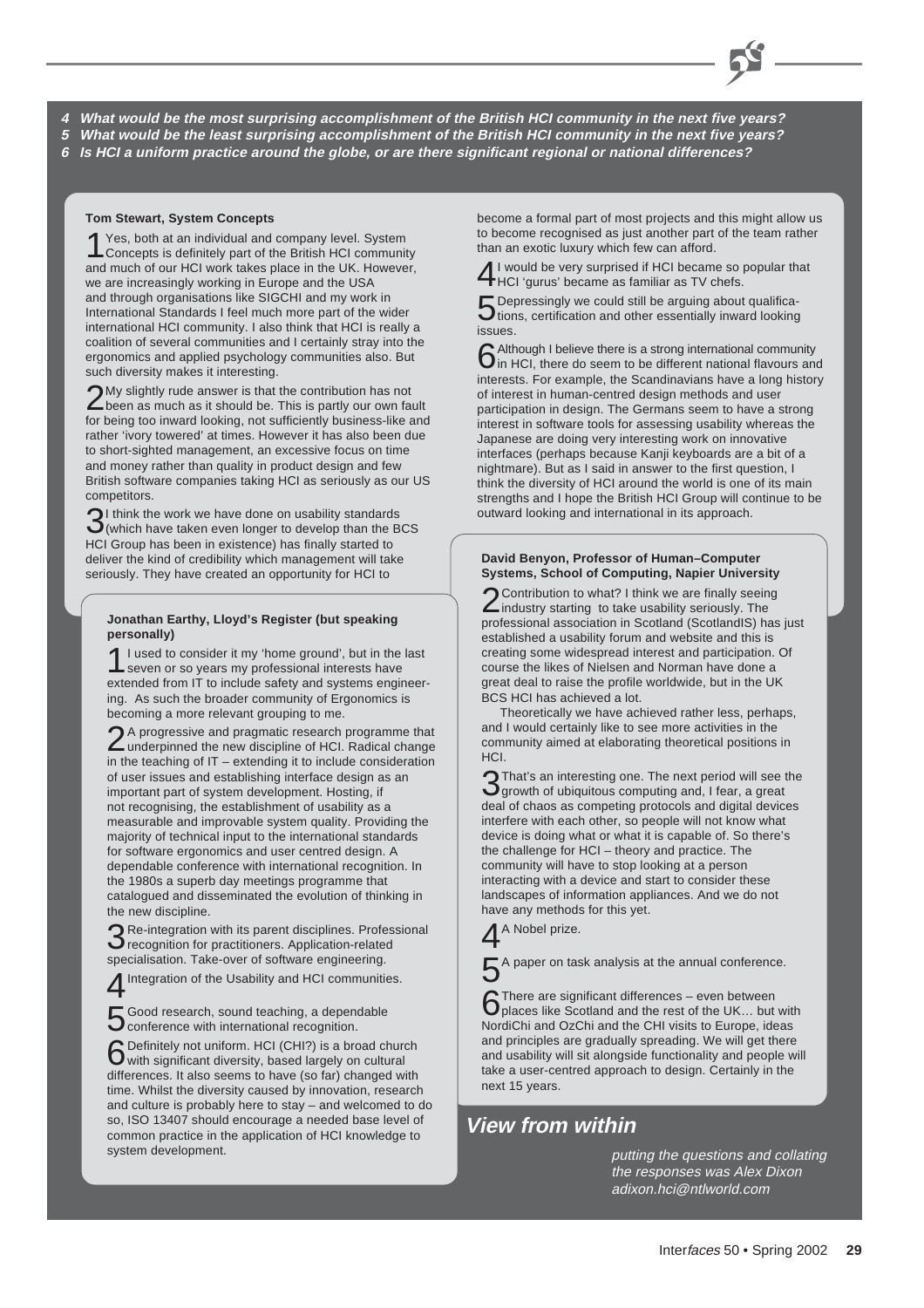**4 What would be the most surprising accomplishment of the British HCI community in the next five years?**
**5 What would be the least surprising accomplishment of the British HCI community in the next five years?**
**6 Is HCI a uniform practice around the globe, or are there significant regional or national differences?**

**Tom Stewart, System Concepts**

1 Yes, both at an individual and company level. System Concepts is definitely part of the British HCI community and much of our HCI work takes place in the UK. However, we are increasingly working in Europe and the USA and through organisations like SIGCHI and my work in International Standards I feel much more part of the wider international HCI community. I also think that HCI is really a coalition of several communities and I certainly stray into the ergonomics and applied psychology communities also. But such diversity makes it interesting.

2 My slightly rude answer is that the contribution has not been as much as it should be. This is partly our own fault for being too inward looking, not sufficiently business-like and rather 'ivory towered' at times. However it has also been due to short-sighted management, an excessive focus on time and money rather than quality in product design and few British software companies taking HCI as seriously as our US competitors.

3 I think the work we have done on usability standards (which have taken even longer to develop than the BCS HCI Group has been in existence) has finally started to deliver the kind of credibility which management will take seriously. They have created an opportunity for HCI to become a formal part of most projects and this might allow us to become recognised as just another part of the team rather than an exotic luxury which few can afford.

4 I would be very surprised if HCI became so popular that HCI 'gurus' became as familiar as TV chefs.

5 Depressingly we could still be arguing about qualifications, certification and other essentially inward looking issues.

6 Although I believe there is a strong international community in HCI, there do seem to be different national flavours and interests. For example, the Scandinavians have a long history of interest in human-centred design methods and user participation in design. The Germans seem to have a strong interest in software tools for assessing usability whereas the Japanese are doing very interesting work on innovative interfaces (perhaps because Kanji keyboards are a bit of a nightmare). But as I said in answer to the first question, I think the diversity of HCI around the world is one of its main strengths and I hope the British HCI Group will continue to be outward looking and international in its approach.

**Jonathan Earthy, Lloyd's Register (but speaking personally)**

1 I used to consider it my 'home ground', but in the last seven or so years my professional interests have extended from IT to include safety and systems engineering. As such the broader community of Ergonomics is becoming a more relevant grouping to me.

2 A progressive and pragmatic research programme that underpinned the new discipline of HCI. Radical change in the teaching of IT – extending it to include consideration of user issues and establishing interface design as an important part of system development. Hosting, if not recognising, the establishment of usability as a measurable and improvable system quality. Providing the majority of technical input to the international standards for software ergonomics and user centred design. A dependable conference with international recognition. In the 1980s a superb day meetings programme that catalogued and disseminated the evolution of thinking in the new discipline.

3 Re-integration with its parent disciplines. Professional recognition for practitioners. Application-related specialisation. Take-over of software engineering.

4 Integration of the Usability and HCI communities.

5 Good research, sound teaching, a dependable conference with international recognition.

6 Definitely not uniform. HCI (CHI?) is a broad church with significant diversity, based largely on cultural differences. It also seems to have (so far) changed with time. Whilst the diversity caused by innovation, research and culture is probably here to stay – and welcomed to do so, ISO 13407 should encourage a needed base level of common practice in the application of HCI knowledge to system development.

**David Benyon, Professor of Human–Computer Systems, School of Computing, Napier University**

2 Contribution to what? I think we are finally seeing industry starting to take usability seriously. The professional association in Scotland (ScotlandIS) has just established a usability forum and website and this is creating some widespread interest and participation. Of course the likes of Nielsen and Norman have done a great deal to raise the profile worldwide, but in the UK BCS HCI has achieved a lot.

Theoretically we have achieved rather less, perhaps, and I would certainly like to see more activities in the community aimed at elaborating theoretical positions in HCI.

3 That's an interesting one. The next period will see the growth of ubiquitous computing and, I fear, a great deal of chaos as competing protocols and digital devices interfere with each other, so people will not know what device is doing what or what it is capable of. So there's the challenge for HCI – theory and practice. The community will have to stop looking at a person interacting with a device and start to consider these landscapes of information appliances. And we do not have any methods for this yet.

4 A Nobel prize.

5 A paper on task analysis at the annual conference.

6 There are significant differences – even between places like Scotland and the rest of the UK… but with NordiChi and OzChi and the CHI visits to Europe, ideas and principles are gradually spreading. We will get there and usability will sit alongside functionality and people will take a user-centred approach to design. Certainly in the next 15 years.

## View from within

*putting the questions and collating the responses was Alex Dixon adixon.hci@ntlworld.com*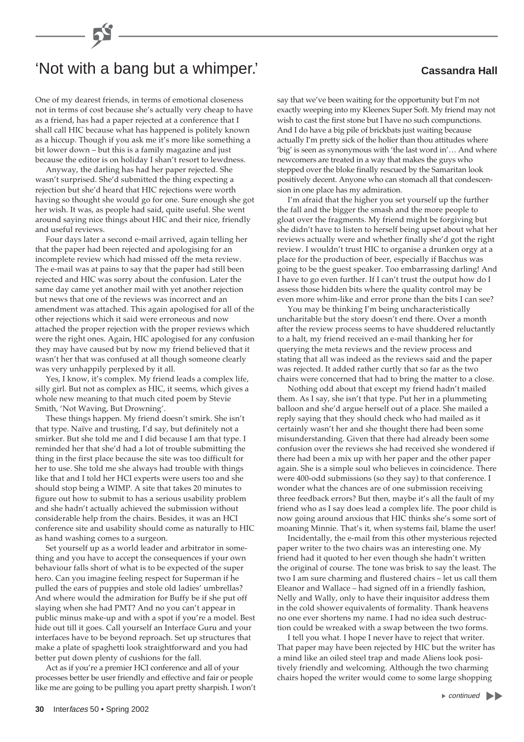# 'Not with a bang but a whimper.'

**Cassandra Hall**

One of my dearest friends, in terms of emotional closeness not in terms of cost because she's actually very cheap to have as a friend, has had a paper rejected at a conference that I shall call HIC because what has happened is politely known as a hiccup. Though if you ask me it's more like something a bit lower down – but this is a family magazine and just because the editor is on holiday I shan't resort to lewdness.

Anyway, the darling has had her paper rejected. She wasn't surprised. She'd submitted the thing expecting a rejection but she'd heard that HIC rejections were worth having so thought she would go for one. Sure enough she got her wish. It was, as people had said, quite useful. She went around saying nice things about HIC and their nice, friendly and useful reviews.

Four days later a second e-mail arrived, again telling her that the paper had been rejected and apologising for an incomplete review which had missed off the meta review. The e-mail was at pains to say that the paper had still been rejected and HIC was sorry about the confusion. Later the same day came yet another mail with yet another rejection but news that one of the reviews was incorrect and an amendment was attached. This again apologised for all of the other rejections which it said were erroneous and now attached the proper rejection with the proper reviews which were the right ones. Again, HIC apologised for any confusion they may have caused but by now my friend believed that it wasn't her that was confused at all though someone clearly was very unhappily perplexed by it all.

Yes, I know, it's complex. My friend leads a complex life, silly girl. But not as complex as HIC, it seems, which gives a whole new meaning to that much cited poem by Stevie Smith, 'Not Waving, But Drowning'.

These things happen. My friend doesn't smirk. She isn't that type. Naïve and trusting, I'd say, but definitely not a smirker. But she told me and I did because I am that type. I reminded her that she'd had a lot of trouble submitting the thing in the first place because the site was too difficult for her to use. She told me she always had trouble with things like that and I told her HCI experts were users too and she should stop being a WIMP. A site that takes 20 minutes to figure out how to submit to has a serious usability problem and she hadn't actually achieved the submission without considerable help from the chairs. Besides, it was an HCI conference site and usability should come as naturally to HIC as hand washing comes to a surgeon.

Set yourself up as a world leader and arbitrator in something and you have to accept the consequences if your own behaviour falls short of what is to be expected of the super hero. Can you imagine feeling respect for Superman if he pulled the ears of puppies and stole old ladies' umbrellas? And where would the admiration for Buffy be if she put off slaying when she had PMT? And no you can't appear in public minus make-up and with a spot if you're a model. Best hide out till it goes. Call yourself an Interface Guru and your interfaces have to be beyond reproach. Set up structures that make a plate of spaghetti look straightforward and you had better put down plenty of cushions for the fall.

Act as if you're a premier HCI conference and all of your processes better be user friendly and effective and fair or people like me are going to be pulling you apart pretty sharpish. I won't say that we've been waiting for the opportunity but I'm not exactly weeping into my Kleenex Super Soft. My friend may not wish to cast the first stone but I have no such compunctions. And I do have a big pile of brickbats just waiting because actually I'm pretty sick of the holier than thou attitudes where 'big' is seen as synonymous with 'the last word in'… And where newcomers are treated in a way that makes the guys who stepped over the bloke finally rescued by the Samaritan look positively decent. Anyone who can stomach all that condescension in one place has my admiration.

I'm afraid that the higher you set yourself up the further the fall and the bigger the smash and the more people to gloat over the fragments. My friend might be forgiving but she didn't have to listen to herself being upset about what her reviews actually were and whether finally she'd got the right review. I wouldn't trust HIC to organise a drunken orgy at a place for the production of beer, especially if Bacchus was going to be the guest speaker. Too embarrassing darling! And I have to go even further. If I can't trust the output how do I assess those hidden bits where the quality control may be even more whim-like and error prone than the bits I can see?

You may be thinking I'm being uncharacteristically uncharitable but the story doesn't end there. Over a month after the review process seems to have shuddered reluctantly to a halt, my friend received an e-mail thanking her for querying the meta reviews and the review process and stating that all was indeed as the reviews said and the paper was rejected. It added rather curtly that so far as the two chairs were concerned that had to bring the matter to a close.

Nothing odd about that except my friend hadn't mailed them. As I say, she isn't that type. Put her in a plummeting balloon and she'd argue herself out of a place. She mailed a reply saying that they should check who had mailed as it certainly wasn't her and she thought there had been some misunderstanding. Given that there had already been some confusion over the reviews she had received she wondered if there had been a mix up with her paper and the other paper again. She is a simple soul who believes in coincidence. There were 400-odd submissions (so they say) to that conference. I wonder what the chances are of one submission receiving three feedback errors? But then, maybe it's all the fault of my friend who as I say does lead a complex life. The poor child is now going around anxious that HIC thinks she's some sort of moaning Minnie. That's it, when systems fail, blame the user!

Incidentally, the e-mail from this other mysterious rejected paper writer to the two chairs was an interesting one. My friend had it quoted to her even though she hadn't written the original of course. The tone was brisk to say the least. The two I am sure charming and flustered chairs – let us call them Eleanor and Wallace – had signed off in a friendly fashion, Nelly and Wally, only to have their inquisitor address them in the cold shower equivalents of formality. Thank heavens no one ever shortens my name. I had no idea such destruction could be wreaked with a swap between the two forms.

I tell you what. I hope I never have to reject that writer. That paper may have been rejected by HIC but the writer has a mind like an oiled steel trap and made Aliens look positively friendly and welcoming. Although the two charming chairs hoped the writer would come to some large shopping

*continued*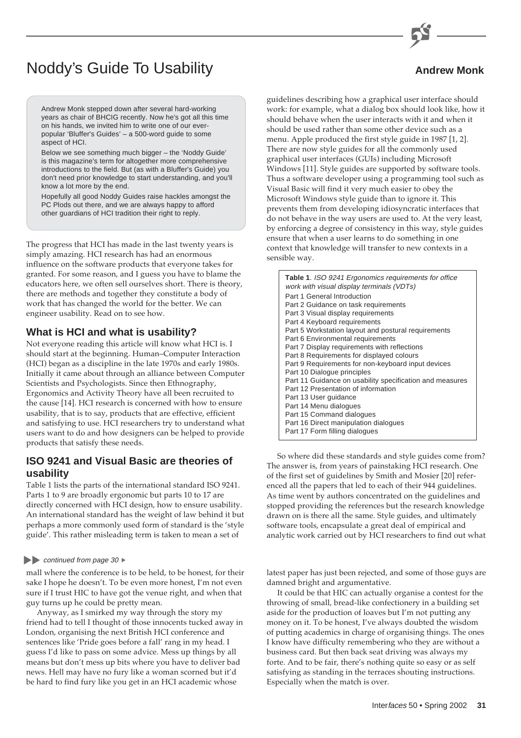# Noddy's Guide To Usability

**Andrew Monk**

Andrew Monk stepped down after several hard-working years as chair of BHCIG recently. Now he's got all this time on his hands, we invited him to write one of our ever-popular 'Bluffer's Guides' – a 500-word guide to some aspect of HCI.

Below we see something much bigger – the 'Noddy Guide' is this magazine's term for altogether more comprehensive introductions to the field. But (as with a Bluffer's Guide) you don't need prior knowledge to start understanding, and you'll know a lot more by the end.

Hopefully all good Noddy Guides raise hackles amongst the PC Plods out there, and we are always happy to afford other guardians of HCI tradition their right to reply.

The progress that HCI has made in the last twenty years is simply amazing. HCI research has had an enormous influence on the software products that everyone takes for granted. For some reason, and I guess you have to blame the educators here, we often sell ourselves short. There is theory, there are methods and together they constitute a body of work that has changed the world for the better. We can engineer usability. Read on to see how.

## What is HCI and what is usability?

Not everyone reading this article will know what HCI is. I should start at the beginning. Human–Computer Interaction (HCI) began as a discipline in the late 1970s and early 1980s. Initially it came about through an alliance between Computer Scientists and Psychologists. Since then Ethnography, Ergonomics and Activity Theory have all been recruited to the cause [14]. HCI research is concerned with how to ensure usability, that is to say, products that are effective, efficient and satisfying to use. HCI researchers try to understand what users want to do and how designers can be helped to provide products that satisfy these needs.

## ISO 9241 and Visual Basic are theories of usability

Table 1 lists the parts of the international standard ISO 9241. Parts 1 to 9 are broadly ergonomic but parts 10 to 17 are directly concerned with HCI design, how to ensure usability. An international standard has the weight of law behind it but perhaps a more commonly used form of standard is the 'style guide'. This rather misleading term is taken to mean a set of guidelines describing how a graphical user interface should work: for example, what a dialog box should look like, how it should behave when the user interacts with it and when it should be used rather than some other device such as a menu. Apple produced the first style guide in 1987 [1, 2]. There are now style guides for all the commonly used graphical user interfaces (GUIs) including Microsoft Windows [11]. Style guides are supported by software tools. Thus a software developer using a programming tool such as Visual Basic will find it very much easier to obey the Microsoft Windows style guide than to ignore it. This prevents them from developing idiosyncratic interfaces that do not behave in the way users are used to. At the very least, by enforcing a degree of consistency in this way, style guides ensure that when a user learns to do something in one context that knowledge will transfer to new contexts in a sensible way.

**Table 1**. *ISO 9241 Ergonomics requirements for office work with visual display terminals (VDTs)*

- Part 1 General Introduction
- Part 2 Guidance on task requirements
- Part 3 Visual display requirements
- Part 4 Keyboard requirements
- Part 5 Workstation layout and postural requirements
- Part 6 Environmental requirements
- Part 7 Display requirements with reflections
- Part 8 Requirements for displayed colours
- Part 9 Requirements for non-keyboard input devices
- Part 10 Dialogue principles
- Part 11 Guidance on usability specification and measures
- Part 12 Presentation of information
- Part 13 User guidance
- Part 14 Menu dialogues
- Part 15 Command dialogues
- Part 16 Direct manipulation dialogues
- Part 17 Form filling dialogues

So where did these standards and style guides come from? The answer is, from years of painstaking HCI research. One of the first set of guidelines by Smith and Mosier [20] referenced all the papers that led to each of their 944 guidelines. As time went by authors concentrated on the guidelines and stopped providing the references but the research knowledge drawn on is there all the same. Style guides, and ultimately software tools, encapsulate a great deal of empirical and analytic work carried out by HCI researchers to find out what

---

*continued from page 30*

mall where the conference is to be held, to be honest, for their sake I hope he doesn't. To be even more honest, I'm not even sure if I trust HIC to have got the venue right, and when that guy turns up he could be pretty mean.

Anyway, as I smirked my way through the story my friend had to tell I thought of those innocents tucked away in London, organising the next British HCI conference and sentences like 'Pride goes before a fall' rang in my head. I guess I'd like to pass on some advice. Mess up things by all means but don't mess up bits where you have to deliver bad news. Hell may have no fury like a woman scorned but it'd be hard to find fury like you get in an HCI academic whose latest paper has just been rejected, and some of those guys are damned bright and argumentative.

It could be that HIC can actually organise a contest for the throwing of small, bread-like confectionery in a building set aside for the production of loaves but I'm not putting any money on it. To be honest, I've always doubted the wisdom of putting academics in charge of organising things. The ones I know have difficulty remembering who they are without a business card. But then back seat driving was always my forte. And to be fair, there's nothing quite so easy or as self satisfying as standing in the terraces shouting instructions. Especially when the match is over.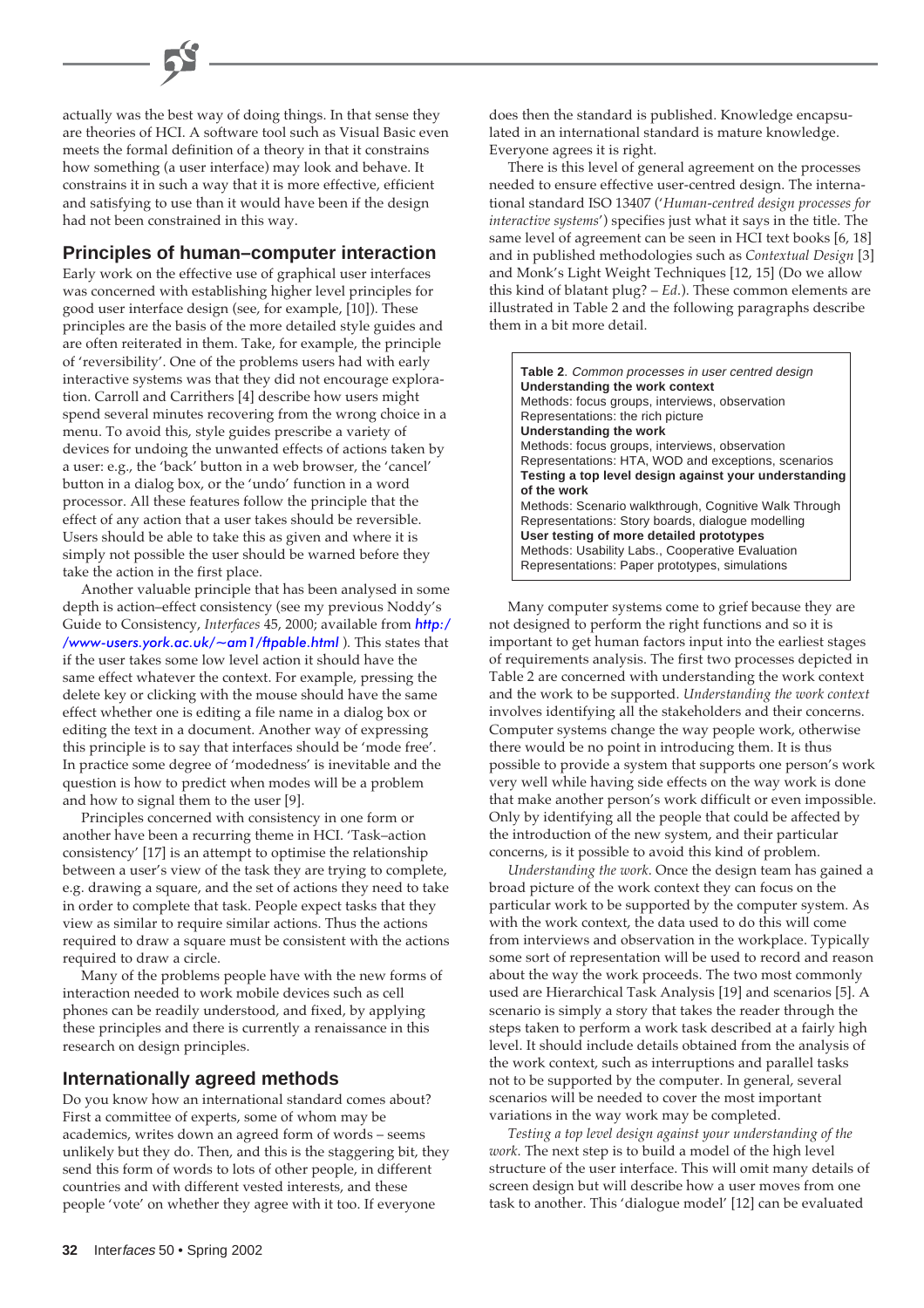actually was the best way of doing things. In that sense they are theories of HCI. A software tool such as Visual Basic even meets the formal definition of a theory in that it constrains how something (a user interface) may look and behave. It constrains it in such a way that it is more effective, efficient and satisfying to use than it would have been if the design had not been constrained in this way.

## Principles of human–computer interaction

Early work on the effective use of graphical user interfaces was concerned with establishing higher level principles for good user interface design (see, for example, [10]). These principles are the basis of the more detailed style guides and are often reiterated in them. Take, for example, the principle of 'reversibility'. One of the problems users had with early interactive systems was that they did not encourage exploration. Carroll and Carrithers [4] describe how users might spend several minutes recovering from the wrong choice in a menu. To avoid this, style guides prescribe a variety of devices for undoing the unwanted effects of actions taken by a user: e.g., the 'back' button in a web browser, the 'cancel' button in a dialog box, or the 'undo' function in a word processor. All these features follow the principle that the effect of any action that a user takes should be reversible. Users should be able to take this as given and where it is simply not possible the user should be warned before they take the action in the first place.

Another valuable principle that has been analysed in some depth is action–effect consistency (see my previous Noddy's Guide to Consistency, *Interfaces* 45, 2000; available from http://www-users.york.ac.uk/~am1/ftpable.html ). This states that if the user takes some low level action it should have the same effect whatever the context. For example, pressing the delete key or clicking with the mouse should have the same effect whether one is editing a file name in a dialog box or editing the text in a document. Another way of expressing this principle is to say that interfaces should be 'mode free'. In practice some degree of 'modedness' is inevitable and the question is how to predict when modes will be a problem and how to signal them to the user [9].

Principles concerned with consistency in one form or another have been a recurring theme in HCI. 'Task–action consistency' [17] is an attempt to optimise the relationship between a user's view of the task they are trying to complete, e.g. drawing a square, and the set of actions they need to take in order to complete that task. People expect tasks that they view as similar to require similar actions. Thus the actions required to draw a square must be consistent with the actions required to draw a circle.

Many of the problems people have with the new forms of interaction needed to work mobile devices such as cell phones can be readily understood, and fixed, by applying these principles and there is currently a renaissance in this research on design principles.

## Internationally agreed methods

Do you know how an international standard comes about? First a committee of experts, some of whom may be academics, writes down an agreed form of words – seems unlikely but they do. Then, and this is the staggering bit, they send this form of words to lots of other people, in different countries and with different vested interests, and these people 'vote' on whether they agree with it too. If everyone does then the standard is published. Knowledge encapsulated in an international standard is mature knowledge. Everyone agrees it is right.

There is this level of general agreement on the processes needed to ensure effective user-centred design. The international standard ISO 13407 ('*Human-centred design processes for interactive systems*') specifies just what it says in the title. The same level of agreement can be seen in HCI text books [6, 18] and in published methodologies such as *Contextual Design* [3] and Monk's Light Weight Techniques [12, 15] (Do we allow this kind of blatant plug? – *Ed*.). These common elements are illustrated in Table 2 and the following paragraphs describe them in a bit more detail.

**Table 2**. *Common processes in user centred design*

**Understanding the work context**
Methods: focus groups, interviews, observation
Representations: the rich picture

**Understanding the work**
Methods: focus groups, interviews, observation
Representations: HTA, WOD and exceptions, scenarios

**Testing a top level design against your understanding of the work**
Methods: Scenario walkthrough, Cognitive Walk Through
Representations: Story boards, dialogue modelling

**User testing of more detailed prototypes**
Methods: Usability Labs., Cooperative Evaluation
Representations: Paper prototypes, simulations

Many computer systems come to grief because they are not designed to perform the right functions and so it is important to get human factors input into the earliest stages of requirements analysis. The first two processes depicted in Table 2 are concerned with understanding the work context and the work to be supported. *Understanding the work context* involves identifying all the stakeholders and their concerns. Computer systems change the way people work, otherwise there would be no point in introducing them. It is thus possible to provide a system that supports one person's work very well while having side effects on the way work is done that make another person's work difficult or even impossible. Only by identifying all the people that could be affected by the introduction of the new system, and their particular concerns, is it possible to avoid this kind of problem.

*Understanding the work*. Once the design team has gained a broad picture of the work context they can focus on the particular work to be supported by the computer system. As with the work context, the data used to do this will come from interviews and observation in the workplace. Typically some sort of representation will be used to record and reason about the way the work proceeds. The two most commonly used are Hierarchical Task Analysis [19] and scenarios [5]. A scenario is simply a story that takes the reader through the steps taken to perform a work task described at a fairly high level. It should include details obtained from the analysis of the work context, such as interruptions and parallel tasks not to be supported by the computer. In general, several scenarios will be needed to cover the most important variations in the way work may be completed.

*Testing a top level design against your understanding of the work*. The next step is to build a model of the high level structure of the user interface. This will omit many details of screen design but will describe how a user moves from one task to another. This 'dialogue model' [12] can be evaluated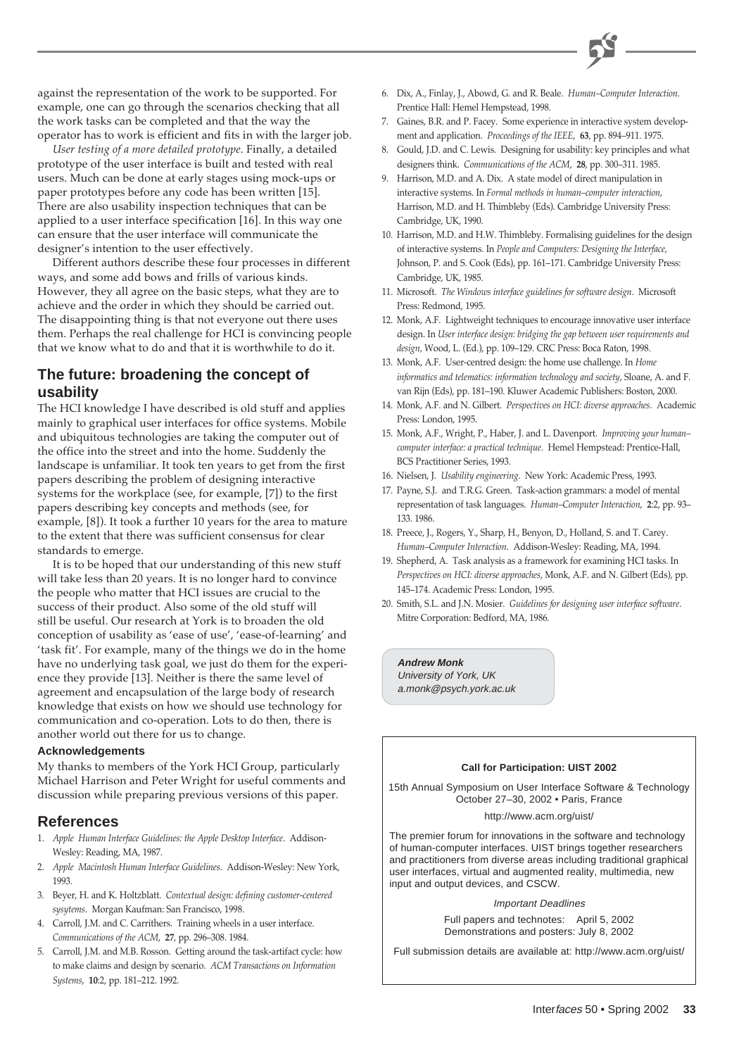against the representation of the work to be supported. For example, one can go through the scenarios checking that all the work tasks can be completed and that the way the operator has to work is efficient and fits in with the larger job.

*User testing of a more detailed prototype*. Finally, a detailed prototype of the user interface is built and tested with real users. Much can be done at early stages using mock-ups or paper prototypes before any code has been written [15]. There are also usability inspection techniques that can be applied to a user interface specification [16]. In this way one can ensure that the user interface will communicate the designer's intention to the user effectively.

Different authors describe these four processes in different ways, and some add bows and frills of various kinds. However, they all agree on the basic steps, what they are to achieve and the order in which they should be carried out. The disappointing thing is that not everyone out there uses them. Perhaps the real challenge for HCI is convincing people that we know what to do and that it is worthwhile to do it.

## The future: broadening the concept of usability

The HCI knowledge I have described is old stuff and applies mainly to graphical user interfaces for office systems. Mobile and ubiquitous technologies are taking the computer out of the office into the street and into the home. Suddenly the landscape is unfamiliar. It took ten years to get from the first papers describing the problem of designing interactive systems for the workplace (see, for example, [7]) to the first papers describing key concepts and methods (see, for example, [8]). It took a further 10 years for the area to mature to the extent that there was sufficient consensus for clear standards to emerge.

It is to be hoped that our understanding of this new stuff will take less than 20 years. It is no longer hard to convince the people who matter that HCI issues are crucial to the success of their product. Also some of the old stuff will still be useful. Our research at York is to broaden the old conception of usability as 'ease of use', 'ease-of-learning' and 'task fit'. For example, many of the things we do in the home have no underlying task goal, we just do them for the experience they provide [13]. Neither is there the same level of agreement and encapsulation of the large body of research knowledge that exists on how we should use technology for communication and co-operation. Lots to do then, there is another world out there for us to change.

### Acknowledgements

My thanks to members of the York HCI Group, particularly Michael Harrison and Peter Wright for useful comments and discussion while preparing previous versions of this paper.

## References

1. *Apple Human Interface Guidelines: the Apple Desktop Interface*. Addison-Wesley: Reading, MA, 1987.
2. *Apple Macintosh Human Interface Guidelines*. Addison-Wesley: New York, 1993.
3. Beyer, H. and K. Holtzblatt. *Contextual design: defining customer-centered sysytems*. Morgan Kaufman: San Francisco, 1998.
4. Carroll, J.M. and C. Carrithers. Training wheels in a user interface. *Communications of the ACM*, **27**, pp. 296–308. 1984.
5. Carroll, J.M. and M.B. Rosson. Getting around the task-artifact cycle: how to make claims and design by scenario. *ACM Transactions on Information Systems*, **10**:2, pp. 181–212. 1992.
6. Dix, A., Finlay, J., Abowd, G. and R. Beale. *Human–Computer Interaction*. Prentice Hall: Hemel Hempstead, 1998.
7. Gaines, B.R. and P. Facey. Some experience in interactive system development and application. *Proceedings of the IEEE*, **63**, pp. 894–911. 1975.
8. Gould, J.D. and C. Lewis. Designing for usability: key principles and what designers think. *Communications of the ACM*, **28**, pp. 300–311. 1985.
9. Harrison, M.D. and A. Dix. A state model of direct manipulation in interactive systems. In *Formal methods in human–computer interaction*, Harrison, M.D. and H. Thimbleby (Eds). Cambridge University Press: Cambridge, UK, 1990.
10. Harrison, M.D. and H.W. Thimbleby. Formalising guidelines for the design of interactive systems. In *People and Computers: Designing the Interface*, Johnson, P. and S. Cook (Eds), pp. 161–171. Cambridge University Press: Cambridge, UK, 1985.
11. Microsoft. *The Windows interface guidelines for software design*. Microsoft Press: Redmond, 1995.
12. Monk, A.F. Lightweight techniques to encourage innovative user interface design. In *User interface design: bridging the gap between user requirements and design*, Wood, L. (Ed.), pp. 109–129. CRC Press: Boca Raton, 1998.
13. Monk, A.F. User-centred design: the home use challenge. In *Home informatics and telematics: information technology and society*, Sloane, A. and F. van Rijn (Eds), pp. 181–190. Kluwer Academic Publishers: Boston, 2000.
14. Monk, A.F. and N. Gilbert. *Perspectives on HCI: diverse approaches*. Academic Press: London, 1995.
15. Monk, A.F., Wright, P., Haber, J. and L. Davenport. *Improving your human–computer interface: a practical technique*. Hemel Hempstead: Prentice-Hall, BCS Practitioner Series, 1993.
16. Nielsen, J. *Usability engineering*. New York: Academic Press, 1993.
17. Payne, S.J. and T.R.G. Green. Task-action grammars: a model of mental representation of task languages. *Human–Computer Interaction*, **2**:2, pp. 93–133. 1986.
18. Preece, J., Rogers, Y., Sharp, H., Benyon, D., Holland, S. and T. Carey. *Human–Computer Interaction*. Addison-Wesley: Reading, MA, 1994.
19. Shepherd, A. Task analysis as a framework for examining HCI tasks. In *Perspectives on HCI: diverse approaches*, Monk, A.F. and N. Gilbert (Eds), pp. 145–174. Academic Press: London, 1995.
20. Smith, S.L. and J.N. Mosier. *Guidelines for designing user interface software*. Mitre Corporation: Bedford, MA, 1986.

**Andrew Monk**
*University of York, UK*
*a.monk@psych.york.ac.uk*

---

**Call for Participation: UIST 2002**

15th Annual Symposium on User Interface Software & Technology
October 27–30, 2002 • Paris, France

http://www.acm.org/uist/

The premier forum for innovations in the software and technology of human-computer interfaces. UIST brings together researchers and practitioners from diverse areas including traditional graphical user interfaces, virtual and augmented reality, multimedia, new input and output devices, and CSCW.

*Important Deadlines*

Full papers and technotes: April 5, 2002
Demonstrations and posters: July 8, 2002

Full submission details are available at: http://www.acm.org/uist/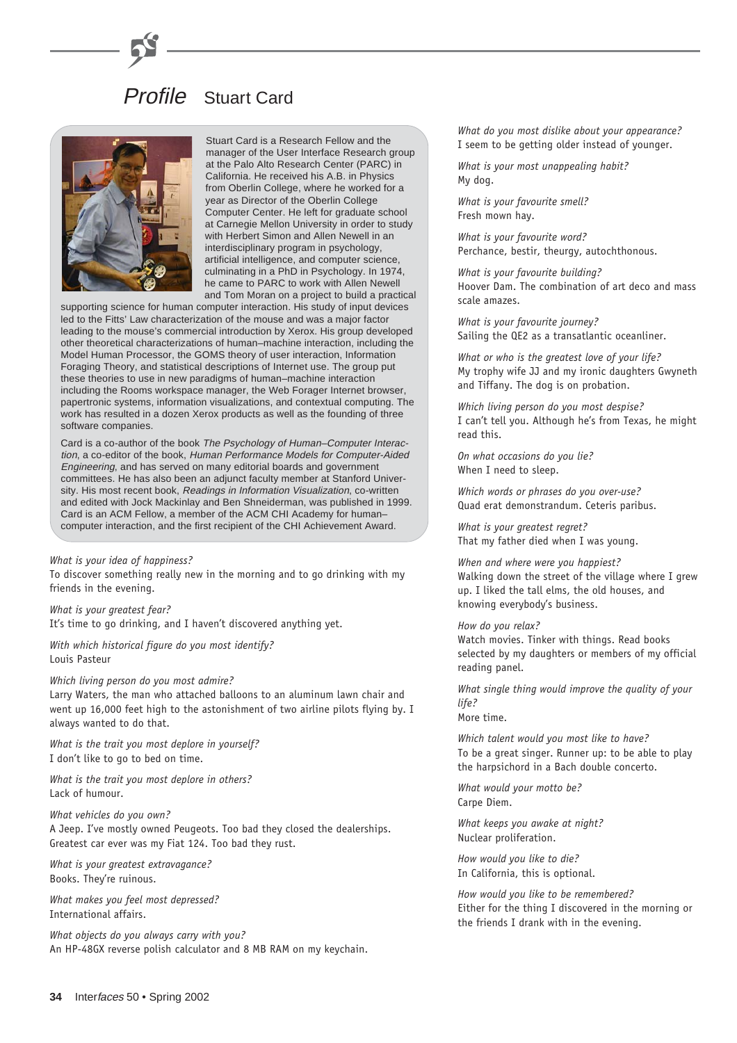# *Profile* Stuart Card

Stuart Card is a Research Fellow and the manager of the User Interface Research group at the Palo Alto Research Center (PARC) in California. He received his A.B. in Physics from Oberlin College, where he worked for a year as Director of the Oberlin College Computer Center. He left for graduate school at Carnegie Mellon University in order to study with Herbert Simon and Allen Newell in an interdisciplinary program in psychology, artificial intelligence, and computer science, culminating in a PhD in Psychology. In 1974, he came to PARC to work with Allen Newell and Tom Moran on a project to build a practical supporting science for human computer interaction. His study of input devices led to the Fitts' Law characterization of the mouse and was a major factor leading to the mouse's commercial introduction by Xerox. His group developed other theoretical characterizations of human–machine interaction, including the Model Human Processor, the GOMS theory of user interaction, Information Foraging Theory, and statistical descriptions of Internet use. The group put these theories to use in new paradigms of human–machine interaction including the Rooms workspace manager, the Web Forager Internet browser, papertronic systems, information visualizations, and contextual computing. The work has resulted in a dozen Xerox products as well as the founding of three software companies.

Card is a co-author of the book *The Psychology of Human–Computer Interaction*, a co-editor of the book, *Human Performance Models for Computer-Aided Engineering*, and has served on many editorial boards and government committees. He has also been an adjunct faculty member at Stanford University. His most recent book, *Readings in Information Visualization*, co-written and edited with Jock Mackinlay and Ben Shneiderman, was published in 1999. Card is an ACM Fellow, a member of the ACM CHI Academy for human–computer interaction, and the first recipient of the CHI Achievement Award.

*What is your idea of happiness?*
To discover something really new in the morning and to go drinking with my friends in the evening.

*What is your greatest fear?*
It's time to go drinking, and I haven't discovered anything yet.

*With which historical figure do you most identify?*
Louis Pasteur

*Which living person do you most admire?*
Larry Waters, the man who attached balloons to an aluminum lawn chair and went up 16,000 feet high to the astonishment of two airline pilots flying by. I always wanted to do that.

*What is the trait you most deplore in yourself?*
I don't like to go to bed on time.

*What is the trait you most deplore in others?*
Lack of humour.

*What vehicles do you own?*
A Jeep. I've mostly owned Peugeots. Too bad they closed the dealerships. Greatest car ever was my Fiat 124. Too bad they rust.

*What is your greatest extravagance?*
Books. They're ruinous.

*What makes you feel most depressed?*
International affairs.

*What objects do you always carry with you?*
An HP-48GX reverse polish calculator and 8 MB RAM on my keychain.

*What do you most dislike about your appearance?*
I seem to be getting older instead of younger.

*What is your most unappealing habit?*
My dog.

*What is your favourite smell?*
Fresh mown hay.

*What is your favourite word?*
Perchance, bestir, theurgy, autochthonous.

*What is your favourite building?*
Hoover Dam. The combination of art deco and mass scale amazes.

*What is your favourite journey?*
Sailing the QE2 as a transatlantic oceanliner.

*What or who is the greatest love of your life?*
My trophy wife JJ and my ironic daughters Gwyneth and Tiffany. The dog is on probation.

*Which living person do you most despise?*
I can't tell you. Although he's from Texas, he might read this.

*On what occasions do you lie?*
When I need to sleep.

*Which words or phrases do you over-use?*
Quad erat demonstrandum. Ceteris paribus.

*What is your greatest regret?*
That my father died when I was young.

*When and where were you happiest?*
Walking down the street of the village where I grew up. I liked the tall elms, the old houses, and knowing everybody's business.

*How do you relax?*
Watch movies. Tinker with things. Read books selected by my daughters or members of my official reading panel.

*What single thing would improve the quality of your life?*
More time.

*Which talent would you most like to have?*
To be a great singer. Runner up: to be able to play the harpsichord in a Bach double concerto.

*What would your motto be?*
Carpe Diem.

*What keeps you awake at night?*
Nuclear proliferation.

*How would you like to die?*
In California, this is optional.

*How would you like to be remembered?*
Either for the thing I discovered in the morning or the friends I drank with in the evening.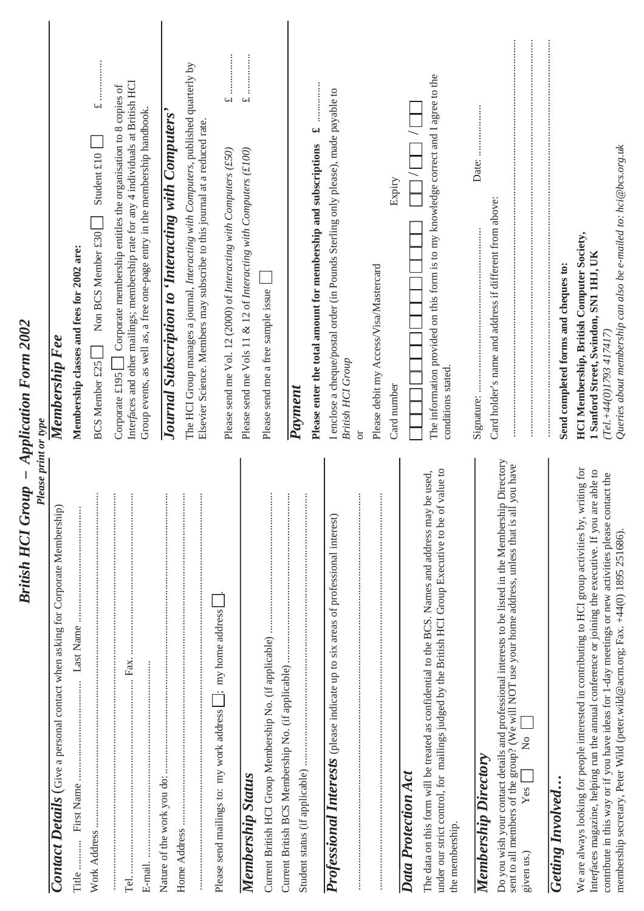# British HCI Group – Application Form 2002

*Please print or type*

## Contact Details (Give a personal contact when asking for Corporate Membership)

Title ........ First Name ........................ Last Name ........................

Work Address ................................................................

................................................................

Tel. ........................................ Fax. ........................

E-mail. ................................................................

Nature of the work you do: ................................................

Home Address ................................................................

................................................................

Please send mailings to: my work address ☐; my home address ☐.

## Membership Status

Current British HCI Group Membership No. (if applicable) ........................

Current British BCS Membership No. (if applicable) ........................

Student status (if applicable) ........................

## Professional Interests (please indicate up to six areas of professional interest)

................................................................

................................................................

## Data Protection Act

The data on this form will be treated as confidential to the BCS. Names and address may be used, under our strict control, for mailings judged by the British HCI Group Executive to be of value to the membership.

## Membership Directory

Do you wish your contact details and professional interests to be listed in the Membership Directory sent to all members of the group? (We will NOT use your home address, unless that is all you have given us.) Yes ☐ No ☐

## Getting Involved…

We are always looking for people interested in contributing to HCI group activities by, writing for Interfaces magazine, helping run the annual conference or joining the executive. If you are able to contribute in this way or if you have ideas for 1-day meetings or new activities please contact the membership secretary, Peter Wild (peter.wild@acm.org; Fax. +44(0) 1895 251686).

## Membership Fee

**Membership classes and fees for 2002 are:**

BCS Member £25 ☐ Non BCS Member £30 ☐ Student £10 ☐ £ ............

Corporate £195 ☐ Corporate membership entitles the organisation to 8 copies of Interfaces and other mailings; membership rate for any 4 individuals at British HCI Group events, as well as, a free one-page entry in the membership handbook.

## Journal Subscription to 'Interacting with Computers'

The HCI Group manages a journal, *Interacting with Computers*, published quarterly by Elsevier Science. Members may subscribe to this journal at a reduced rate.

Please send me Vol. 12 (2000) of *Interacting with Computers (£50)* £ ............

Please send me Vols 11 & 12 of *Interacting with Computers (£100)* £ ............

Please send me a free sample issue ☐

## Payment

**Please enter the total amount for membership and subscriptions £** ............

I enclose a cheque/postal order (in Pounds Sterling only please), made payable to *British HCI Group*

or

Please debit my Access/Visa/Mastercard

Card number ☐☐☐☐☐☐☐☐☐☐☐☐☐☐☐☐ Expiry ☐☐/☐☐/☐☐

The information provided on this form is to my knowledge correct and I agree to the conditions stated.

Signature: ........................................ Date: ................

Card holder's name and address if different from above:

................................................................

................................................................

................................................................

**Send completed forms and cheques to:**

**HCI Membership, British Computer Society,**
**1 Sanford Street, Swindon, SN1 1HJ, UK**
*(Tel.+44(0)1793 417417)*
*Queries about membership can also be e-mailed to: hci@bcs.org.uk*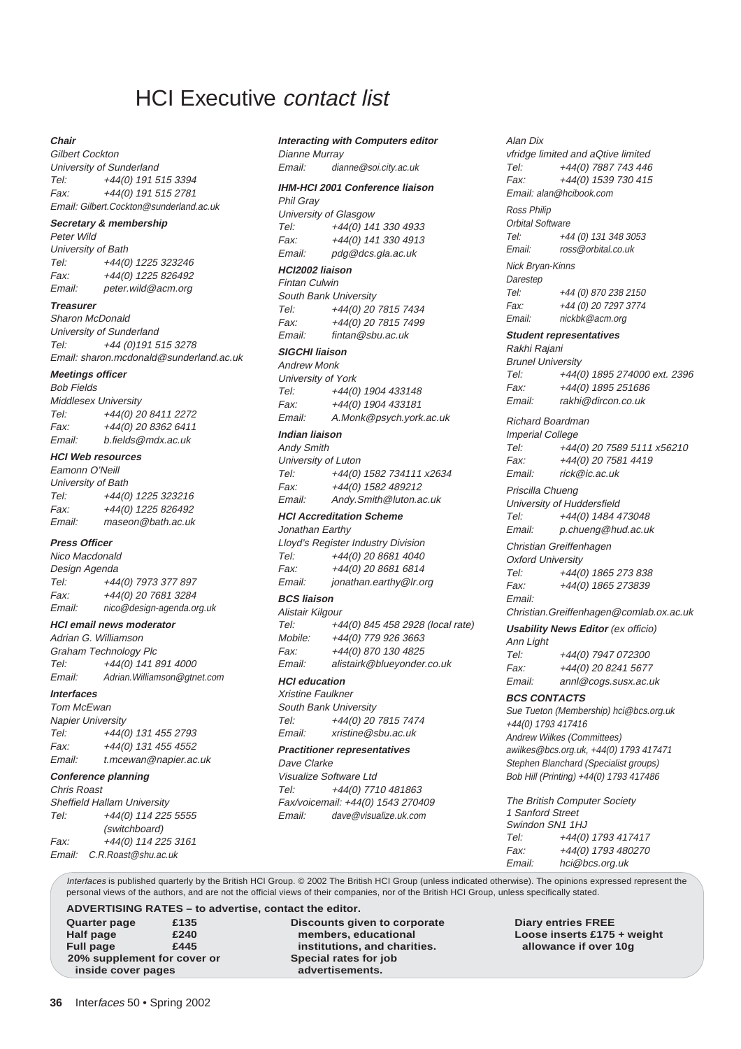# HCI Executive *contact list*

***Chair***
*Gilbert Cockton*
*University of Sunderland*
*Tel: +44(0) 191 515 3394*
*Fax: +44(0) 191 515 2781*
*Email: Gilbert.Cockton@sunderland.ac.uk*

***Secretary & membership***
*Peter Wild*
*University of Bath*
*Tel: +44(0) 1225 323246*
*Fax: +44(0) 1225 826492*
*Email: peter.wild@acm.org*

***Treasurer***
*Sharon McDonald*
*University of Sunderland*
*Tel: +44 (0)191 515 3278*
*Email: sharon.mcdonald@sunderland.ac.uk*

***Meetings officer***
*Bob Fields*
*Middlesex University*
*Tel: +44(0) 20 8411 2272*
*Fax: +44(0) 20 8362 6411*
*Email: b.fields@mdx.ac.uk*

***HCI Web resources***
*Eamonn O'Neill*
*University of Bath*
*Tel: +44(0) 1225 323216*
*Fax: +44(0) 1225 826492*
*Email: maseon@bath.ac.uk*

***Press Officer***
*Nico Macdonald*
*Design Agenda*
*Tel: +44(0) 7973 377 897*
*Fax: +44(0) 20 7681 3284*
*Email: nico@design-agenda.org.uk*

***HCI email news moderator***
*Adrian G. Williamson*
*Graham Technology Plc*
*Tel: +44(0) 141 891 4000*
*Email: Adrian.Williamson@gtnet.com*

***Interfaces***
*Tom McEwan*
*Napier University*
*Tel: +44(0) 131 455 2793*
*Fax: +44(0) 131 455 4552*
*Email: t.mcewan@napier.ac.uk*

***Conference planning***
*Chris Roast*
*Sheffield Hallam University*
*Tel: +44(0) 114 225 5555 (switchboard)*
*Fax: +44(0) 114 225 3161*
*Email: C.R.Roast@shu.ac.uk*

***Interacting with Computers editor***
*Dianne Murray*
*Email: dianne@soi.city.ac.uk*

***IHM-HCI 2001 Conference liaison***
*Phil Gray*
*University of Glasgow*
*Tel: +44(0) 141 330 4933*
*Fax: +44(0) 141 330 4913*
*Email: pdg@dcs.gla.ac.uk*

***HCI2002 liaison***
*Fintan Culwin*
*South Bank University*
*Tel: +44(0) 20 7815 7434*
*Fax: +44(0) 20 7815 7499*
*Email: fintan@sbu.ac.uk*

***SIGCHI liaison***
*Andrew Monk*
*University of York*
*Tel: +44(0) 1904 433148*
*Fax: +44(0) 1904 433181*
*Email: A.Monk@psych.york.ac.uk*

***Indian liaison***
*Andy Smith*
*University of Luton*
*Tel: +44(0) 1582 734111 x2634*
*Fax: +44(0) 1582 489212*
*Email: Andy.Smith@luton.ac.uk*

***HCI Accreditation Scheme***
*Jonathan Earthy*
*Lloyd's Register Industry Division*
*Tel: +44(0) 20 8681 4040*
*Fax: +44(0) 20 8681 6814*
*Email: jonathan.earthy@lr.org*

***BCS liaison***
*Alistair Kilgour*
*Tel: +44(0) 845 458 2928 (local rate)*
*Mobile: +44(0) 779 926 3663*
*Fax: +44(0) 870 130 4825*
*Email: alistairk@blueyonder.co.uk*

***HCI education***
*Xristine Faulkner*
*South Bank University*
*Tel: +44(0) 20 7815 7474*
*Email: xristine@sbu.ac.uk*

***Practitioner representatives***
*Dave Clarke*
*Visualize Software Ltd*
*Tel: +44(0) 7710 481863*
*Fax/voicemail: +44(0) 1543 270409*
*Email: dave@visualize.uk.com*

*Alan Dix*
*vfridge limited and aQtive limited*
*Tel: +44(0) 7887 743 446*
*Fax: +44(0) 1539 730 415*
*Email: alan@hcibook.com*

*Ross Philip*
*Orbital Software*
*Tel: +44 (0) 131 348 3053*
*Email: ross@orbital.co.uk*

*Nick Bryan-Kinns*
*Darestep*
*Tel: +44 (0) 870 238 2150*
*Fax: +44 (0) 20 7297 3774*
*Email: nickbk@acm.org*

***Student representatives***
*Rakhi Rajani*
*Brunel University*
*Tel: +44(0) 1895 274000 ext. 2396*
*Fax: +44(0) 1895 251686*
*Email: rakhi@dircon.co.uk*

*Richard Boardman*
*Imperial College*
*Tel: +44(0) 20 7589 5111 x56210*
*Fax: +44(0) 20 7581 4419*
*Email: rick@ic.ac.uk*

*Priscilla Chueng*
*University of Huddersfield*
*Tel: +44(0) 1484 473048*
*Email: p.chueng@hud.ac.uk*

*Christian Greiffenhagen*
*Oxford University*
*Tel: +44(0) 1865 273 838*
*Fax: +44(0) 1865 273839*
*Email: Christian.Greiffenhagen@comlab.ox.ac.uk*

***Usability News Editor** (ex officio)*
*Ann Light*
*Tel: +44(0) 7947 072300*
*Fax: +44(0) 20 8241 5677*
*Email: annl@cogs.susx.ac.uk*

***BCS CONTACTS***
*Sue Tueton (Membership) hci@bcs.org.uk +44(0) 1793 417416*
*Andrew Wilkes (Committees) awilkes@bcs.org.uk, +44(0) 1793 417471*
*Stephen Blanchard (Specialist groups)*
*Bob Hill (Printing) +44(0) 1793 417486*

*The British Computer Society*
*1 Sanford Street*
*Swindon SN1 1HJ*
*Tel: +44(0) 1793 417417*
*Fax: +44(0) 1793 480270*
*Email: hci@bcs.org.uk*

*Interfaces* is published quarterly by the British HCI Group. © 2002 The British HCI Group (unless indicated otherwise). The opinions expressed represent the personal views of the authors, and are not the official views of their companies, nor of the British HCI Group, unless specifically stated.

**ADVERTISING RATES – to advertise, contact the editor.**

| | |
|---|---|
| **Quarter page** | **£135** |
| **Half page** | **£240** |
| **Full page** | **£445** |

**20% supplement for cover or inside cover pages**

**Discounts given to corporate members, educational institutions, and charities.**
**Special rates for job advertisements.**

**Diary entries FREE**
**Loose inserts £175 + weight allowance if over 10g**